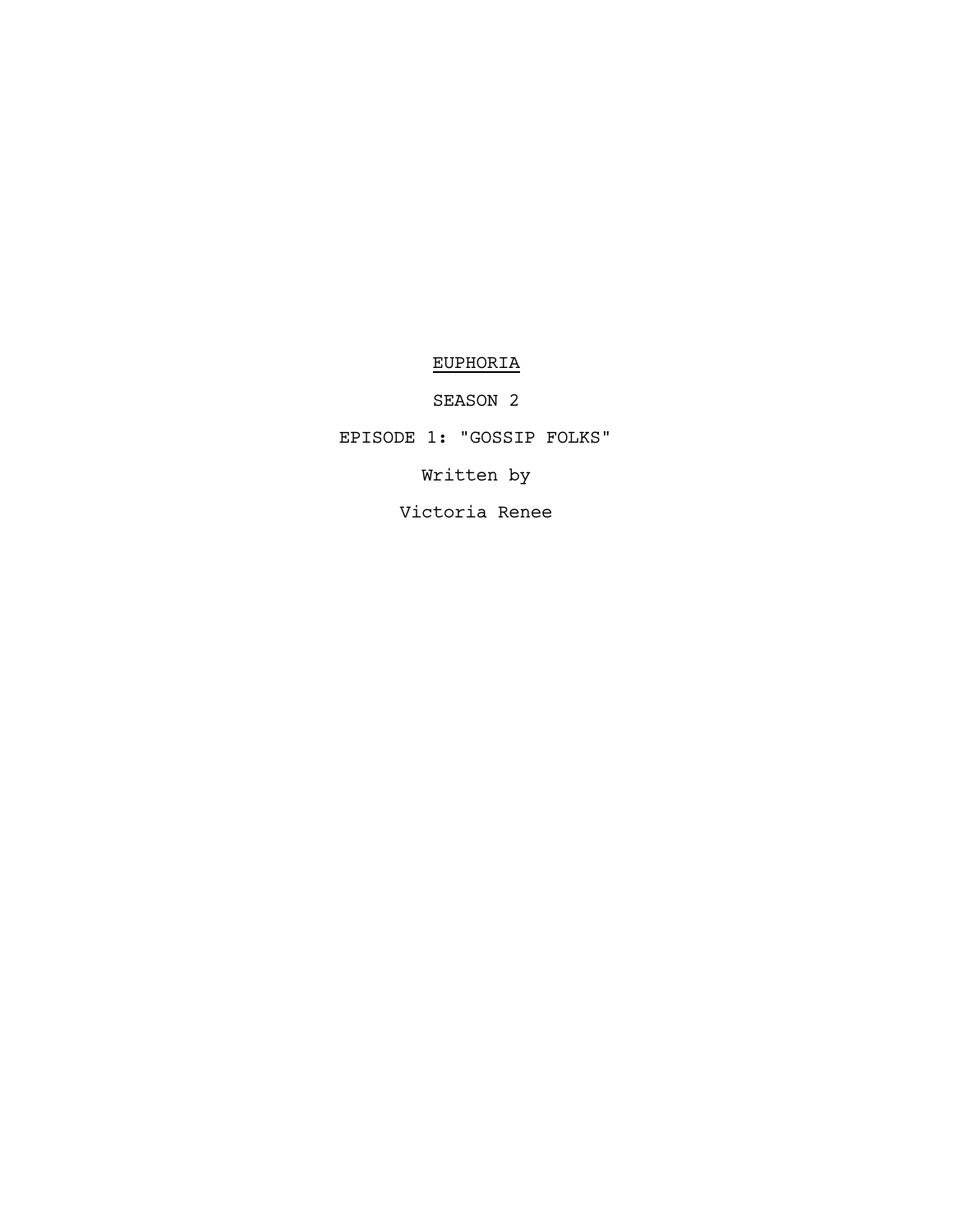# EUPHORIA

SEASON 2

EPISODE 1: "GOSSIP FOLKS"

Written by

Victoria Renee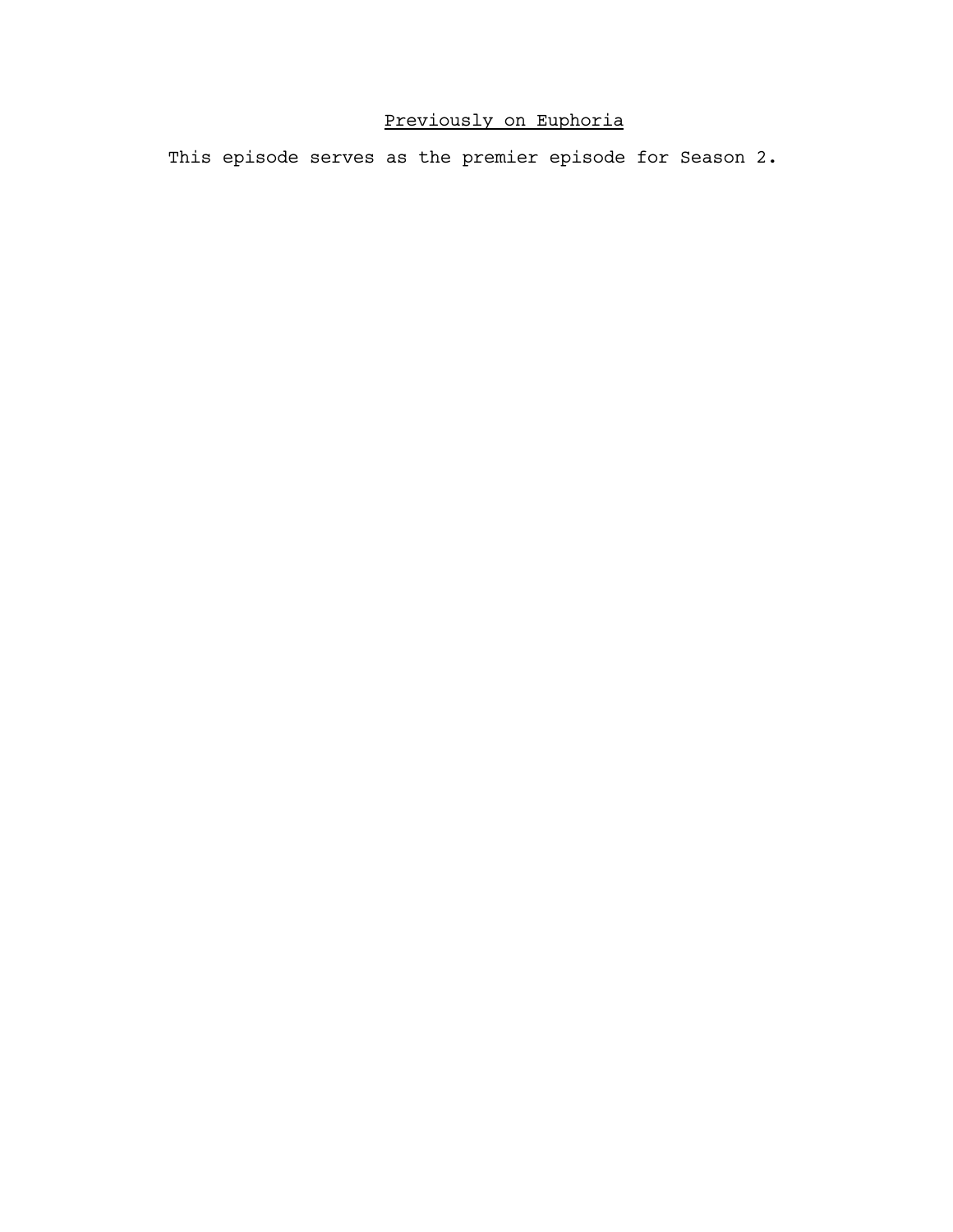Previously on Euphoria

This episode serves as the premier episode for Season 2.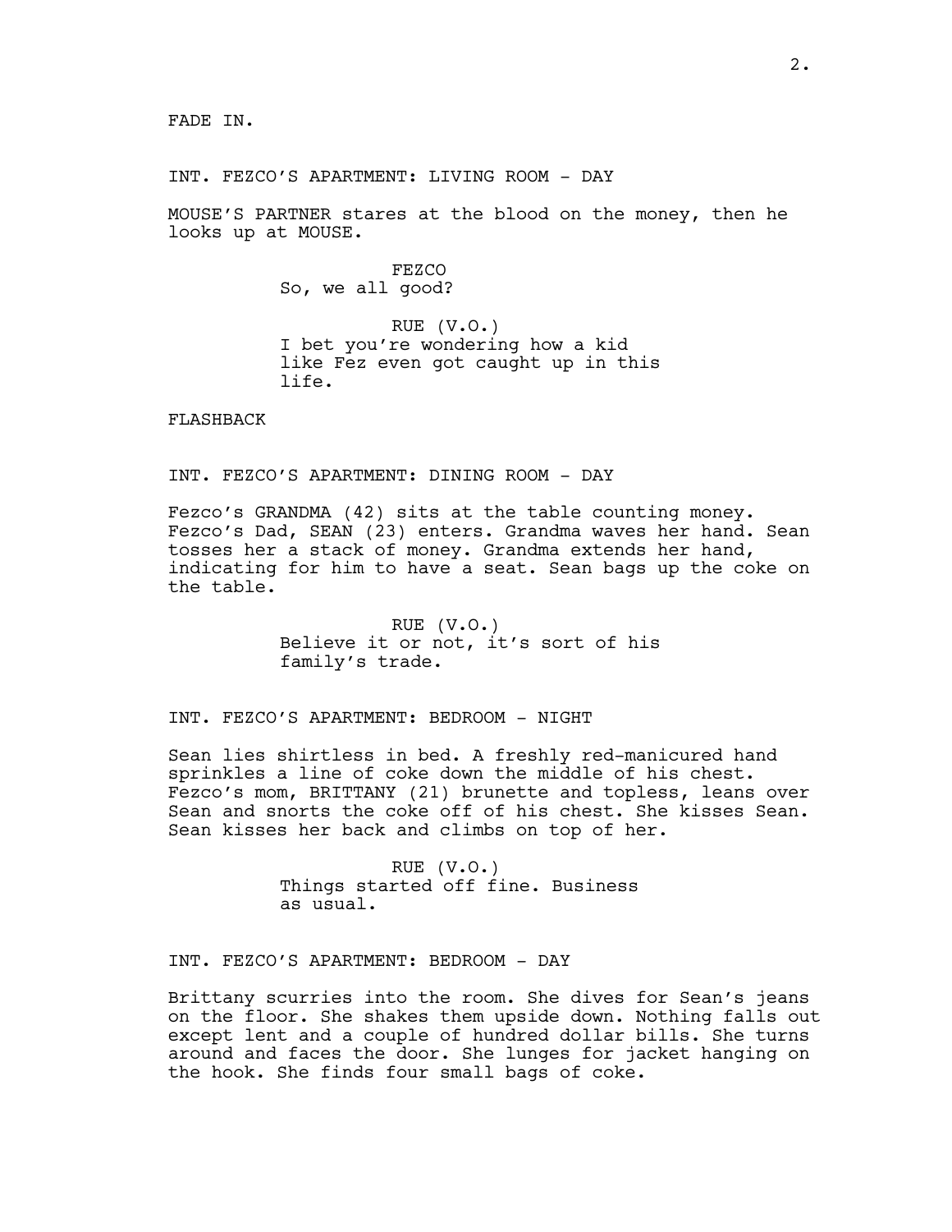FADE IN.

INT. FEZCO'S APARTMENT: LIVING ROOM - DAY

MOUSE'S PARTNER stares at the blood on the money, then he looks up at MOUSE.

FEZCO
So, we all good?

RUE (V.O.)
I bet you're wondering how a kid like Fez even got caught up in this life.

FLASHBACK

INT. FEZCO'S APARTMENT: DINING ROOM - DAY

Fezco's GRANDMA (42) sits at the table counting money. Fezco's Dad, SEAN (23) enters. Grandma waves her hand. Sean tosses her a stack of money. Grandma extends her hand, indicating for him to have a seat. Sean bags up the coke on the table.

RUE (V.O.)
Believe it or not, it's sort of his family's trade.

INT. FEZCO'S APARTMENT: BEDROOM - NIGHT

Sean lies shirtless in bed. A freshly red-manicured hand sprinkles a line of coke down the middle of his chest. Fezco's mom, BRITTANY (21) brunette and topless, leans over Sean and snorts the coke off of his chest. She kisses Sean. Sean kisses her back and climbs on top of her.

RUE (V.O.)
Things started off fine. Business as usual.

INT. FEZCO'S APARTMENT: BEDROOM - DAY

Brittany scurries into the room. She dives for Sean's jeans on the floor. She shakes them upside down. Nothing falls out except lent and a couple of hundred dollar bills. She turns around and faces the door. She lunges for jacket hanging on the hook. She finds four small bags of coke.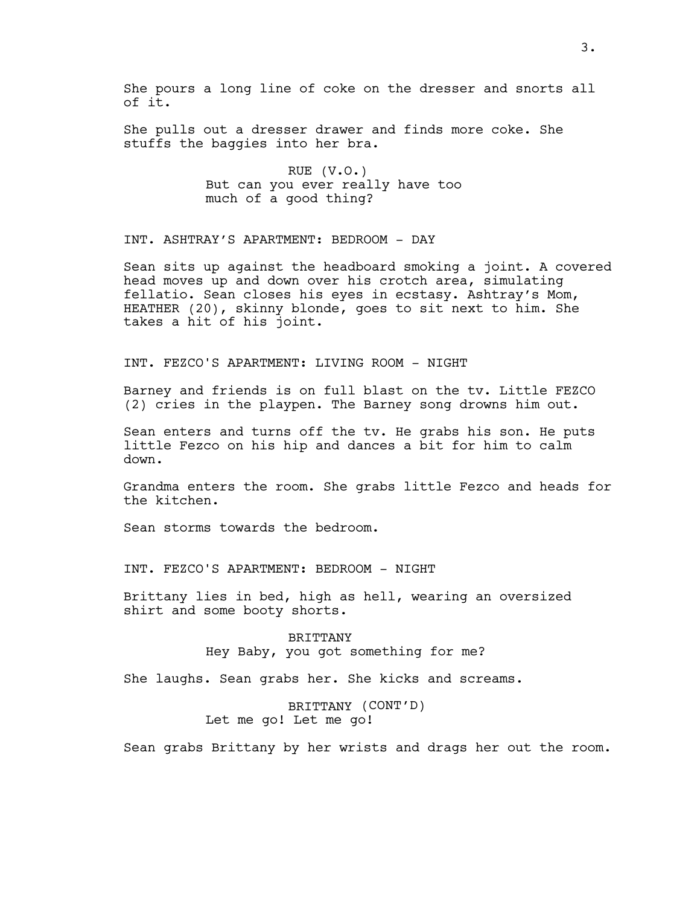She pours a long line of coke on the dresser and snorts all of it.

She pulls out a dresser drawer and finds more coke. She stuffs the baggies into her bra.

RUE (V.O.)
But can you ever really have too much of a good thing?

INT. ASHTRAY'S APARTMENT: BEDROOM - DAY

Sean sits up against the headboard smoking a joint. A covered head moves up and down over his crotch area, simulating fellatio. Sean closes his eyes in ecstasy. Ashtray's Mom, HEATHER (20), skinny blonde, goes to sit next to him. She takes a hit of his joint.

INT. FEZCO'S APARTMENT: LIVING ROOM - NIGHT

Barney and friends is on full blast on the tv. Little FEZCO (2) cries in the playpen. The Barney song drowns him out.

Sean enters and turns off the tv. He grabs his son. He puts little Fezco on his hip and dances a bit for him to calm down.

Grandma enters the room. She grabs little Fezco and heads for the kitchen.

Sean storms towards the bedroom.

INT. FEZCO'S APARTMENT: BEDROOM - NIGHT

Brittany lies in bed, high as hell, wearing an oversized shirt and some booty shorts.

BRITTANY
Hey Baby, you got something for me?

She laughs. Sean grabs her. She kicks and screams.

BRITTANY (CONT'D)
Let me go! Let me go!

Sean grabs Brittany by her wrists and drags her out the room.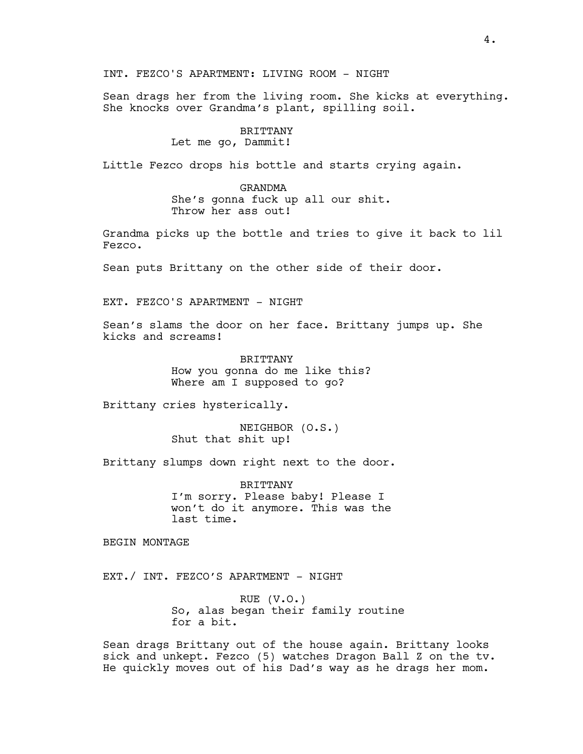INT. FEZCO'S APARTMENT: LIVING ROOM - NIGHT

Sean drags her from the living room. She kicks at everything. She knocks over Grandma's plant, spilling soil.

BRITTANY
Let me go, Dammit!

Little Fezco drops his bottle and starts crying again.

GRANDMA
She's gonna fuck up all our shit. Throw her ass out!

Grandma picks up the bottle and tries to give it back to lil Fezco.

Sean puts Brittany on the other side of their door.

EXT. FEZCO'S APARTMENT - NIGHT

Sean's slams the door on her face. Brittany jumps up. She kicks and screams!

BRITTANY
How you gonna do me like this? Where am I supposed to go?

Brittany cries hysterically.

NEIGHBOR (O.S.)
Shut that shit up!

Brittany slumps down right next to the door.

BRITTANY
I'm sorry. Please baby! Please I won't do it anymore. This was the last time.

BEGIN MONTAGE

EXT./ INT. FEZCO'S APARTMENT - NIGHT

RUE (V.O.)
So, alas began their family routine for a bit.

Sean drags Brittany out of the house again. Brittany looks sick and unkept. Fezco (5) watches Dragon Ball Z on the tv. He quickly moves out of his Dad's way as he drags her mom.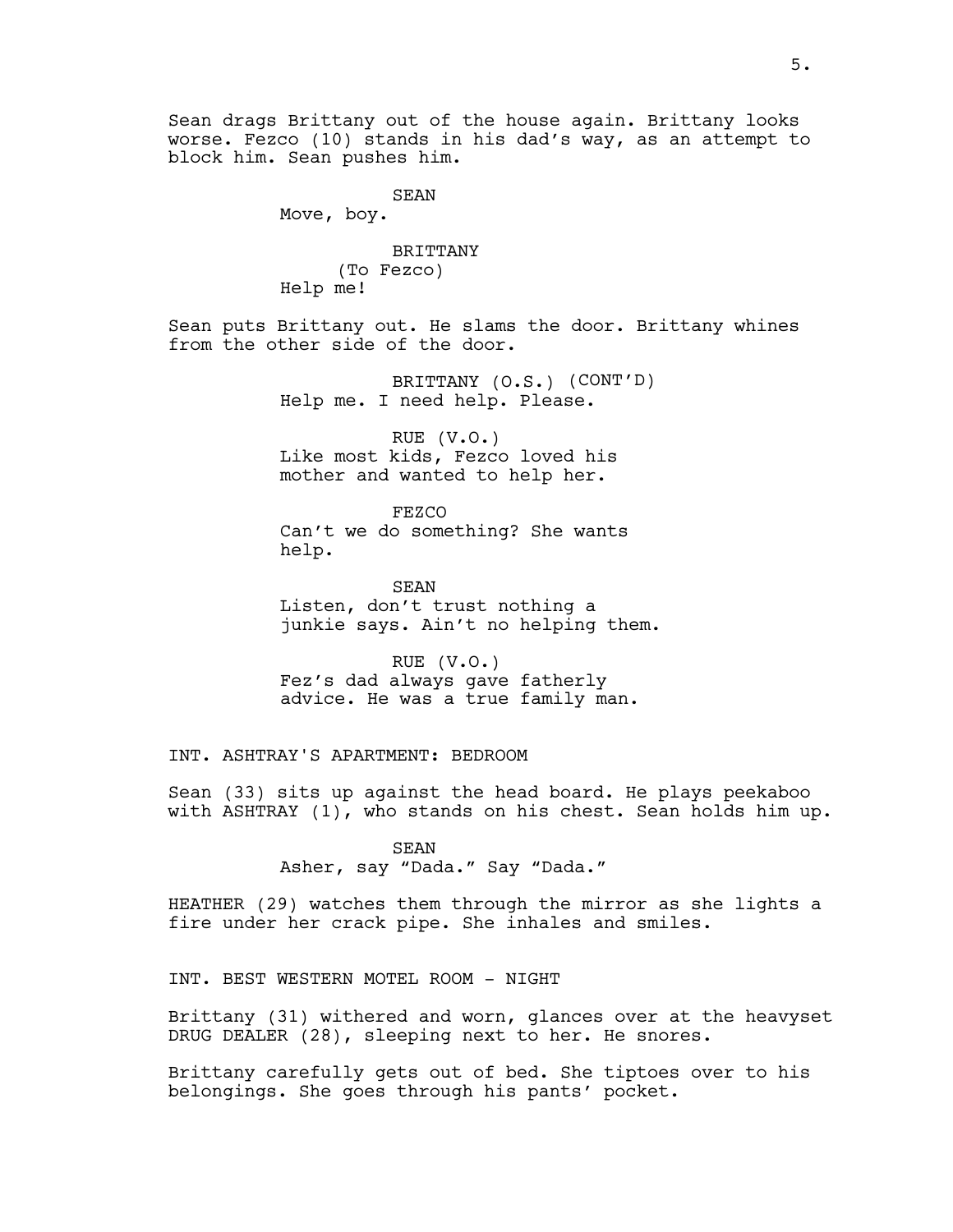Sean drags Brittany out of the house again. Brittany looks worse. Fezco (10) stands in his dad's way, as an attempt to block him. Sean pushes him.

SEAN
Move, boy.

BRITTANY
(To Fezco)
Help me!

Sean puts Brittany out. He slams the door. Brittany whines from the other side of the door.

BRITTANY (O.S.) (CONT'D)
Help me. I need help. Please.

RUE (V.O.)
Like most kids, Fezco loved his mother and wanted to help her.

FEZCO
Can't we do something? She wants help.

SEAN
Listen, don't trust nothing a junkie says. Ain't no helping them.

RUE (V.O.)
Fez's dad always gave fatherly advice. He was a true family man.

INT. ASHTRAY'S APARTMENT: BEDROOM

Sean (33) sits up against the head board. He plays peekaboo with ASHTRAY (1), who stands on his chest. Sean holds him up.

SEAN
Asher, say "Dada." Say "Dada."

HEATHER (29) watches them through the mirror as she lights a fire under her crack pipe. She inhales and smiles.

INT. BEST WESTERN MOTEL ROOM - NIGHT

Brittany (31) withered and worn, glances over at the heavyset DRUG DEALER (28), sleeping next to her. He snores.

Brittany carefully gets out of bed. She tiptoes over to his belongings. She goes through his pants' pocket.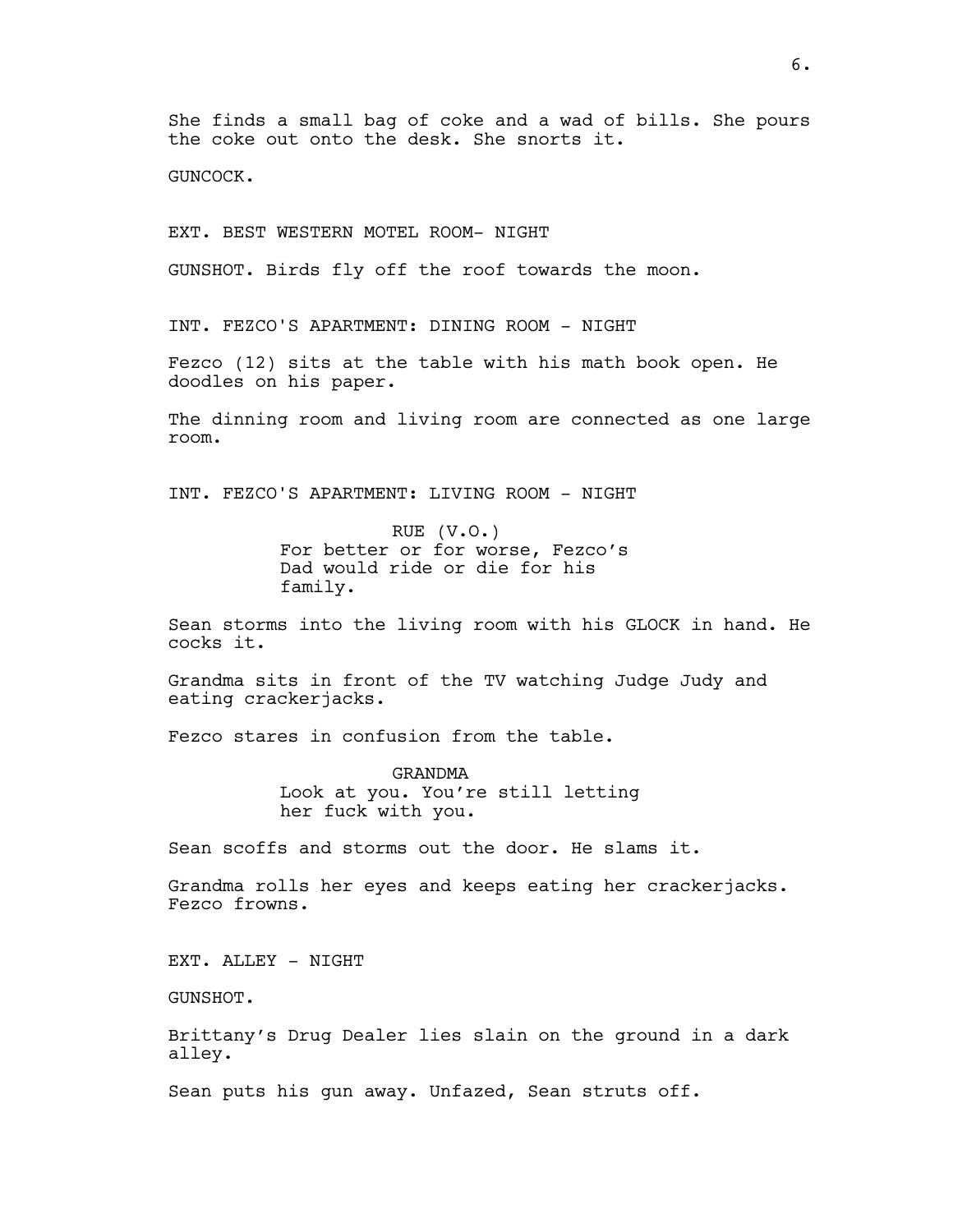She finds a small bag of coke and a wad of bills. She pours the coke out onto the desk. She snorts it.

GUNCOCK.

EXT. BEST WESTERN MOTEL ROOM- NIGHT

GUNSHOT. Birds fly off the roof towards the moon.

INT. FEZCO'S APARTMENT: DINING ROOM - NIGHT

Fezco (12) sits at the table with his math book open. He doodles on his paper.

The dinning room and living room are connected as one large room.

INT. FEZCO'S APARTMENT: LIVING ROOM - NIGHT

RUE (V.O.)
For better or for worse, Fezco's Dad would ride or die for his family.

Sean storms into the living room with his GLOCK in hand. He cocks it.

Grandma sits in front of the TV watching Judge Judy and eating crackerjacks.

Fezco stares in confusion from the table.

GRANDMA
Look at you. You're still letting her fuck with you.

Sean scoffs and storms out the door. He slams it.

Grandma rolls her eyes and keeps eating her crackerjacks. Fezco frowns.

EXT. ALLEY - NIGHT

GUNSHOT.

Brittany's Drug Dealer lies slain on the ground in a dark alley.

Sean puts his gun away. Unfazed, Sean struts off.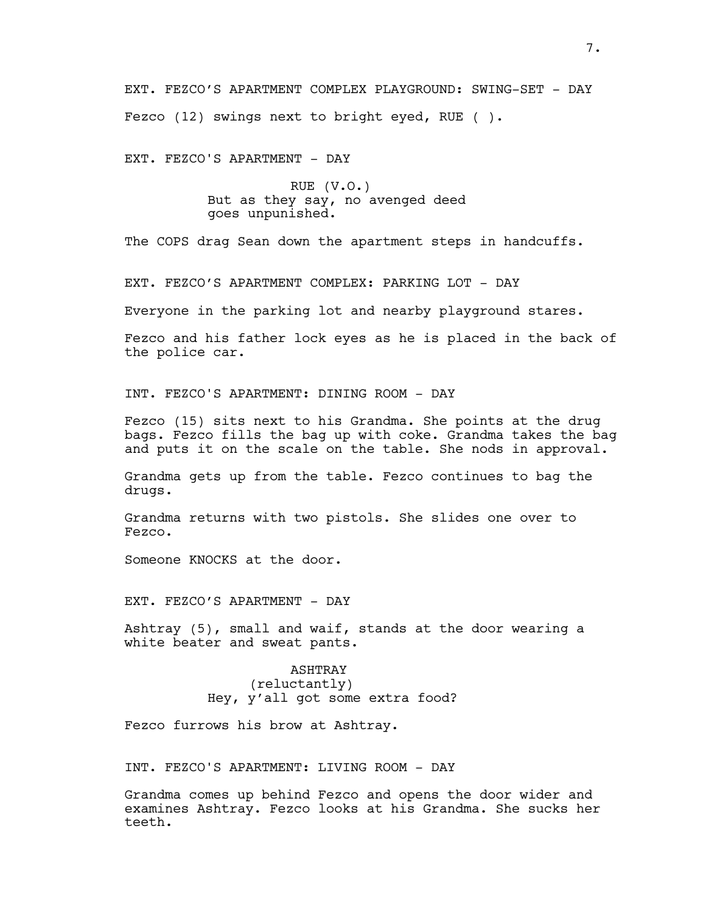EXT. FEZCO'S APARTMENT COMPLEX PLAYGROUND: SWING-SET - DAY

Fezco (12) swings next to bright eyed, RUE ( ).

EXT. FEZCO'S APARTMENT - DAY

RUE (V.O.)
But as they say, no avenged deed goes unpunished.

The COPS drag Sean down the apartment steps in handcuffs.

EXT. FEZCO'S APARTMENT COMPLEX: PARKING LOT - DAY

Everyone in the parking lot and nearby playground stares.

Fezco and his father lock eyes as he is placed in the back of the police car.

INT. FEZCO'S APARTMENT: DINING ROOM - DAY

Fezco (15) sits next to his Grandma. She points at the drug bags. Fezco fills the bag up with coke. Grandma takes the bag and puts it on the scale on the table. She nods in approval.

Grandma gets up from the table. Fezco continues to bag the drugs.

Grandma returns with two pistols. She slides one over to Fezco.

Someone KNOCKS at the door.

EXT. FEZCO'S APARTMENT - DAY

Ashtray (5), small and waif, stands at the door wearing a white beater and sweat pants.

ASHTRAY
(reluctantly)
Hey, y'all got some extra food?

Fezco furrows his brow at Ashtray.

INT. FEZCO'S APARTMENT: LIVING ROOM - DAY

Grandma comes up behind Fezco and opens the door wider and examines Ashtray. Fezco looks at his Grandma. She sucks her teeth.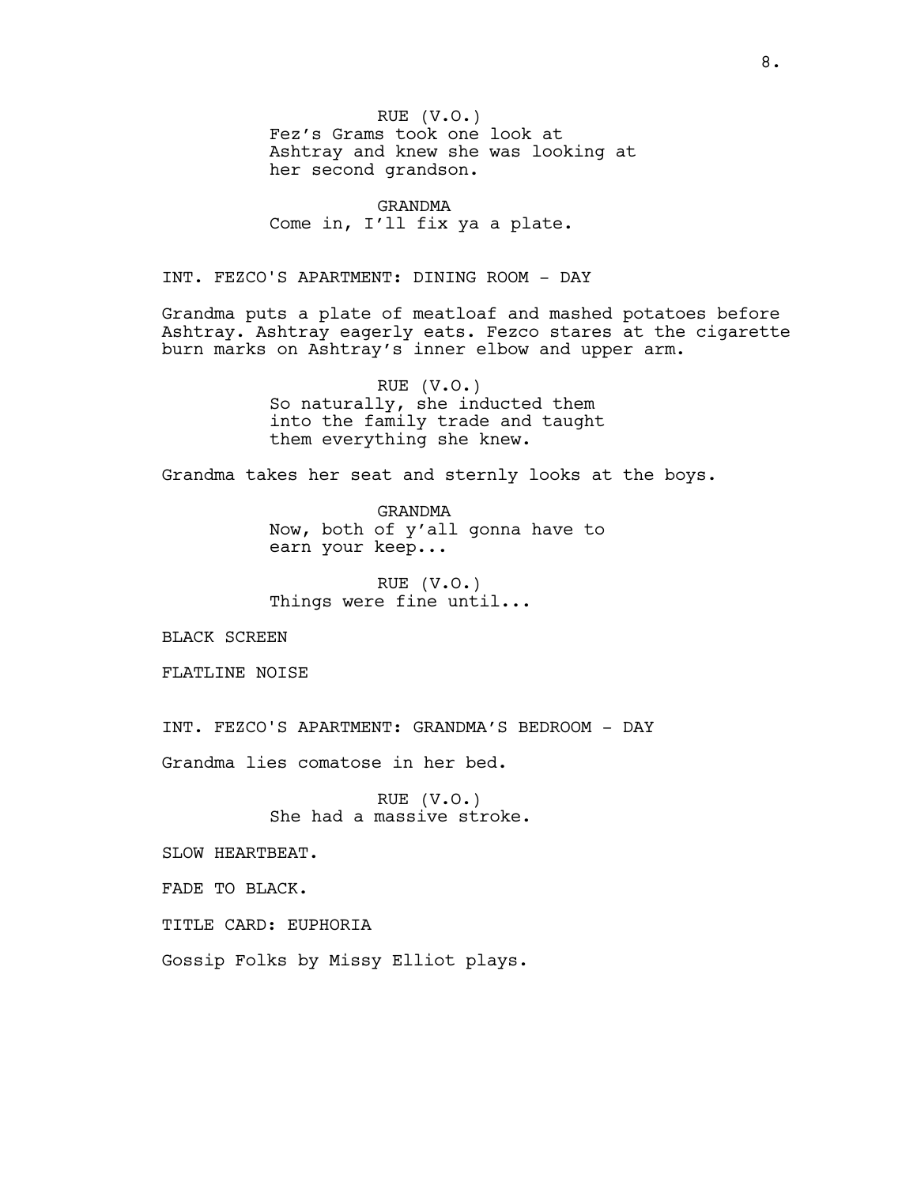RUE (V.O.)
Fez's Grams took one look at Ashtray and knew she was looking at her second grandson.

GRANDMA
Come in, I'll fix ya a plate.

INT. FEZCO'S APARTMENT: DINING ROOM - DAY

Grandma puts a plate of meatloaf and mashed potatoes before Ashtray. Ashtray eagerly eats. Fezco stares at the cigarette burn marks on Ashtray's inner elbow and upper arm.

RUE (V.O.)
So naturally, she inducted them into the family trade and taught them everything she knew.

Grandma takes her seat and sternly looks at the boys.

GRANDMA
Now, both of y'all gonna have to earn your keep...

RUE (V.O.)
Things were fine until...

BLACK SCREEN

FLATLINE NOISE

INT. FEZCO'S APARTMENT: GRANDMA'S BEDROOM - DAY

Grandma lies comatose in her bed.

RUE (V.O.)
She had a massive stroke.

SLOW HEARTBEAT.

FADE TO BLACK.

TITLE CARD: EUPHORIA

Gossip Folks by Missy Elliot plays.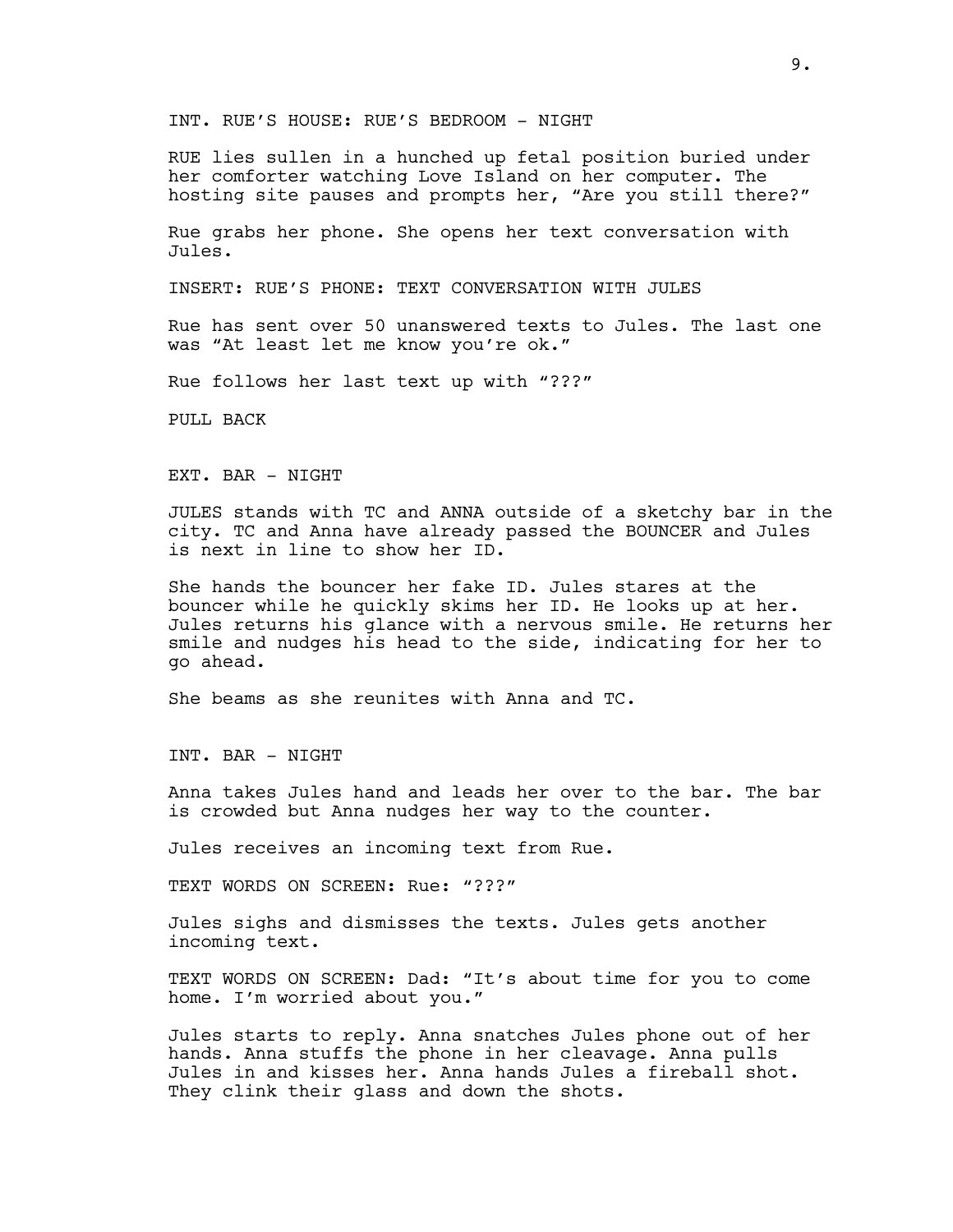INT. RUE'S HOUSE: RUE'S BEDROOM - NIGHT

RUE lies sullen in a hunched up fetal position buried under her comforter watching Love Island on her computer. The hosting site pauses and prompts her, "Are you still there?"

Rue grabs her phone. She opens her text conversation with Jules.

INSERT: RUE'S PHONE: TEXT CONVERSATION WITH JULES

Rue has sent over 50 unanswered texts to Jules. The last one was "At least let me know you're ok."

Rue follows her last text up with "???"

PULL BACK

EXT. BAR - NIGHT

JULES stands with TC and ANNA outside of a sketchy bar in the city. TC and Anna have already passed the BOUNCER and Jules is next in line to show her ID.

She hands the bouncer her fake ID. Jules stares at the bouncer while he quickly skims her ID. He looks up at her. Jules returns his glance with a nervous smile. He returns her smile and nudges his head to the side, indicating for her to go ahead.

She beams as she reunites with Anna and TC.

INT. BAR - NIGHT

Anna takes Jules hand and leads her over to the bar. The bar is crowded but Anna nudges her way to the counter.

Jules receives an incoming text from Rue.

TEXT WORDS ON SCREEN: Rue: "???"

Jules sighs and dismisses the texts. Jules gets another incoming text.

TEXT WORDS ON SCREEN: Dad: "It's about time for you to come home. I'm worried about you."

Jules starts to reply. Anna snatches Jules phone out of her hands. Anna stuffs the phone in her cleavage. Anna pulls Jules in and kisses her. Anna hands Jules a fireball shot. They clink their glass and down the shots.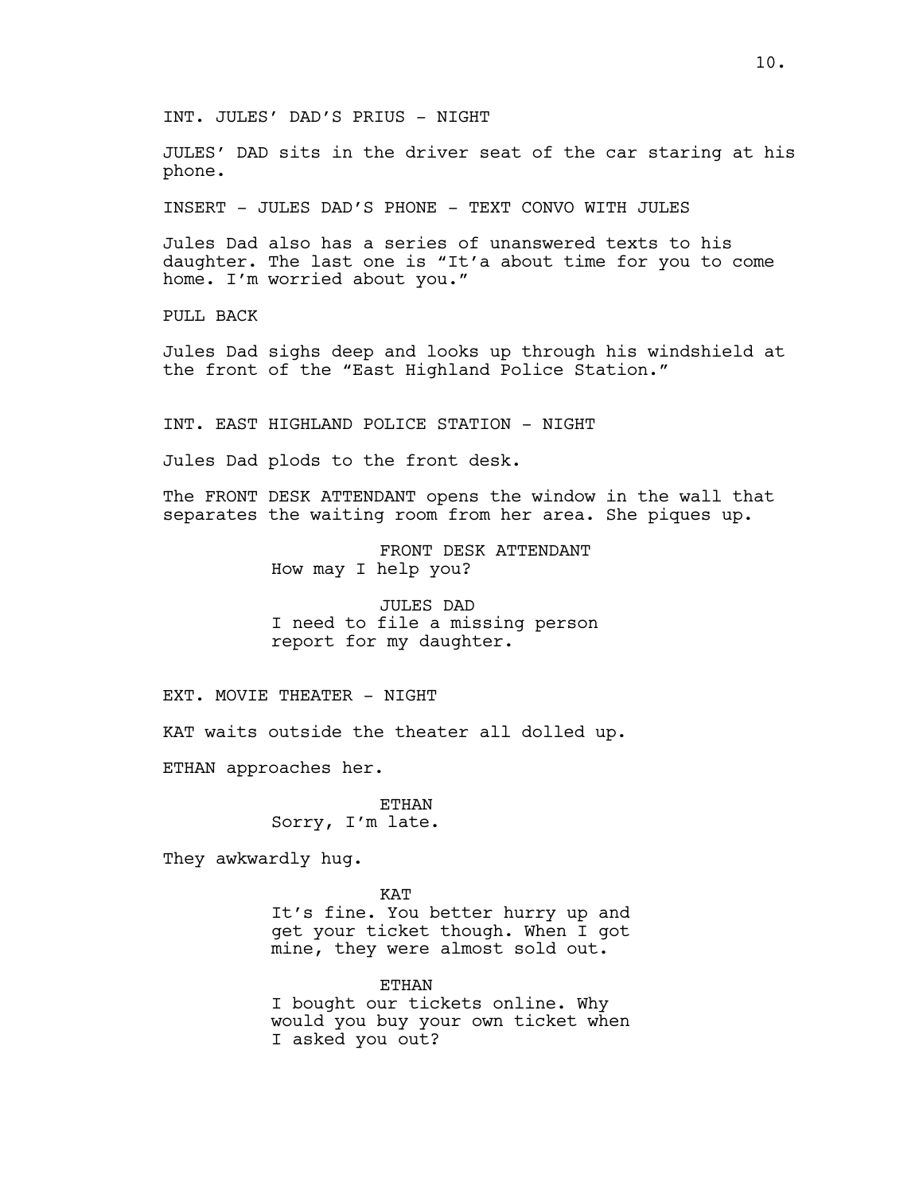INT. JULES' DAD'S PRIUS - NIGHT

JULES' DAD sits in the driver seat of the car staring at his phone.

INSERT - JULES DAD'S PHONE - TEXT CONVO WITH JULES

Jules Dad also has a series of unanswered texts to his daughter. The last one is "It'a about time for you to come home. I'm worried about you."

PULL BACK

Jules Dad sighs deep and looks up through his windshield at the front of the "East Highland Police Station."

INT. EAST HIGHLAND POLICE STATION - NIGHT

Jules Dad plods to the front desk.

The FRONT DESK ATTENDANT opens the window in the wall that separates the waiting room from her area. She piques up.

FRONT DESK ATTENDANT
How may I help you?

JULES DAD
I need to file a missing person report for my daughter.

EXT. MOVIE THEATER - NIGHT

KAT waits outside the theater all dolled up.

ETHAN approaches her.

ETHAN
Sorry, I'm late.

They awkwardly hug.

KAT
It's fine. You better hurry up and get your ticket though. When I got mine, they were almost sold out.

ETHAN
I bought our tickets online. Why would you buy your own ticket when I asked you out?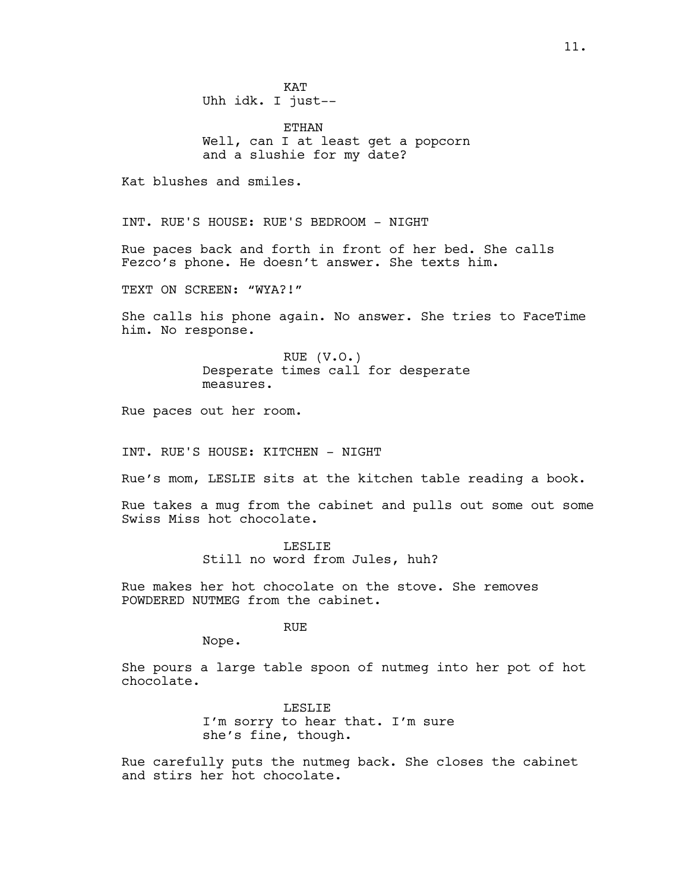KAT
Uhh idk. I just--

ETHAN
Well, can I at least get a popcorn and a slushie for my date?

Kat blushes and smiles.

INT. RUE'S HOUSE: RUE'S BEDROOM - NIGHT

Rue paces back and forth in front of her bed. She calls Fezco's phone. He doesn't answer. She texts him.

TEXT ON SCREEN: "WYA?!"

She calls his phone again. No answer. She tries to FaceTime him. No response.

RUE (V.O.)
Desperate times call for desperate measures.

Rue paces out her room.

INT. RUE'S HOUSE: KITCHEN - NIGHT

Rue's mom, LESLIE sits at the kitchen table reading a book.

Rue takes a mug from the cabinet and pulls out some out some Swiss Miss hot chocolate.

LESLIE
Still no word from Jules, huh?

Rue makes her hot chocolate on the stove. She removes POWDERED NUTMEG from the cabinet.

RUE
Nope.

She pours a large table spoon of nutmeg into her pot of hot chocolate.

LESLIE
I'm sorry to hear that. I'm sure she's fine, though.

Rue carefully puts the nutmeg back. She closes the cabinet and stirs her hot chocolate.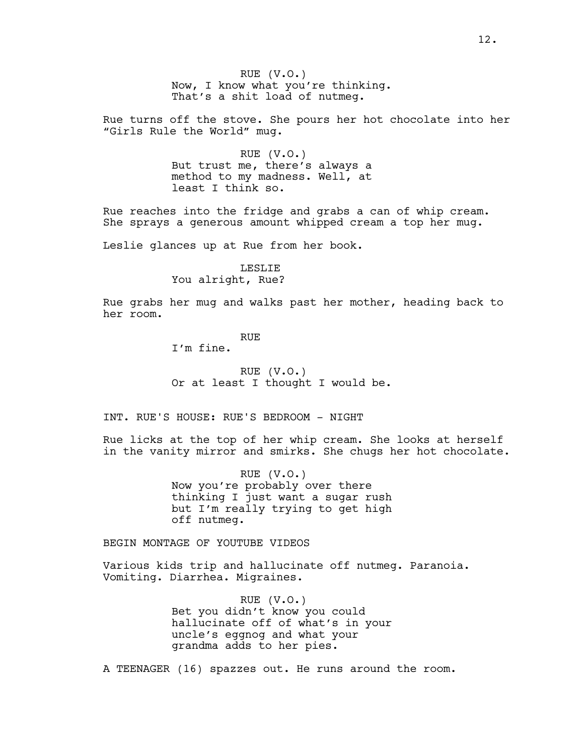RUE (V.O.)
Now, I know what you're thinking. That's a shit load of nutmeg.

Rue turns off the stove. She pours her hot chocolate into her "Girls Rule the World" mug.

RUE (V.O.)
But trust me, there's always a method to my madness. Well, at least I think so.

Rue reaches into the fridge and grabs a can of whip cream. She sprays a generous amount whipped cream a top her mug.

Leslie glances up at Rue from her book.

LESLIE
You alright, Rue?

Rue grabs her mug and walks past her mother, heading back to her room.

RUE
I'm fine.

RUE (V.O.)
Or at least I thought I would be.

INT. RUE'S HOUSE: RUE'S BEDROOM - NIGHT

Rue licks at the top of her whip cream. She looks at herself in the vanity mirror and smirks. She chugs her hot chocolate.

RUE (V.O.)
Now you're probably over there thinking I just want a sugar rush but I'm really trying to get high off nutmeg.

BEGIN MONTAGE OF YOUTUBE VIDEOS

Various kids trip and hallucinate off nutmeg. Paranoia. Vomiting. Diarrhea. Migraines.

RUE (V.O.)
Bet you didn't know you could hallucinate off of what's in your uncle's eggnog and what your grandma adds to her pies.

A TEENAGER (16) spazzes out. He runs around the room.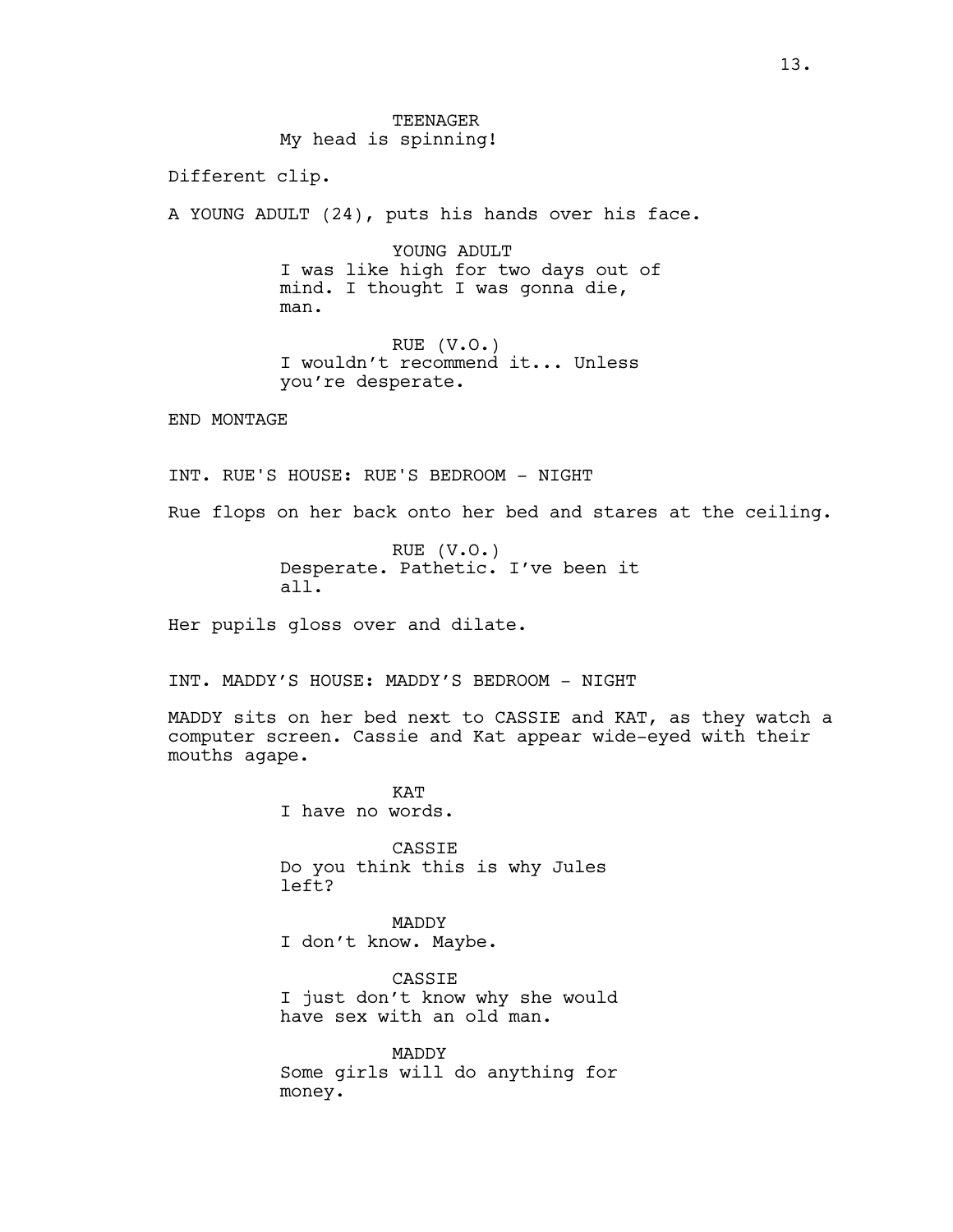TEENAGER
My head is spinning!

Different clip.

A YOUNG ADULT (24), puts his hands over his face.

YOUNG ADULT
I was like high for two days out of mind. I thought I was gonna die, man.

RUE (V.O.)
I wouldn't recommend it... Unless you're desperate.

END MONTAGE

INT. RUE'S HOUSE: RUE'S BEDROOM - NIGHT

Rue flops on her back onto her bed and stares at the ceiling.

RUE (V.O.)
Desperate. Pathetic. I've been it all.

Her pupils gloss over and dilate.

INT. MADDY'S HOUSE: MADDY'S BEDROOM - NIGHT

MADDY sits on her bed next to CASSIE and KAT, as they watch a computer screen. Cassie and Kat appear wide-eyed with their mouths agape.

KAT
I have no words.

CASSIE
Do you think this is why Jules left?

MADDY
I don't know. Maybe.

CASSIE
I just don't know why she would have sex with an old man.

MADDY
Some girls will do anything for money.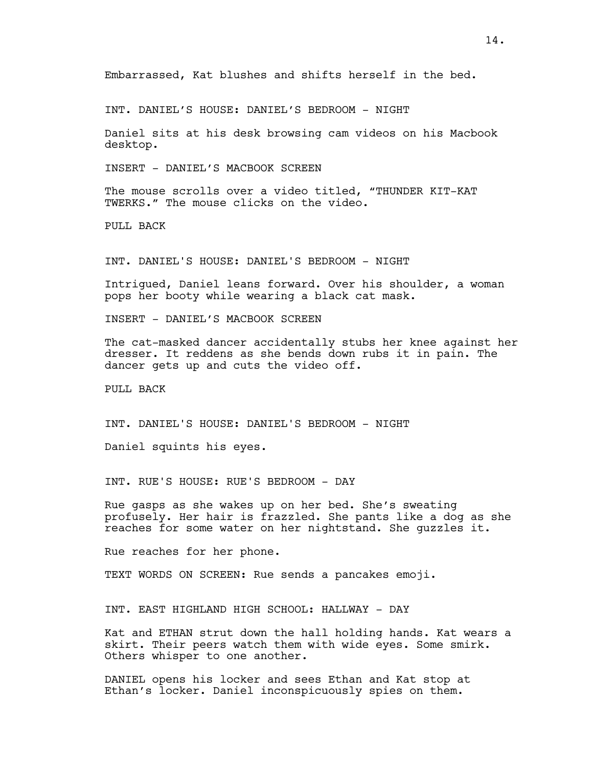Embarrassed, Kat blushes and shifts herself in the bed.

INT. DANIEL'S HOUSE: DANIEL'S BEDROOM - NIGHT

Daniel sits at his desk browsing cam videos on his Macbook desktop.

INSERT - DANIEL'S MACBOOK SCREEN

The mouse scrolls over a video titled, "THUNDER KIT-KAT TWERKS." The mouse clicks on the video.

PULL BACK

INT. DANIEL'S HOUSE: DANIEL'S BEDROOM - NIGHT

Intrigued, Daniel leans forward. Over his shoulder, a woman pops her booty while wearing a black cat mask.

INSERT - DANIEL'S MACBOOK SCREEN

The cat-masked dancer accidentally stubs her knee against her dresser. It reddens as she bends down rubs it in pain. The dancer gets up and cuts the video off.

PULL BACK

INT. DANIEL'S HOUSE: DANIEL'S BEDROOM - NIGHT

Daniel squints his eyes.

INT. RUE'S HOUSE: RUE'S BEDROOM - DAY

Rue gasps as she wakes up on her bed. She's sweating profusely. Her hair is frazzled. She pants like a dog as she reaches for some water on her nightstand. She guzzles it.

Rue reaches for her phone.

TEXT WORDS ON SCREEN: Rue sends a pancakes emoji.

INT. EAST HIGHLAND HIGH SCHOOL: HALLWAY - DAY

Kat and ETHAN strut down the hall holding hands. Kat wears a skirt. Their peers watch them with wide eyes. Some smirk. Others whisper to one another.

DANIEL opens his locker and sees Ethan and Kat stop at Ethan's locker. Daniel inconspicuously spies on them.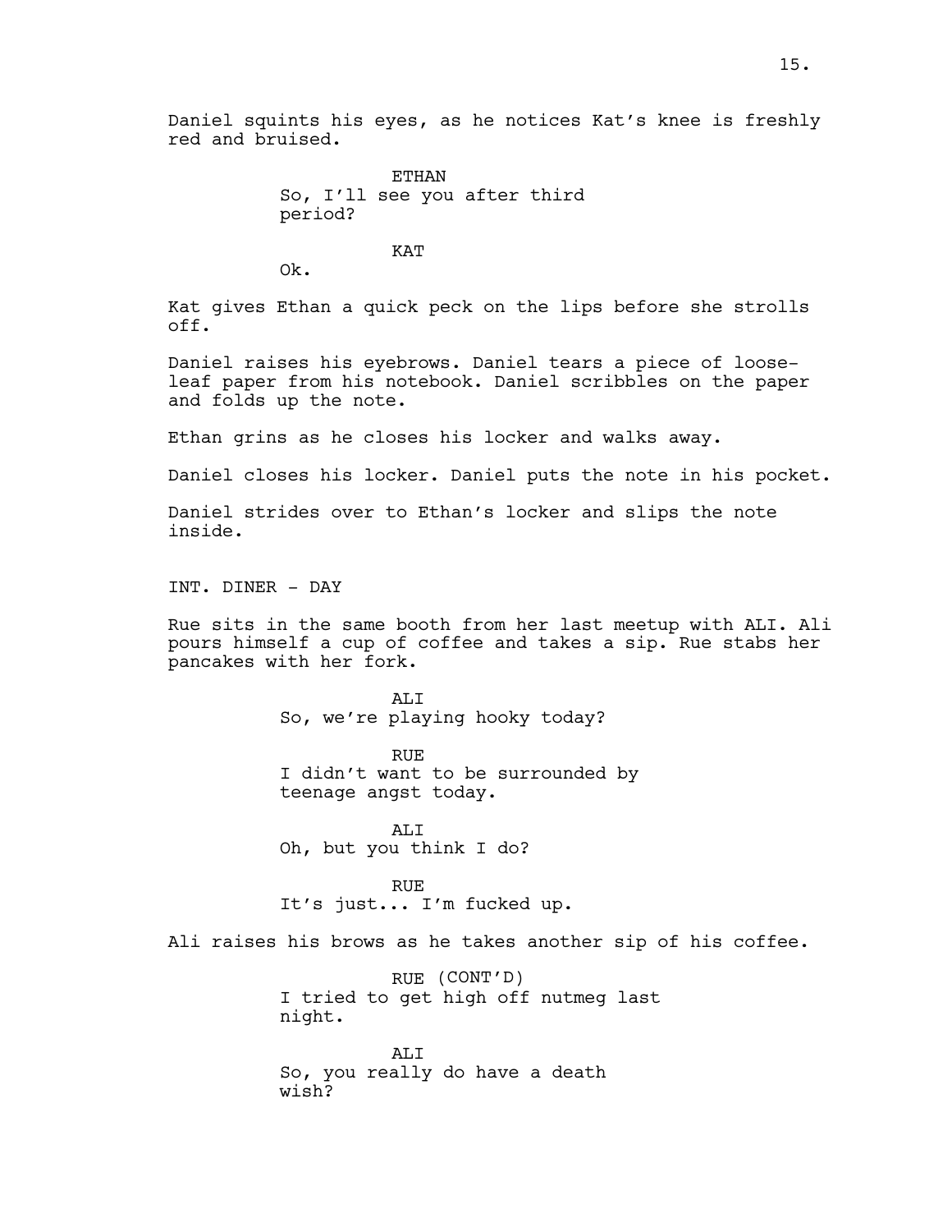Daniel squints his eyes, as he notices Kat's knee is freshly red and bruised.

ETHAN
So, I'll see you after third period?

KAT
Ok.

Kat gives Ethan a quick peck on the lips before she strolls off.

Daniel raises his eyebrows. Daniel tears a piece of loose-leaf paper from his notebook. Daniel scribbles on the paper and folds up the note.

Ethan grins as he closes his locker and walks away.

Daniel closes his locker. Daniel puts the note in his pocket.

Daniel strides over to Ethan's locker and slips the note inside.

INT. DINER - DAY

Rue sits in the same booth from her last meetup with ALI. Ali pours himself a cup of coffee and takes a sip. Rue stabs her pancakes with her fork.

ALI
So, we're playing hooky today?

RUE
I didn't want to be surrounded by teenage angst today.

ALI
Oh, but you think I do?

RUE
It's just... I'm fucked up.

Ali raises his brows as he takes another sip of his coffee.

RUE (CONT'D)
I tried to get high off nutmeg last night.

ALI
So, you really do have a death wish?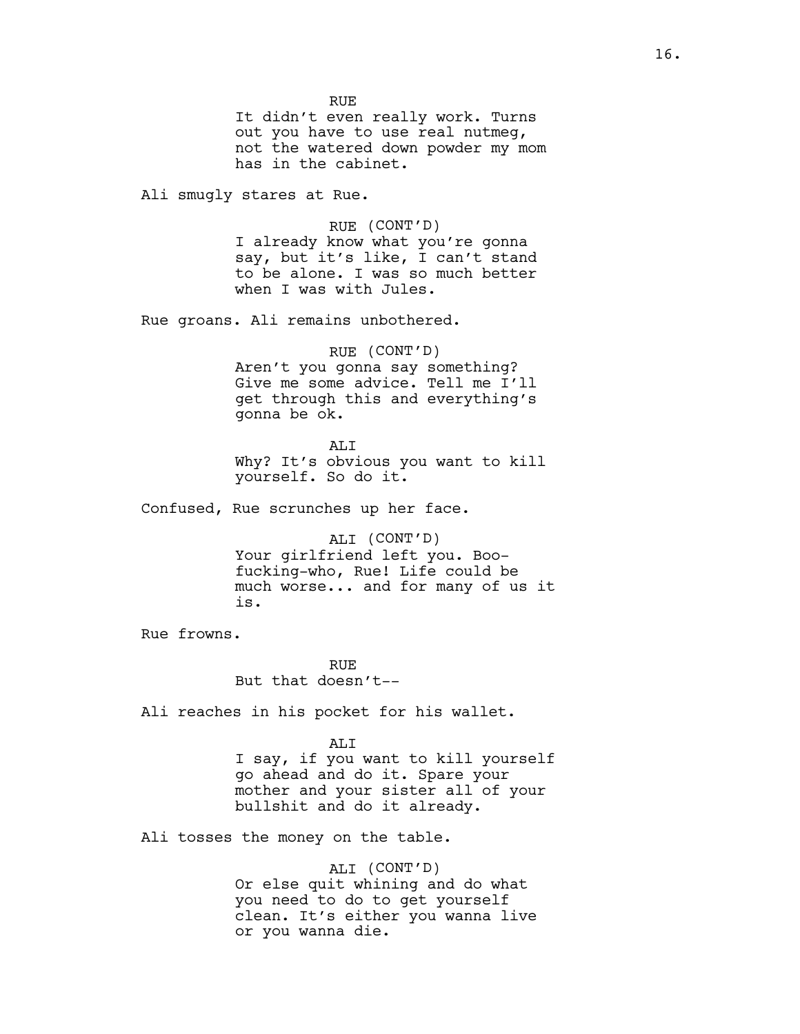RUE
It didn't even really work. Turns out you have to use real nutmeg, not the watered down powder my mom has in the cabinet.

Ali smugly stares at Rue.

RUE (CONT'D)
I already know what you're gonna say, but it's like, I can't stand to be alone. I was so much better when I was with Jules.

Rue groans. Ali remains unbothered.

RUE (CONT'D)
Aren't you gonna say something? Give me some advice. Tell me I'll get through this and everything's gonna be ok.

ALI
Why? It's obvious you want to kill yourself. So do it.

Confused, Rue scrunches up her face.

ALI (CONT'D)
Your girlfriend left you. Boo-fucking-who, Rue! Life could be much worse... and for many of us it is.

Rue frowns.

RUE
But that doesn't--

Ali reaches in his pocket for his wallet.

ALI
I say, if you want to kill yourself go ahead and do it. Spare your mother and your sister all of your bullshit and do it already.

Ali tosses the money on the table.

ALI (CONT'D)
Or else quit whining and do what you need to do to get yourself clean. It's either you wanna live or you wanna die.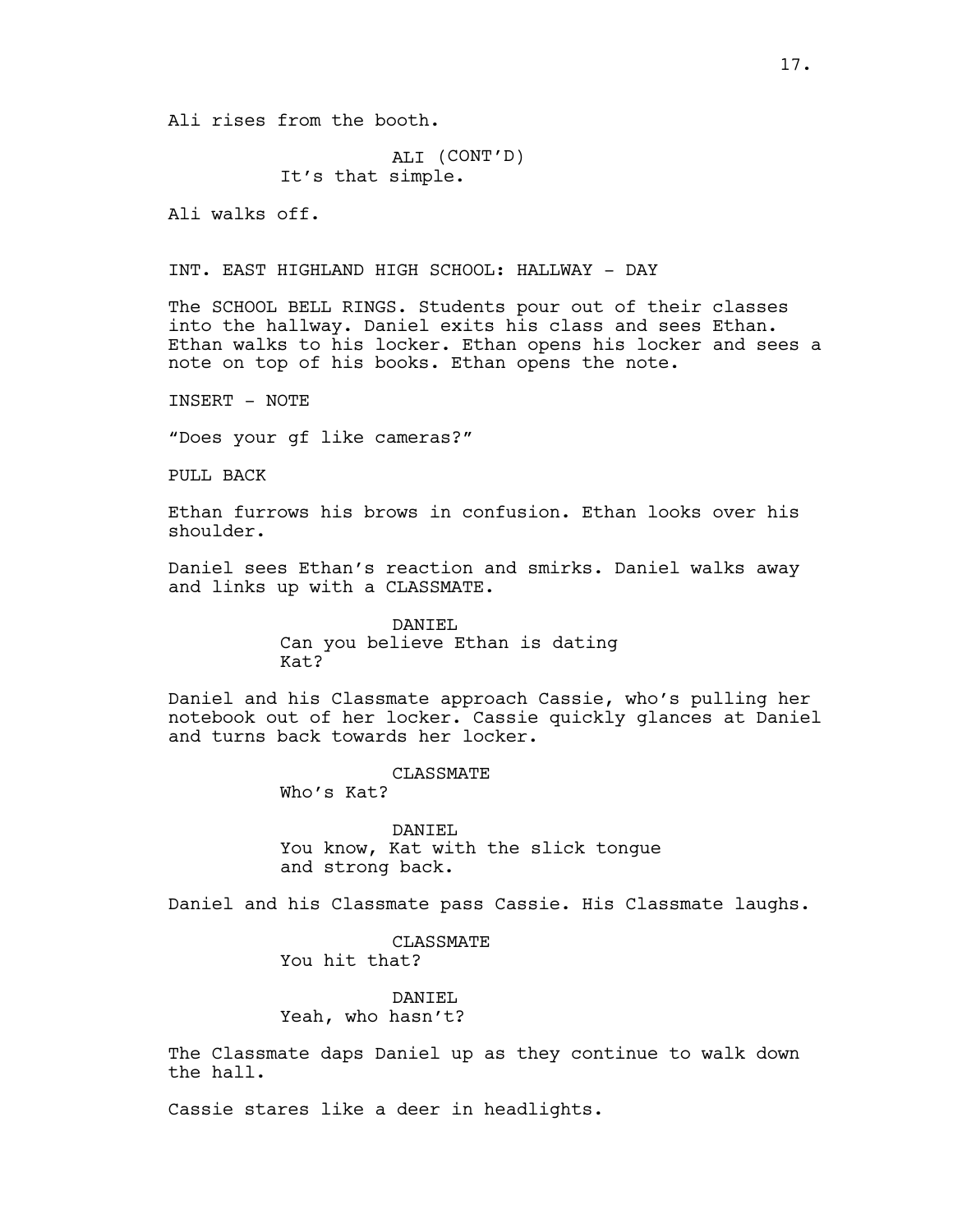Ali rises from the booth.

ALI (CONT'D)
It's that simple.

Ali walks off.

INT. EAST HIGHLAND HIGH SCHOOL: HALLWAY - DAY

The SCHOOL BELL RINGS. Students pour out of their classes into the hallway. Daniel exits his class and sees Ethan. Ethan walks to his locker. Ethan opens his locker and sees a note on top of his books. Ethan opens the note.

INSERT - NOTE

"Does your gf like cameras?"

PULL BACK

Ethan furrows his brows in confusion. Ethan looks over his shoulder.

Daniel sees Ethan's reaction and smirks. Daniel walks away and links up with a CLASSMATE.

DANIEL
Can you believe Ethan is dating Kat?

Daniel and his Classmate approach Cassie, who's pulling her notebook out of her locker. Cassie quickly glances at Daniel and turns back towards her locker.

CLASSMATE
Who's Kat?

DANIEL
You know, Kat with the slick tongue and strong back.

Daniel and his Classmate pass Cassie. His Classmate laughs.

CLASSMATE
You hit that?

DANIEL
Yeah, who hasn't?

The Classmate daps Daniel up as they continue to walk down the hall.

Cassie stares like a deer in headlights.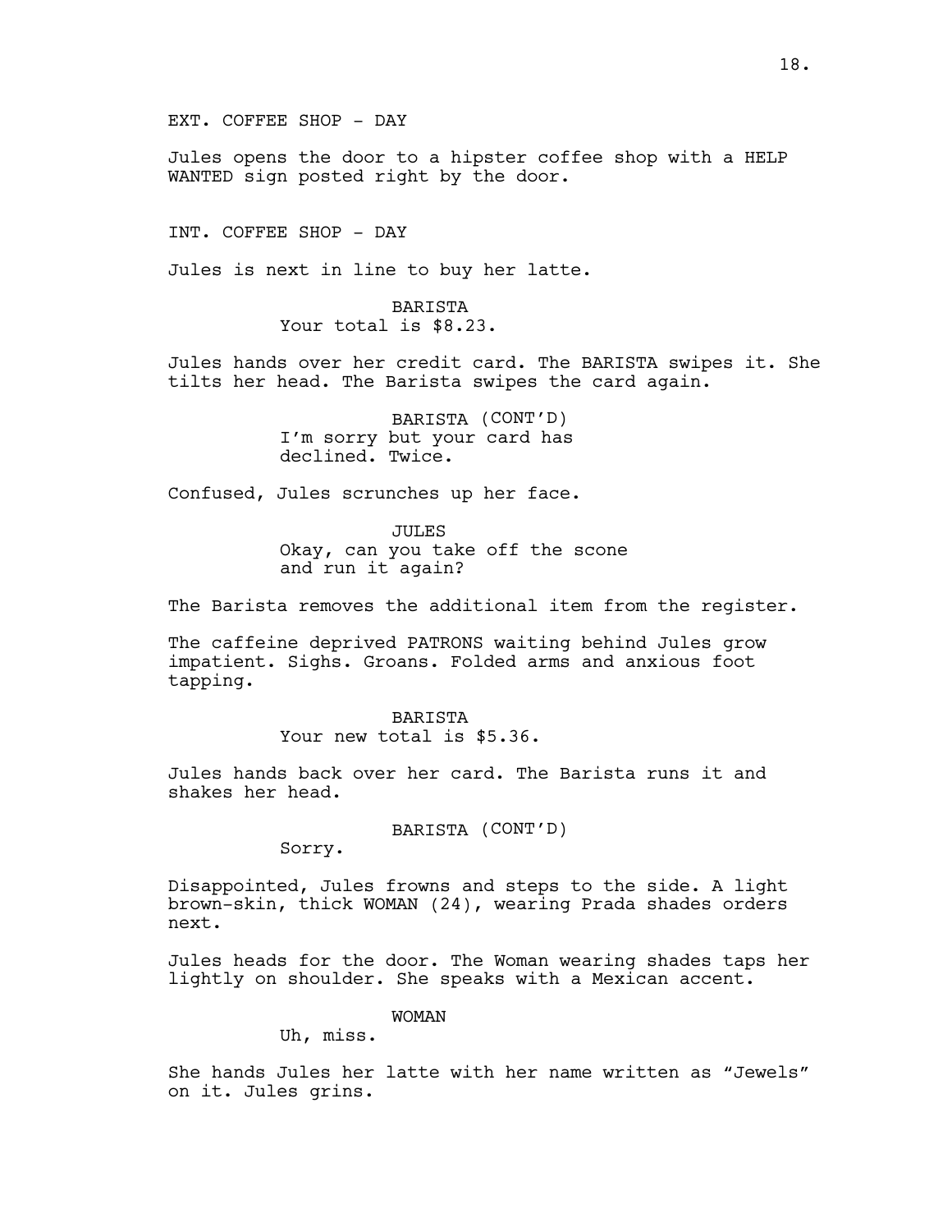EXT. COFFEE SHOP - DAY

Jules opens the door to a hipster coffee shop with a HELP WANTED sign posted right by the door.

INT. COFFEE SHOP - DAY

Jules is next in line to buy her latte.

BARISTA
Your total is $8.23.

Jules hands over her credit card. The BARISTA swipes it. She tilts her head. The Barista swipes the card again.

BARISTA (CONT'D)
I'm sorry but your card has declined. Twice.

Confused, Jules scrunches up her face.

JULES
Okay, can you take off the scone and run it again?

The Barista removes the additional item from the register.

The caffeine deprived PATRONS waiting behind Jules grow impatient. Sighs. Groans. Folded arms and anxious foot tapping.

BARISTA
Your new total is $5.36.

Jules hands back over her card. The Barista runs it and shakes her head.

BARISTA (CONT'D)
Sorry.

Disappointed, Jules frowns and steps to the side. A light brown-skin, thick WOMAN (24), wearing Prada shades orders next.

Jules heads for the door. The Woman wearing shades taps her lightly on shoulder. She speaks with a Mexican accent.

WOMAN
Uh, miss.

She hands Jules her latte with her name written as "Jewels" on it. Jules grins.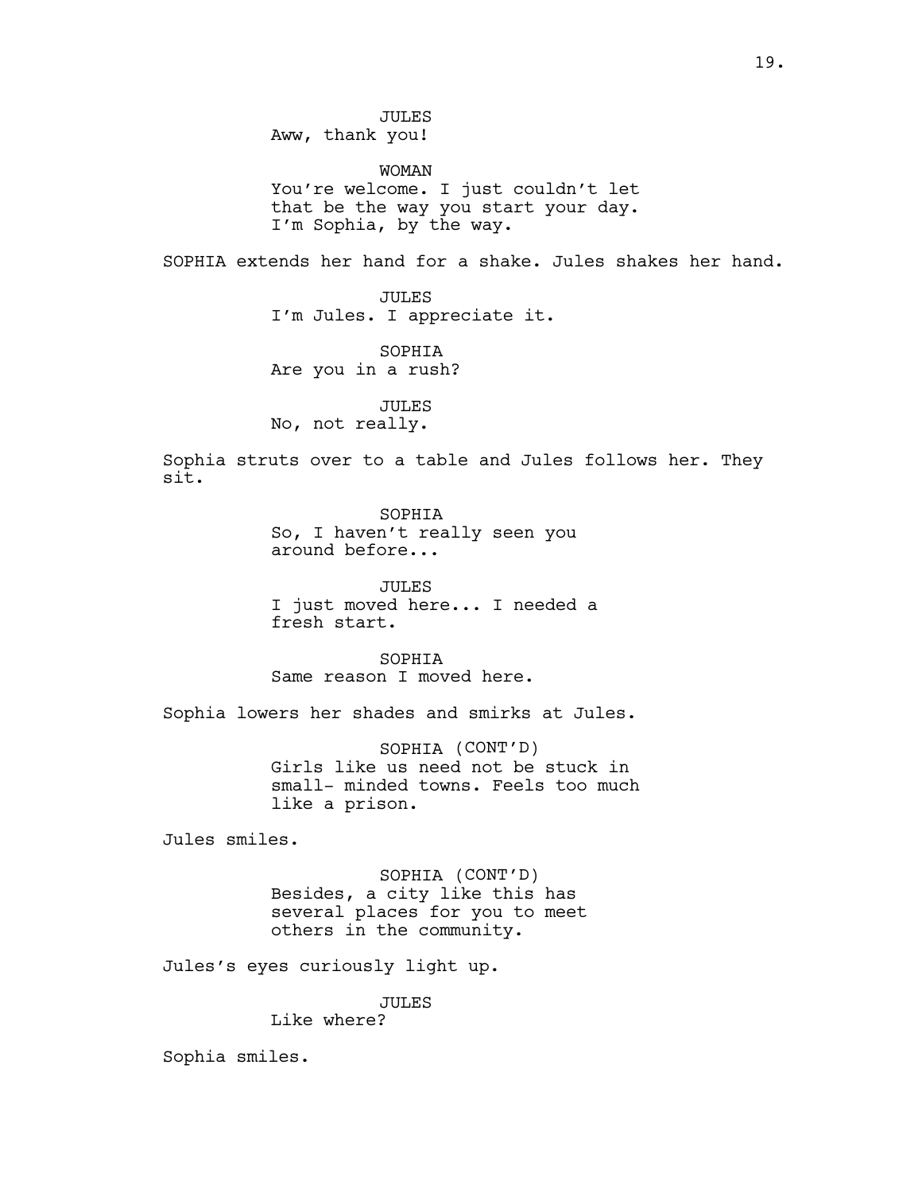JULES
Aww, thank you!

WOMAN
You're welcome. I just couldn't let that be the way you start your day. I'm Sophia, by the way.

SOPHIA extends her hand for a shake. Jules shakes her hand.

JULES
I'm Jules. I appreciate it.

SOPHIA
Are you in a rush?

JULES
No, not really.

Sophia struts over to a table and Jules follows her. They sit.

SOPHIA
So, I haven't really seen you around before...

JULES
I just moved here... I needed a fresh start.

SOPHIA
Same reason I moved here.

Sophia lowers her shades and smirks at Jules.

SOPHIA (CONT'D)
Girls like us need not be stuck in small- minded towns. Feels too much like a prison.

Jules smiles.

SOPHIA (CONT'D)
Besides, a city like this has several places for you to meet others in the community.

Jules's eyes curiously light up.

JULES
Like where?

Sophia smiles.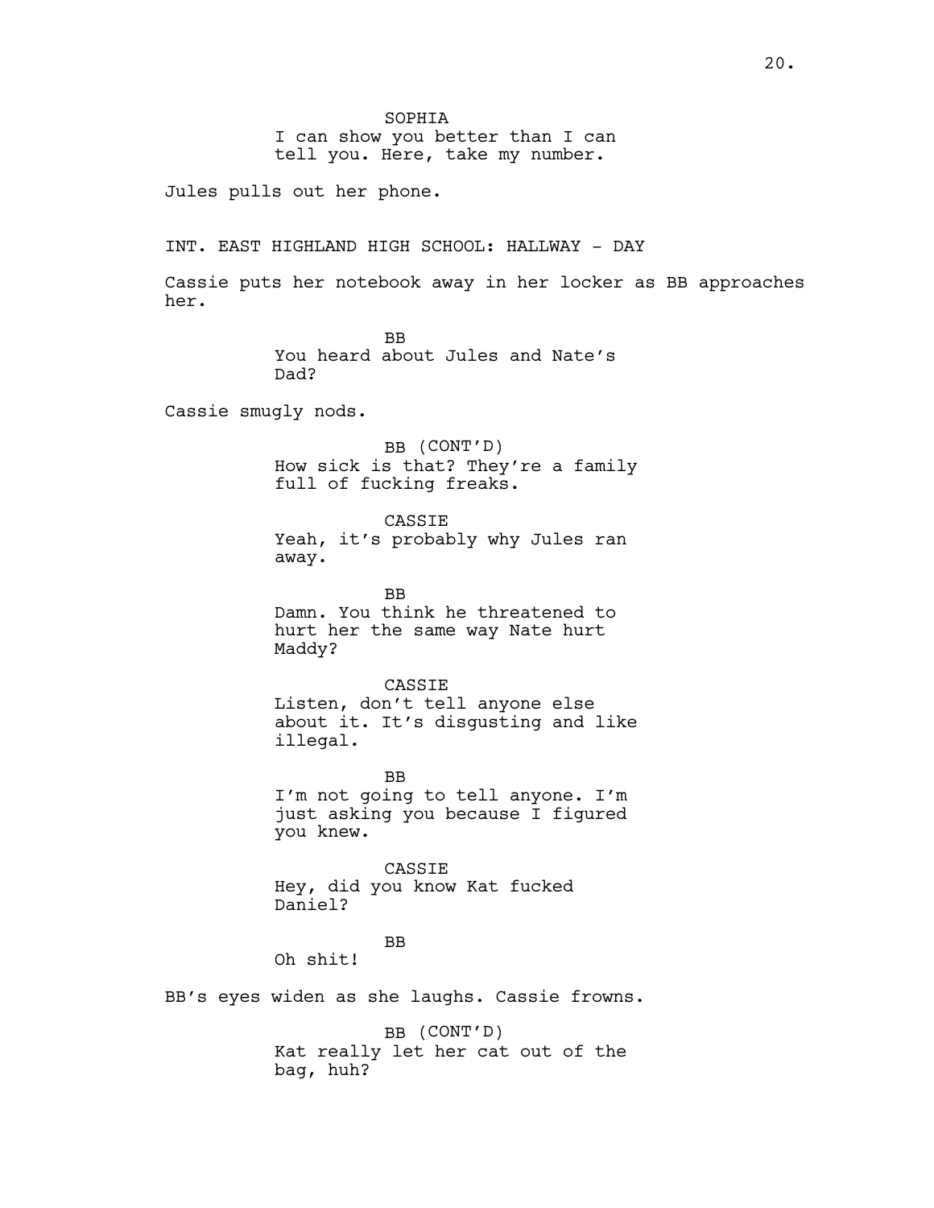SOPHIA
I can show you better than I can tell you. Here, take my number.

Jules pulls out her phone.

INT. EAST HIGHLAND HIGH SCHOOL: HALLWAY - DAY

Cassie puts her notebook away in her locker as BB approaches her.

BB
You heard about Jules and Nate's Dad?

Cassie smugly nods.

BB (CONT'D)
How sick is that? They're a family full of fucking freaks.

CASSIE
Yeah, it's probably why Jules ran away.

BB
Damn. You think he threatened to hurt her the same way Nate hurt Maddy?

CASSIE
Listen, don't tell anyone else about it. It's disgusting and like illegal.

BB
I'm not going to tell anyone. I'm just asking you because I figured you knew.

CASSIE
Hey, did you know Kat fucked Daniel?

BB
Oh shit!

BB's eyes widen as she laughs. Cassie frowns.

BB (CONT'D)
Kat really let her cat out of the bag, huh?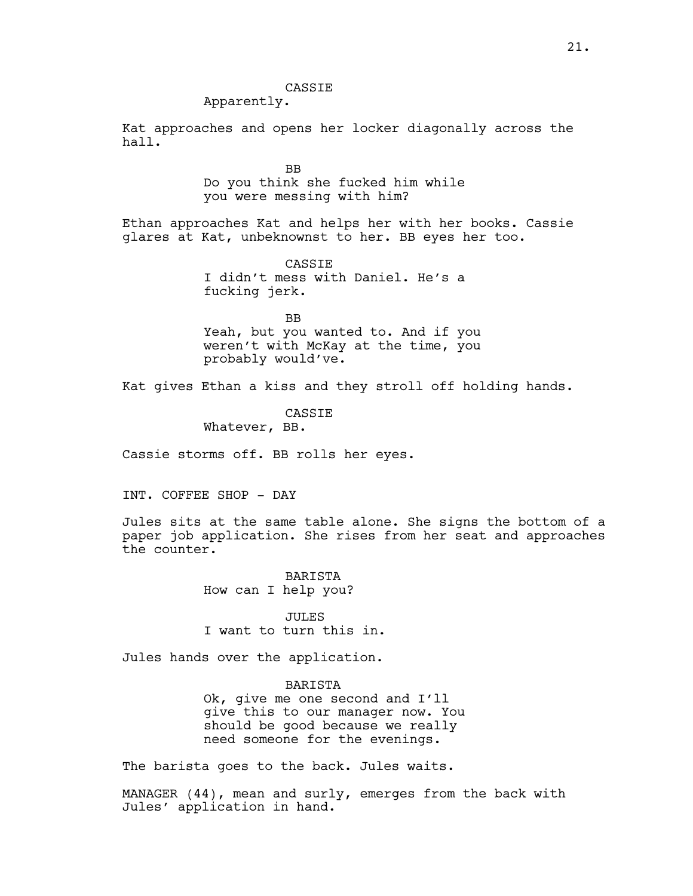CASSIE
Apparently.

Kat approaches and opens her locker diagonally across the hall.

BB
Do you think she fucked him while you were messing with him?

Ethan approaches Kat and helps her with her books. Cassie glares at Kat, unbeknownst to her. BB eyes her too.

CASSIE
I didn't mess with Daniel. He's a fucking jerk.

BB
Yeah, but you wanted to. And if you weren't with McKay at the time, you probably would've.

Kat gives Ethan a kiss and they stroll off holding hands.

CASSIE
Whatever, BB.

Cassie storms off. BB rolls her eyes.

INT. COFFEE SHOP - DAY

Jules sits at the same table alone. She signs the bottom of a paper job application. She rises from her seat and approaches the counter.

BARISTA
How can I help you?

JULES
I want to turn this in.

Jules hands over the application.

BARISTA
Ok, give me one second and I'll give this to our manager now. You should be good because we really need someone for the evenings.

The barista goes to the back. Jules waits.

MANAGER (44), mean and surly, emerges from the back with Jules' application in hand.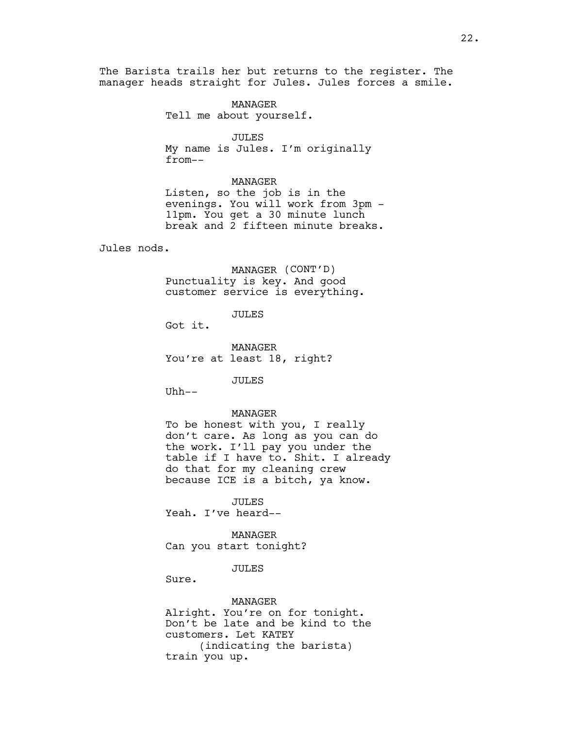The Barista trails her but returns to the register. The manager heads straight for Jules. Jules forces a smile.

MANAGER
Tell me about yourself.

JULES
My name is Jules. I'm originally from--

MANAGER
Listen, so the job is in the evenings. You will work from 3pm - 11pm. You get a 30 minute lunch break and 2 fifteen minute breaks.

Jules nods.

MANAGER (CONT'D)
Punctuality is key. And good customer service is everything.

JULES
Got it.

MANAGER
You're at least 18, right?

JULES
Uhh--

MANAGER
To be honest with you, I really don't care. As long as you can do the work. I'll pay you under the table if I have to. Shit. I already do that for my cleaning crew because ICE is a bitch, ya know.

JULES
Yeah. I've heard--

MANAGER
Can you start tonight?

JULES
Sure.

MANAGER
Alright. You're on for tonight. Don't be late and be kind to the customers. Let KATEY
(indicating the barista)
train you up.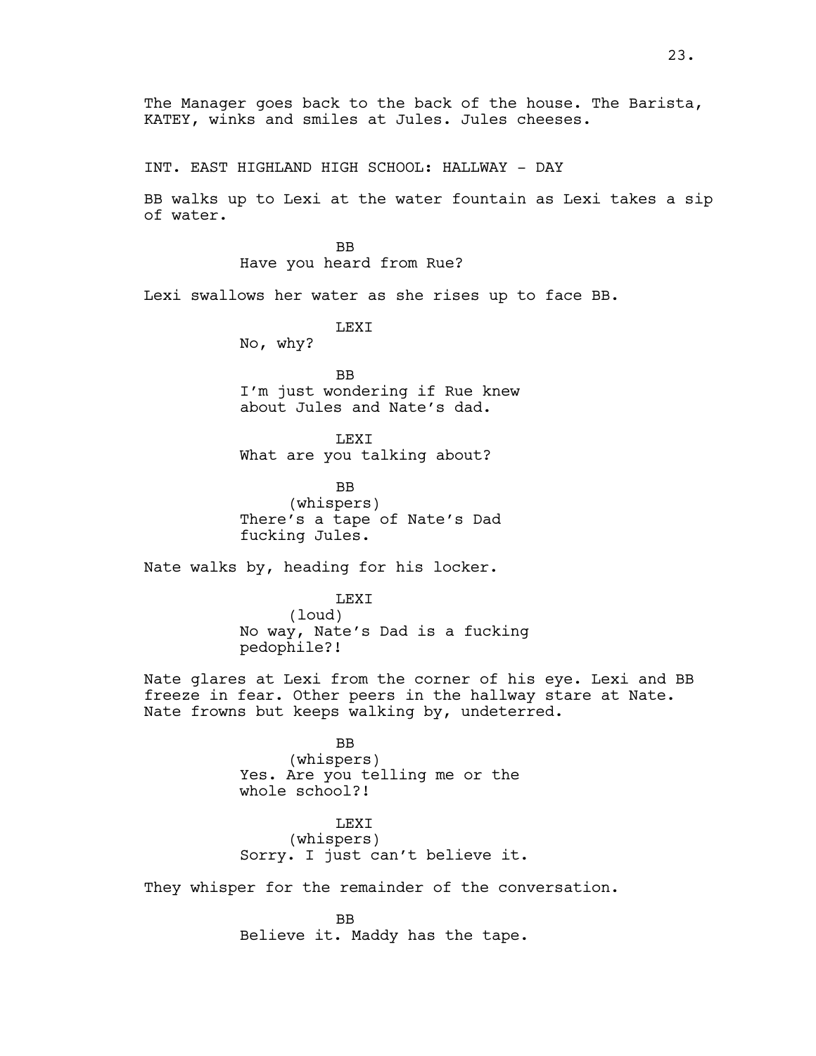The Manager goes back to the back of the house. The Barista, KATEY, winks and smiles at Jules. Jules cheeses.

INT. EAST HIGHLAND HIGH SCHOOL: HALLWAY - DAY

BB walks up to Lexi at the water fountain as Lexi takes a sip of water.

BB
Have you heard from Rue?

Lexi swallows her water as she rises up to face BB.

LEXI
No, why?

BB
I'm just wondering if Rue knew about Jules and Nate's dad.

LEXI
What are you talking about?

BB
(whispers)
There's a tape of Nate's Dad fucking Jules.

Nate walks by, heading for his locker.

LEXI
(loud)
No way, Nate's Dad is a fucking pedophile?!

Nate glares at Lexi from the corner of his eye. Lexi and BB freeze in fear. Other peers in the hallway stare at Nate. Nate frowns but keeps walking by, undeterred.

BB
(whispers)
Yes. Are you telling me or the whole school?!

LEXI
(whispers)
Sorry. I just can't believe it.

They whisper for the remainder of the conversation.

BB
Believe it. Maddy has the tape.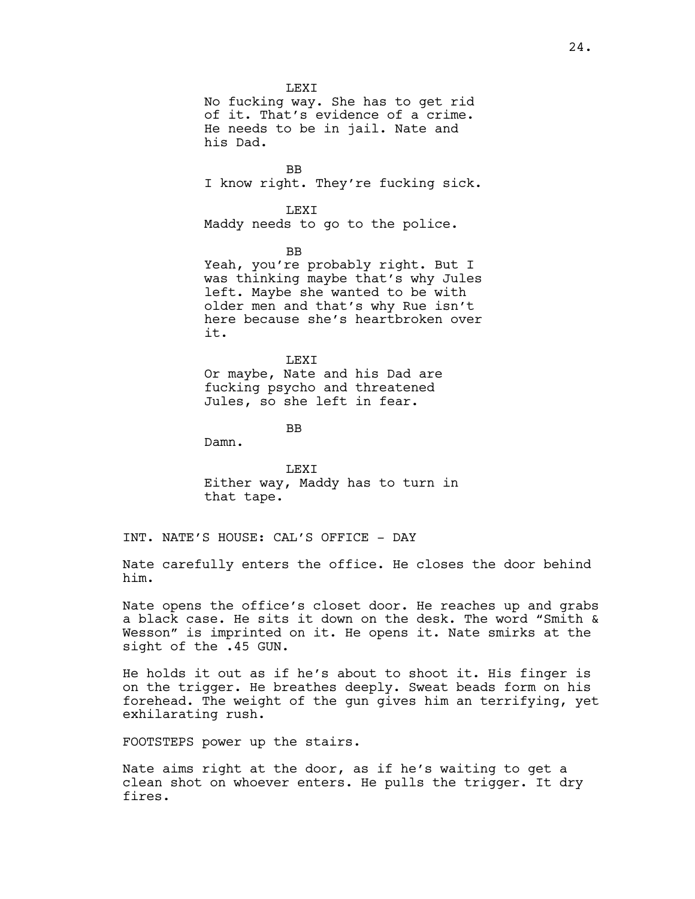LEXI
No fucking way. She has to get rid of it. That's evidence of a crime. He needs to be in jail. Nate and his Dad.

BB
I know right. They're fucking sick.

LEXI
Maddy needs to go to the police.

BB
Yeah, you're probably right. But I was thinking maybe that's why Jules left. Maybe she wanted to be with older men and that's why Rue isn't here because she's heartbroken over it.

LEXI
Or maybe, Nate and his Dad are fucking psycho and threatened Jules, so she left in fear.

BB
Damn.

LEXI
Either way, Maddy has to turn in that tape.

INT. NATE'S HOUSE: CAL'S OFFICE - DAY

Nate carefully enters the office. He closes the door behind him.

Nate opens the office's closet door. He reaches up and grabs a black case. He sits it down on the desk. The word "Smith & Wesson" is imprinted on it. He opens it. Nate smirks at the sight of the .45 GUN.

He holds it out as if he's about to shoot it. His finger is on the trigger. He breathes deeply. Sweat beads form on his forehead. The weight of the gun gives him an terrifying, yet exhilarating rush.

FOOTSTEPS power up the stairs.

Nate aims right at the door, as if he's waiting to get a clean shot on whoever enters. He pulls the trigger. It dry fires.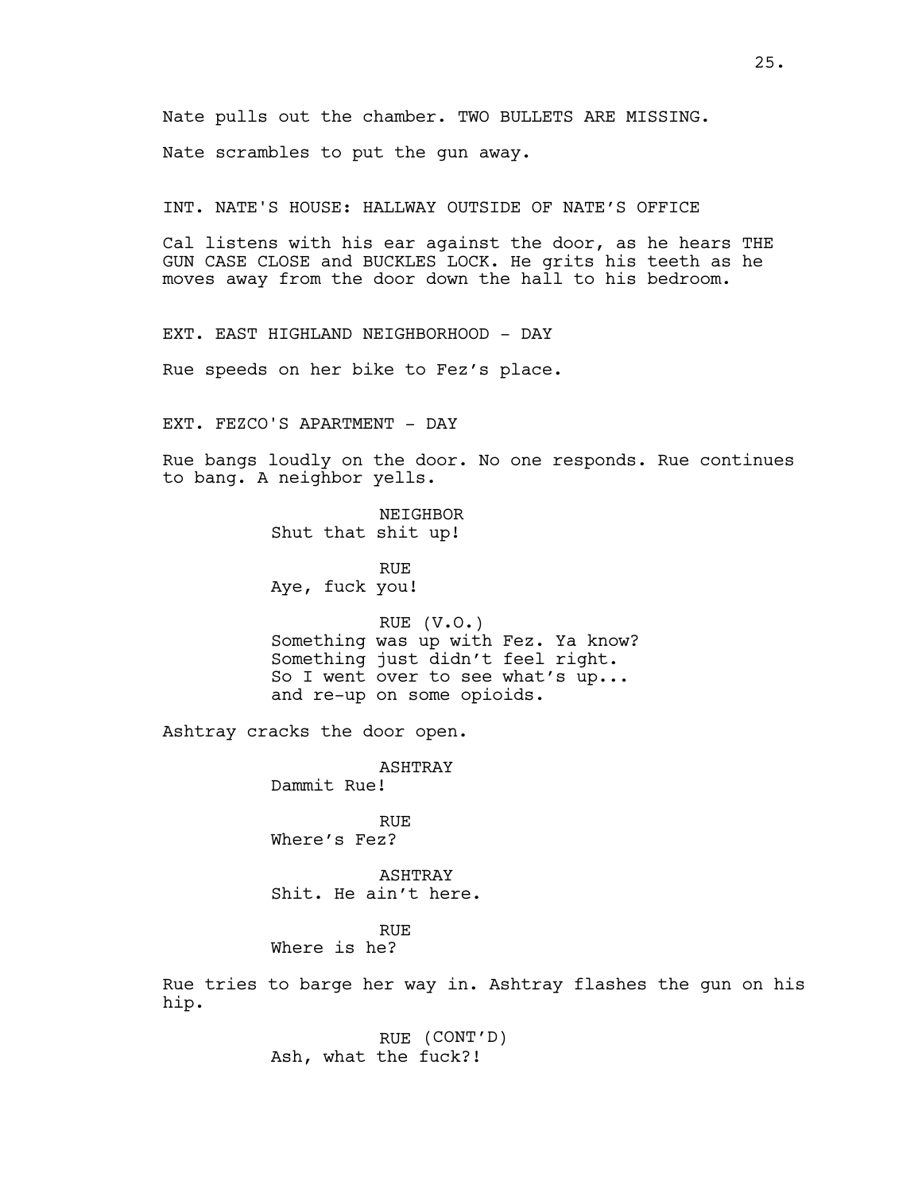Nate pulls out the chamber. TWO BULLETS ARE MISSING.

Nate scrambles to put the gun away.

INT. NATE'S HOUSE: HALLWAY OUTSIDE OF NATE'S OFFICE

Cal listens with his ear against the door, as he hears THE GUN CASE CLOSE and BUCKLES LOCK. He grits his teeth as he moves away from the door down the hall to his bedroom.

EXT. EAST HIGHLAND NEIGHBORHOOD - DAY

Rue speeds on her bike to Fez's place.

EXT. FEZCO'S APARTMENT - DAY

Rue bangs loudly on the door. No one responds. Rue continues to bang. A neighbor yells.

NEIGHBOR
Shut that shit up!

RUE
Aye, fuck you!

RUE (V.O.)
Something was up with Fez. Ya know?
Something just didn't feel right.
So I went over to see what's up...
and re-up on some opioids.

Ashtray cracks the door open.

ASHTRAY
Dammit Rue!

RUE
Where's Fez?

ASHTRAY
Shit. He ain't here.

RUE
Where is he?

Rue tries to barge her way in. Ashtray flashes the gun on his hip.

RUE (CONT'D)
Ash, what the fuck?!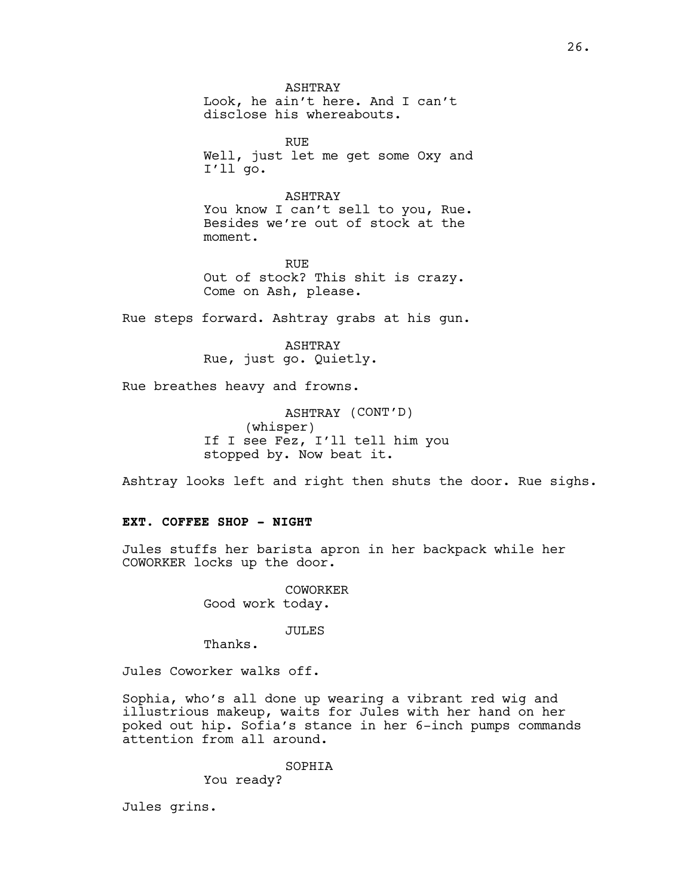ASHTRAY
Look, he ain't here. And I can't disclose his whereabouts.

RUE
Well, just let me get some Oxy and I'll go.

ASHTRAY
You know I can't sell to you, Rue. Besides we're out of stock at the moment.

RUE
Out of stock? This shit is crazy. Come on Ash, please.

Rue steps forward. Ashtray grabs at his gun.

ASHTRAY
Rue, just go. Quietly.

Rue breathes heavy and frowns.

ASHTRAY (CONT'D)
(whisper)
If I see Fez, I'll tell him you stopped by. Now beat it.

Ashtray looks left and right then shuts the door. Rue sighs.

**EXT. COFFEE SHOP - NIGHT**

Jules stuffs her barista apron in her backpack while her COWORKER locks up the door.

COWORKER
Good work today.

JULES
Thanks.

Jules Coworker walks off.

Sophia, who's all done up wearing a vibrant red wig and illustrious makeup, waits for Jules with her hand on her poked out hip. Sofia's stance in her 6-inch pumps commands attention from all around.

SOPHIA
You ready?

Jules grins.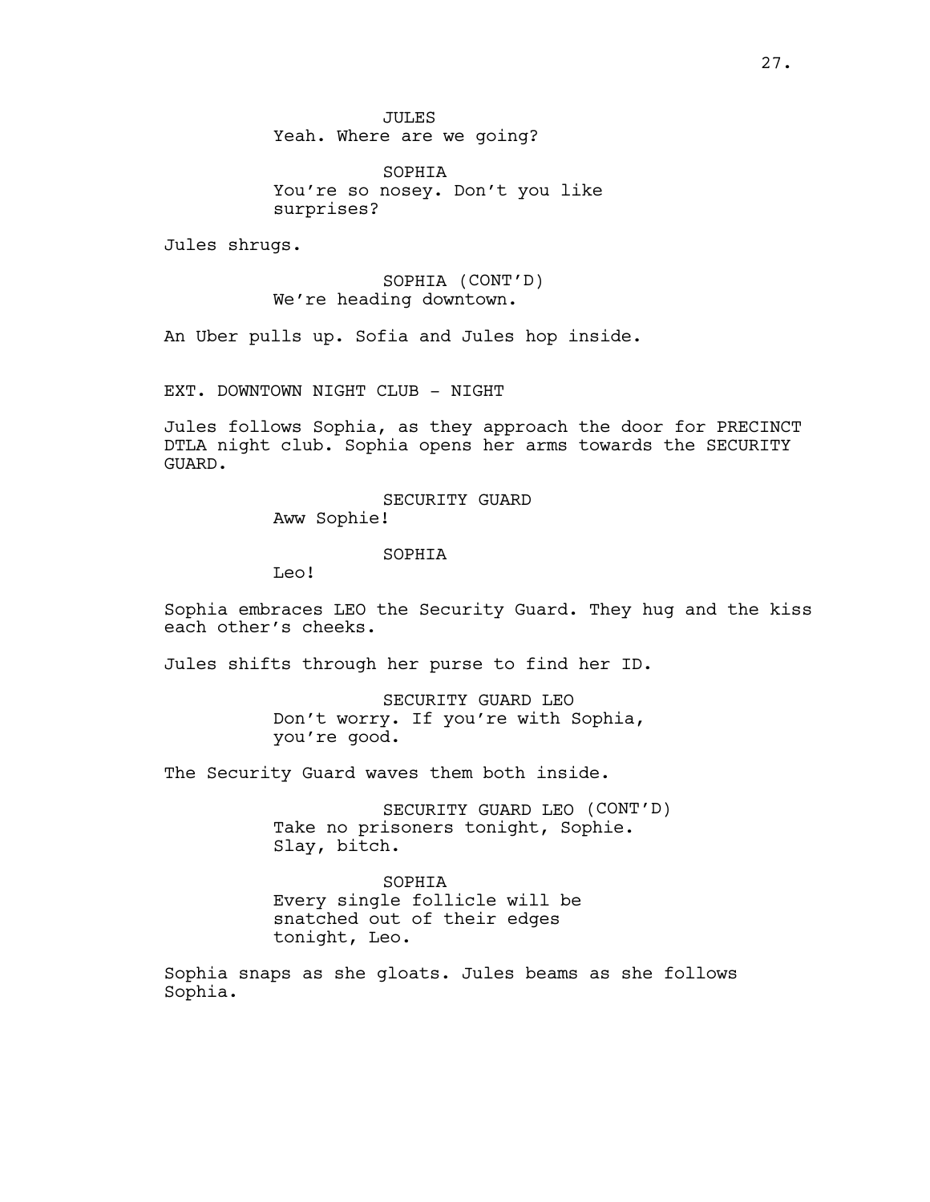JULES
Yeah. Where are we going?

SOPHIA
You're so nosey. Don't you like surprises?

Jules shrugs.

SOPHIA (CONT'D)
We're heading downtown.

An Uber pulls up. Sofia and Jules hop inside.

EXT. DOWNTOWN NIGHT CLUB - NIGHT

Jules follows Sophia, as they approach the door for PRECINCT DTLA night club. Sophia opens her arms towards the SECURITY GUARD.

SECURITY GUARD
Aww Sophie!

SOPHIA
Leo!

Sophia embraces LEO the Security Guard. They hug and the kiss each other's cheeks.

Jules shifts through her purse to find her ID.

SECURITY GUARD LEO
Don't worry. If you're with Sophia, you're good.

The Security Guard waves them both inside.

SECURITY GUARD LEO (CONT'D)
Take no prisoners tonight, Sophie. Slay, bitch.

SOPHIA
Every single follicle will be snatched out of their edges tonight, Leo.

Sophia snaps as she gloats. Jules beams as she follows Sophia.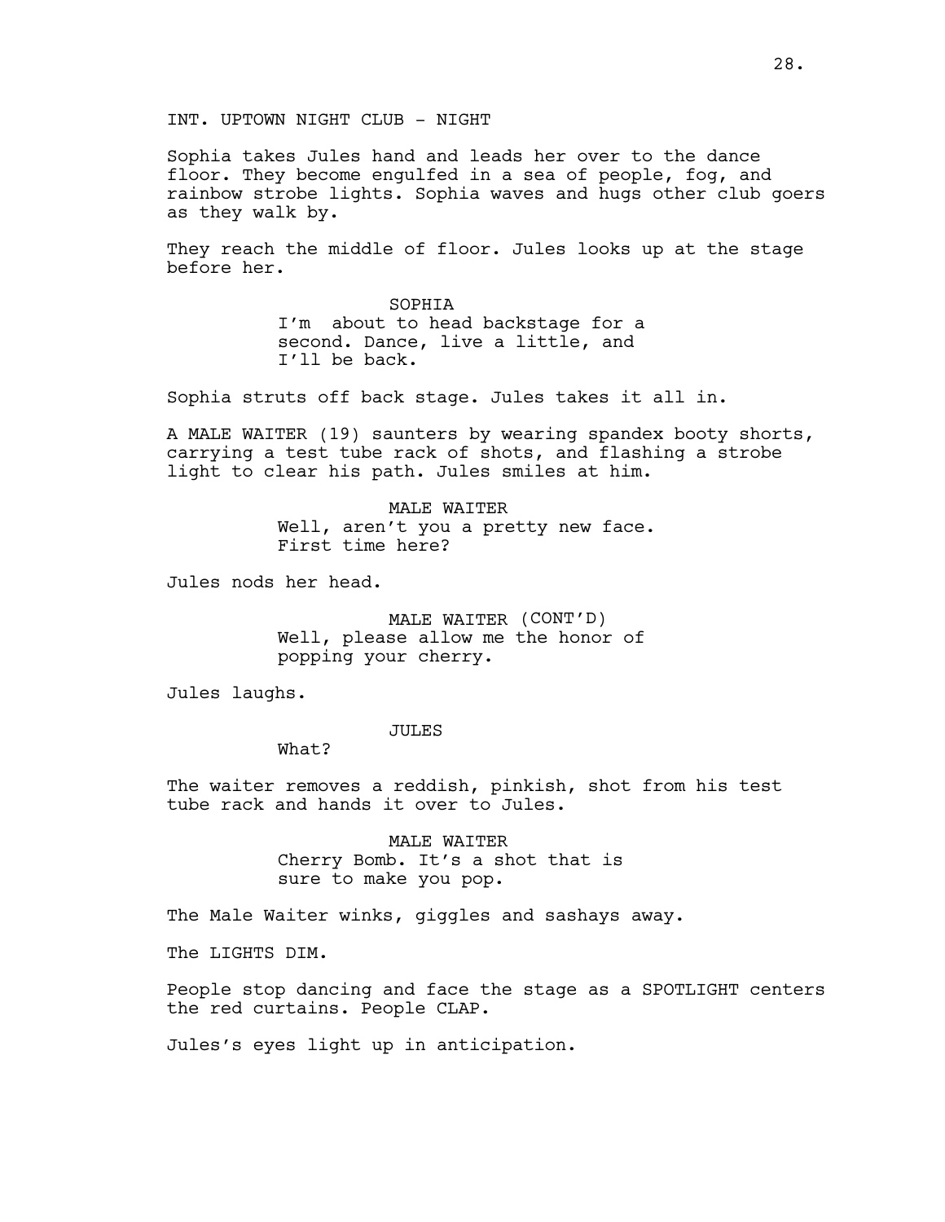INT. UPTOWN NIGHT CLUB - NIGHT

Sophia takes Jules hand and leads her over to the dance floor. They become engulfed in a sea of people, fog, and rainbow strobe lights. Sophia waves and hugs other club goers as they walk by.

They reach the middle of floor. Jules looks up at the stage before her.

SOPHIA
I'm  about to head backstage for a second. Dance, live a little, and I'll be back.

Sophia struts off back stage. Jules takes it all in.

A MALE WAITER (19) saunters by wearing spandex booty shorts, carrying a test tube rack of shots, and flashing a strobe light to clear his path. Jules smiles at him.

MALE WAITER
Well, aren't you a pretty new face. First time here?

Jules nods her head.

MALE WAITER (CONT'D)
Well, please allow me the honor of popping your cherry.

Jules laughs.

JULES
What?

The waiter removes a reddish, pinkish, shot from his test tube rack and hands it over to Jules.

MALE WAITER
Cherry Bomb. It's a shot that is sure to make you pop.

The Male Waiter winks, giggles and sashays away.

The LIGHTS DIM.

People stop dancing and face the stage as a SPOTLIGHT centers the red curtains. People CLAP.

Jules's eyes light up in anticipation.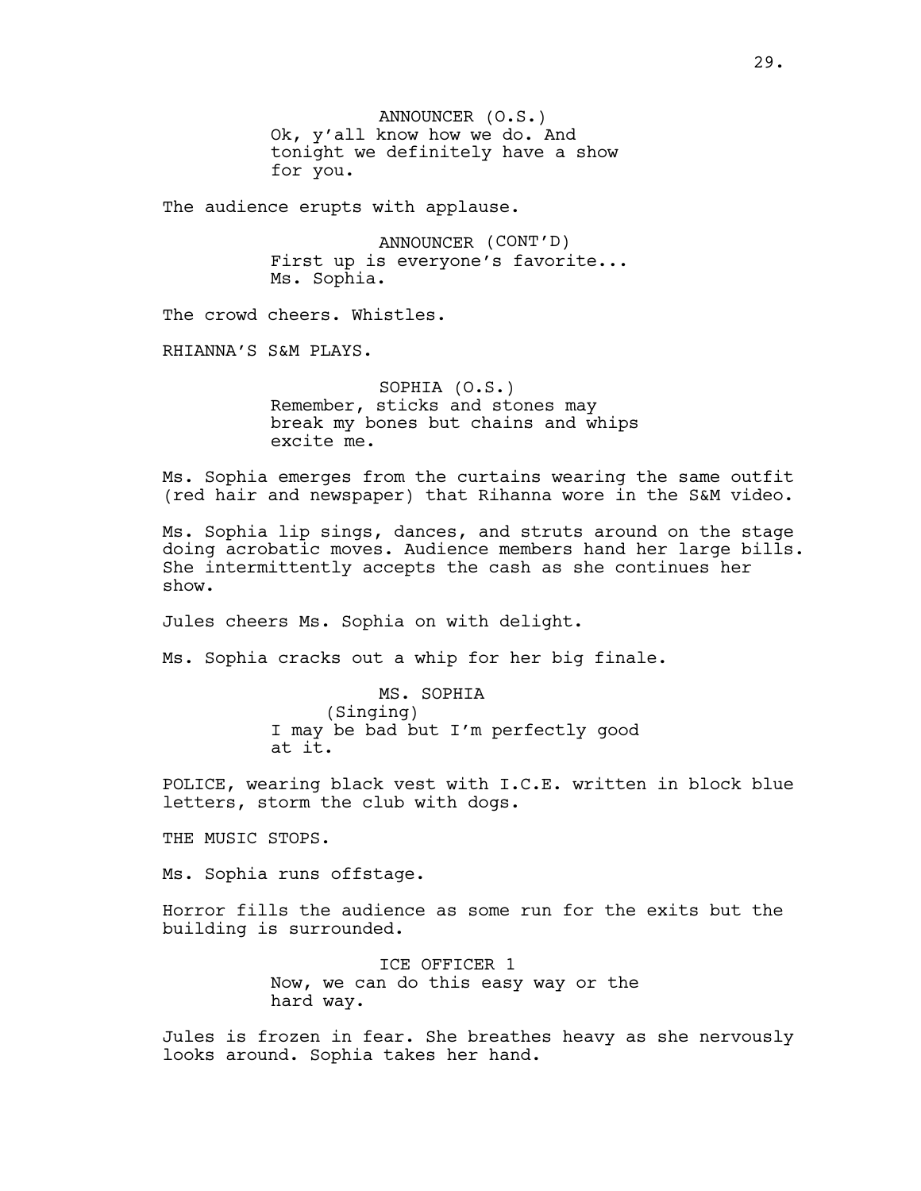ANNOUNCER (O.S.)
Ok, y'all know how we do. And tonight we definitely have a show for you.

The audience erupts with applause.

ANNOUNCER (CONT'D)
First up is everyone's favorite... Ms. Sophia.

The crowd cheers. Whistles.

RHIANNA'S S&M PLAYS.

SOPHIA (O.S.)
Remember, sticks and stones may break my bones but chains and whips excite me.

Ms. Sophia emerges from the curtains wearing the same outfit (red hair and newspaper) that Rihanna wore in the S&M video.

Ms. Sophia lip sings, dances, and struts around on the stage doing acrobatic moves. Audience members hand her large bills. She intermittently accepts the cash as she continues her show.

Jules cheers Ms. Sophia on with delight.

Ms. Sophia cracks out a whip for her big finale.

MS. SOPHIA
(Singing)
I may be bad but I'm perfectly good at it.

POLICE, wearing black vest with I.C.E. written in block blue letters, storm the club with dogs.

THE MUSIC STOPS.

Ms. Sophia runs offstage.

Horror fills the audience as some run for the exits but the building is surrounded.

ICE OFFICER 1
Now, we can do this easy way or the hard way.

Jules is frozen in fear. She breathes heavy as she nervously looks around. Sophia takes her hand.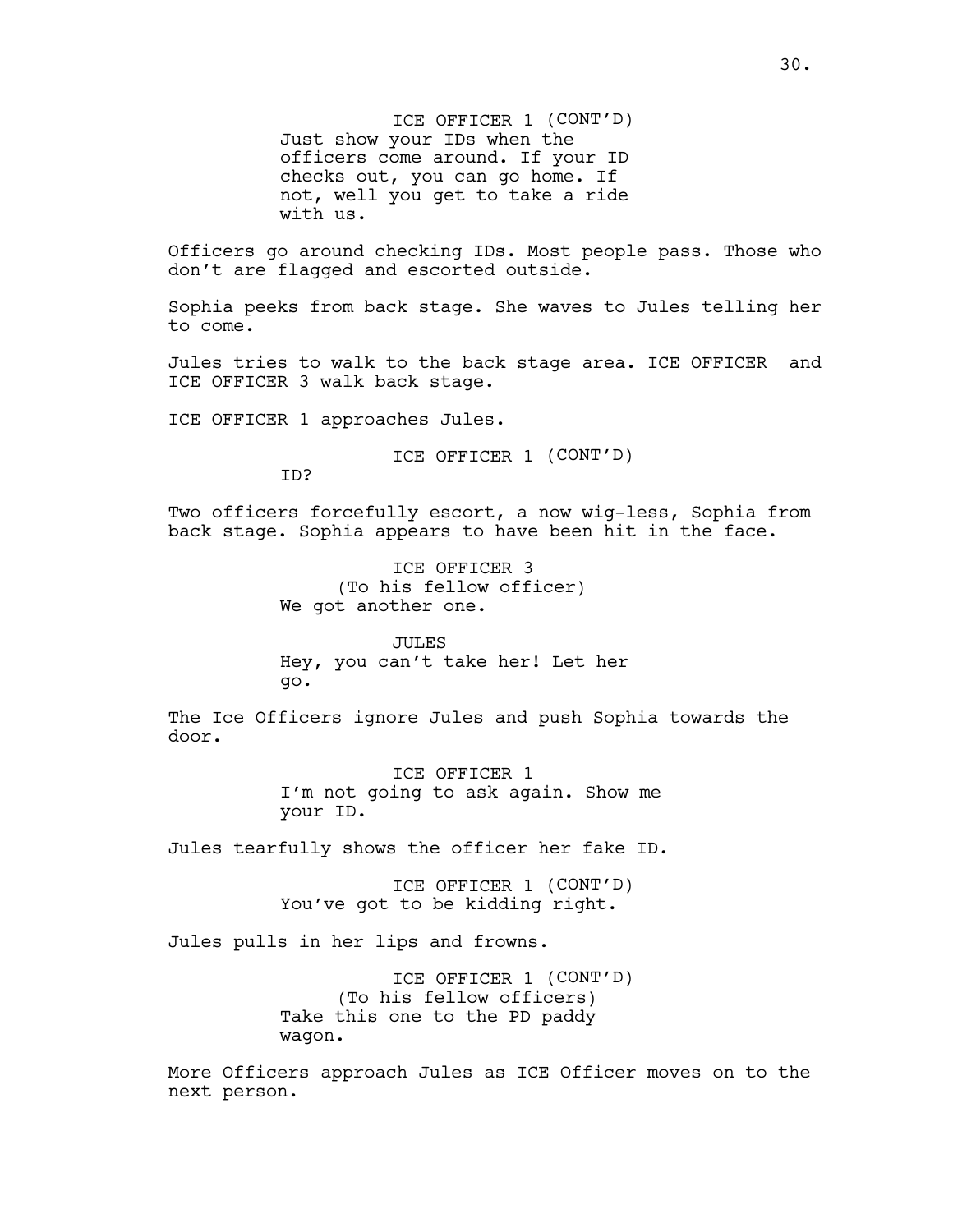ICE OFFICER 1 (CONT'D)
Just show your IDs when the officers come around. If your ID checks out, you can go home. If not, well you get to take a ride with us.

Officers go around checking IDs. Most people pass. Those who don't are flagged and escorted outside.

Sophia peeks from back stage. She waves to Jules telling her to come.

Jules tries to walk to the back stage area. ICE OFFICER and ICE OFFICER 3 walk back stage.

ICE OFFICER 1 approaches Jules.

ICE OFFICER 1 (CONT'D)
ID?

Two officers forcefully escort, a now wig-less, Sophia from back stage. Sophia appears to have been hit in the face.

ICE OFFICER 3
(To his fellow officer)
We got another one.

JULES
Hey, you can't take her! Let her go.

The Ice Officers ignore Jules and push Sophia towards the door.

ICE OFFICER 1
I'm not going to ask again. Show me your ID.

Jules tearfully shows the officer her fake ID.

ICE OFFICER 1 (CONT'D)
You've got to be kidding right.

Jules pulls in her lips and frowns.

ICE OFFICER 1 (CONT'D)
(To his fellow officers)
Take this one to the PD paddy wagon.

More Officers approach Jules as ICE Officer moves on to the next person.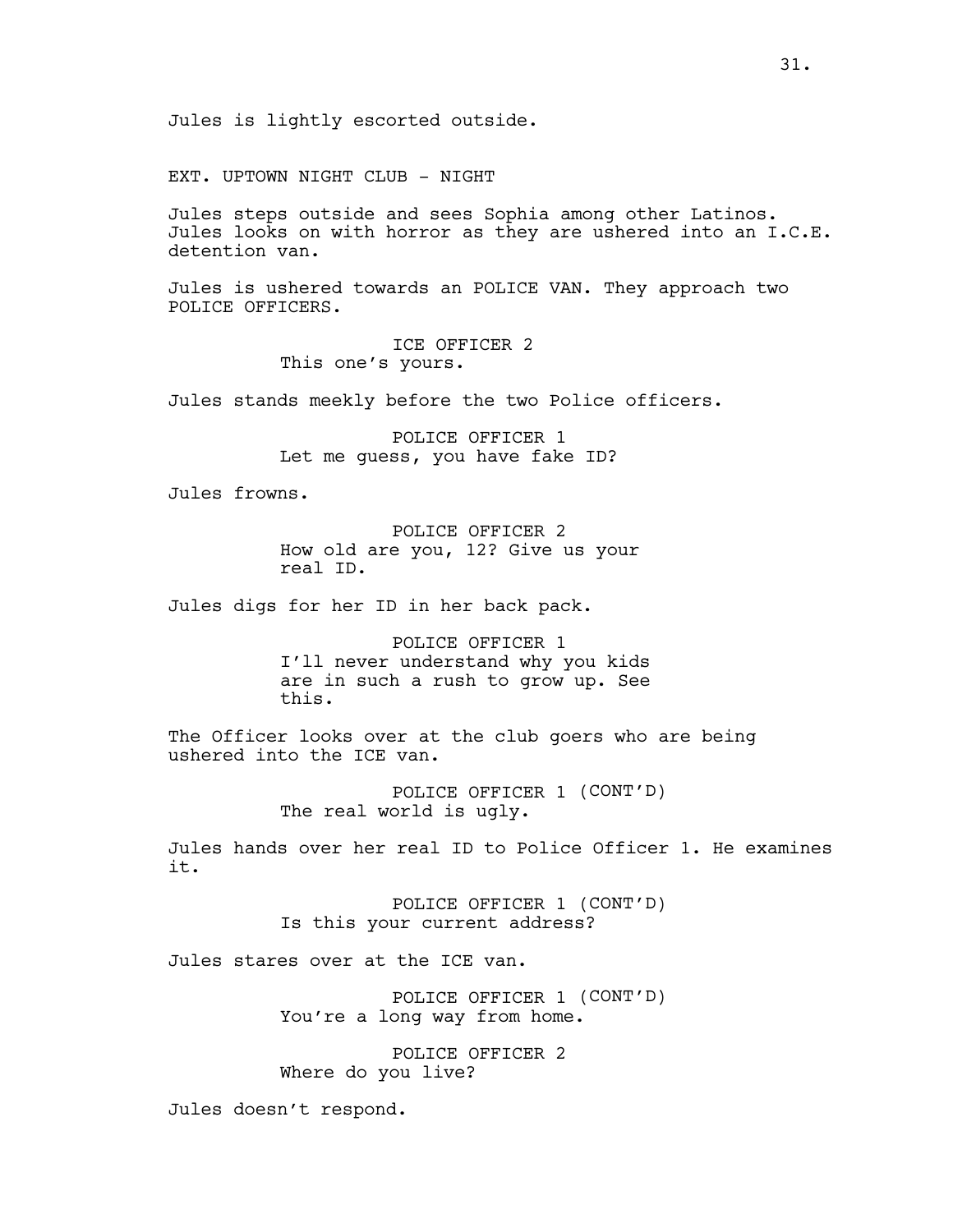Jules is lightly escorted outside.

EXT. UPTOWN NIGHT CLUB - NIGHT

Jules steps outside and sees Sophia among other Latinos. Jules looks on with horror as they are ushered into an I.C.E. detention van.

Jules is ushered towards an POLICE VAN. They approach two POLICE OFFICERS.

ICE OFFICER 2
This one's yours.

Jules stands meekly before the two Police officers.

POLICE OFFICER 1
Let me guess, you have fake ID?

Jules frowns.

POLICE OFFICER 2
How old are you, 12? Give us your real ID.

Jules digs for her ID in her back pack.

POLICE OFFICER 1
I'll never understand why you kids are in such a rush to grow up. See this.

The Officer looks over at the club goers who are being ushered into the ICE van.

POLICE OFFICER 1 (CONT'D)
The real world is ugly.

Jules hands over her real ID to Police Officer 1. He examines it.

POLICE OFFICER 1 (CONT'D)
Is this your current address?

Jules stares over at the ICE van.

POLICE OFFICER 1 (CONT'D)
You're a long way from home.

POLICE OFFICER 2
Where do you live?

Jules doesn't respond.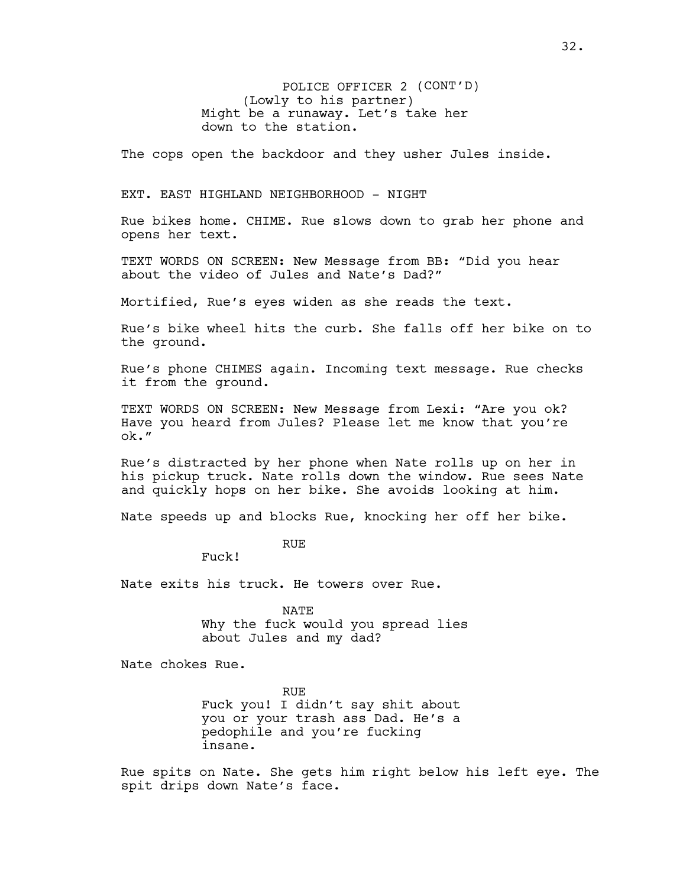POLICE OFFICER 2 (CONT'D)
(Lowly to his partner)
Might be a runaway. Let's take her down to the station.

The cops open the backdoor and they usher Jules inside.

EXT. EAST HIGHLAND NEIGHBORHOOD - NIGHT

Rue bikes home. CHIME. Rue slows down to grab her phone and opens her text.

TEXT WORDS ON SCREEN: New Message from BB: "Did you hear about the video of Jules and Nate's Dad?"

Mortified, Rue's eyes widen as she reads the text.

Rue's bike wheel hits the curb. She falls off her bike on to the ground.

Rue's phone CHIMES again. Incoming text message. Rue checks it from the ground.

TEXT WORDS ON SCREEN: New Message from Lexi: "Are you ok? Have you heard from Jules? Please let me know that you're ok."

Rue's distracted by her phone when Nate rolls up on her in his pickup truck. Nate rolls down the window. Rue sees Nate and quickly hops on her bike. She avoids looking at him.

Nate speeds up and blocks Rue, knocking her off her bike.

RUE
Fuck!

Nate exits his truck. He towers over Rue.

NATE
Why the fuck would you spread lies about Jules and my dad?

Nate chokes Rue.

RUE
Fuck you! I didn't say shit about you or your trash ass Dad. He's a pedophile and you're fucking insane.

Rue spits on Nate. She gets him right below his left eye. The spit drips down Nate's face.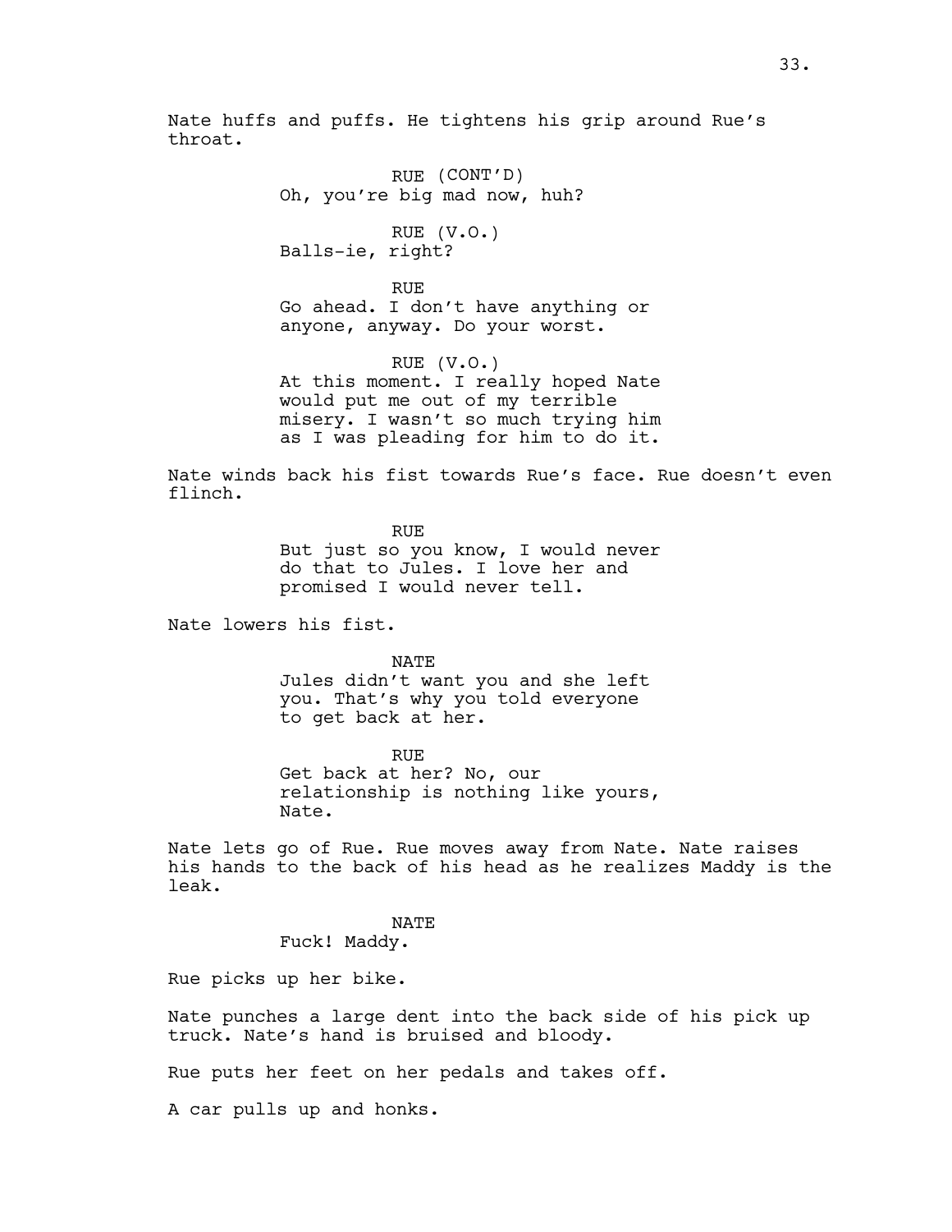Nate huffs and puffs. He tightens his grip around Rue's throat.

RUE (CONT'D)
Oh, you're big mad now, huh?

RUE (V.O.)
Balls-ie, right?

RUE
Go ahead. I don't have anything or anyone, anyway. Do your worst.

RUE (V.O.)
At this moment. I really hoped Nate would put me out of my terrible misery. I wasn't so much trying him as I was pleading for him to do it.

Nate winds back his fist towards Rue's face. Rue doesn't even flinch.

RUE
But just so you know, I would never do that to Jules. I love her and promised I would never tell.

Nate lowers his fist.

NATE
Jules didn't want you and she left you. That's why you told everyone to get back at her.

RUE
Get back at her? No, our relationship is nothing like yours, Nate.

Nate lets go of Rue. Rue moves away from Nate. Nate raises his hands to the back of his head as he realizes Maddy is the leak.

NATE
Fuck! Maddy.

Rue picks up her bike.

Nate punches a large dent into the back side of his pick up truck. Nate's hand is bruised and bloody.

Rue puts her feet on her pedals and takes off.

A car pulls up and honks.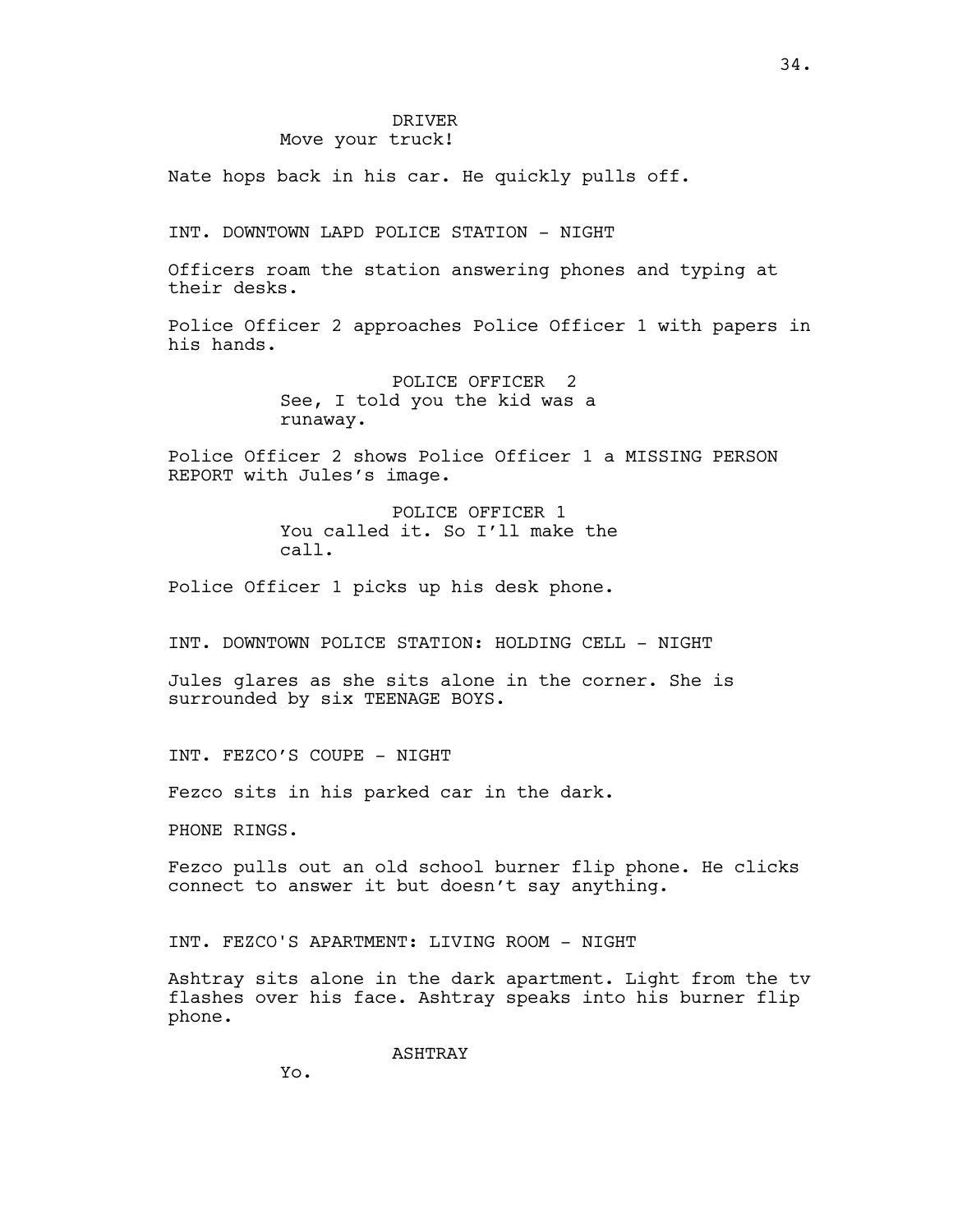DRIVER
Move your truck!

Nate hops back in his car. He quickly pulls off.

INT. DOWNTOWN LAPD POLICE STATION - NIGHT

Officers roam the station answering phones and typing at their desks.

Police Officer 2 approaches Police Officer 1 with papers in his hands.

POLICE OFFICER 2
See, I told you the kid was a runaway.

Police Officer 2 shows Police Officer 1 a MISSING PERSON REPORT with Jules's image.

POLICE OFFICER 1
You called it. So I'll make the call.

Police Officer 1 picks up his desk phone.

INT. DOWNTOWN POLICE STATION: HOLDING CELL - NIGHT

Jules glares as she sits alone in the corner. She is surrounded by six TEENAGE BOYS.

INT. FEZCO'S COUPE - NIGHT

Fezco sits in his parked car in the dark.

PHONE RINGS.

Fezco pulls out an old school burner flip phone. He clicks connect to answer it but doesn't say anything.

INT. FEZCO'S APARTMENT: LIVING ROOM - NIGHT

Ashtray sits alone in the dark apartment. Light from the tv flashes over his face. Ashtray speaks into his burner flip phone.

ASHTRAY
Yo.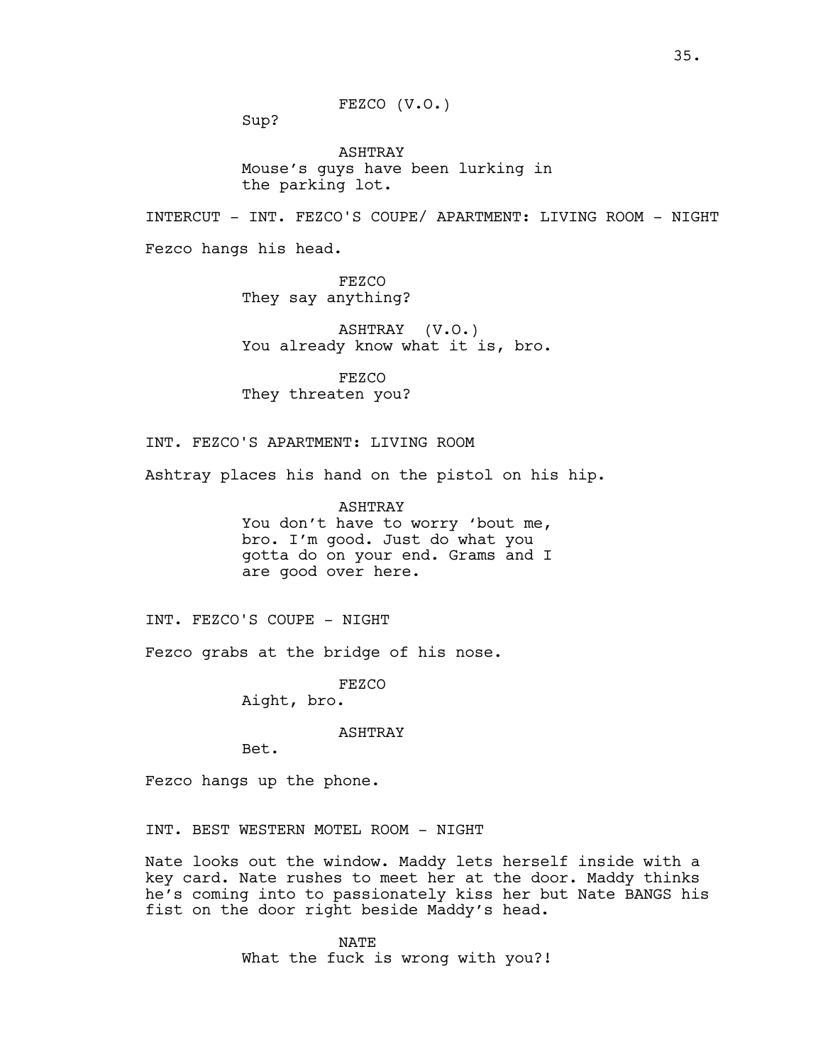FEZCO (V.O.)

Sup?

ASHTRAY

Mouse's guys have been lurking in the parking lot.

INTERCUT - INT. FEZCO'S COUPE/ APARTMENT: LIVING ROOM - NIGHT

Fezco hangs his head.

FEZCO

They say anything?

ASHTRAY (V.O.)

You already know what it is, bro.

FEZCO

They threaten you?

INT. FEZCO'S APARTMENT: LIVING ROOM

Ashtray places his hand on the pistol on his hip.

ASHTRAY

You don't have to worry 'bout me, bro. I'm good. Just do what you gotta do on your end. Grams and I are good over here.

INT. FEZCO'S COUPE - NIGHT

Fezco grabs at the bridge of his nose.

FEZCO

Aight, bro.

ASHTRAY

Bet.

Fezco hangs up the phone.

INT. BEST WESTERN MOTEL ROOM - NIGHT

Nate looks out the window. Maddy lets herself inside with a key card. Nate rushes to meet her at the door. Maddy thinks he's coming into to passionately kiss her but Nate BANGS his fist on the door right beside Maddy's head.

NATE

What the fuck is wrong with you?!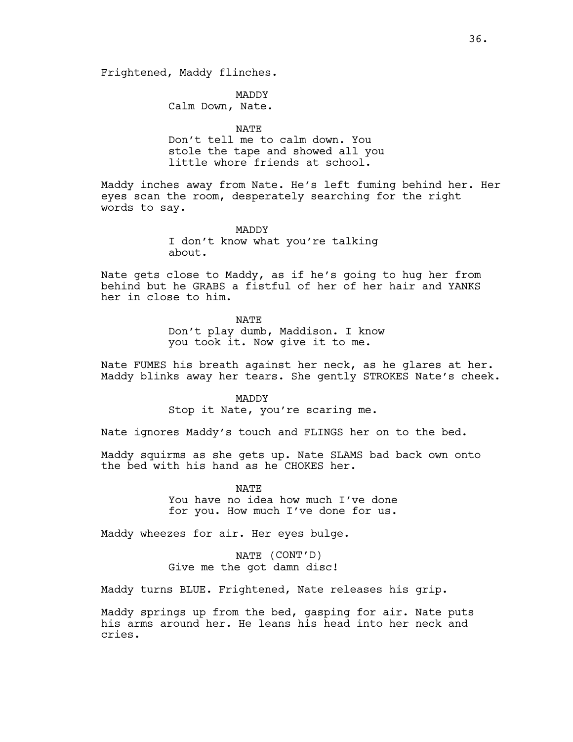Frightened, Maddy flinches.

MADDY
Calm Down, Nate.

NATE
Don't tell me to calm down. You stole the tape and showed all you little whore friends at school.

Maddy inches away from Nate. He's left fuming behind her. Her eyes scan the room, desperately searching for the right words to say.

MADDY
I don't know what you're talking about.

Nate gets close to Maddy, as if he's going to hug her from behind but he GRABS a fistful of her of her hair and YANKS her in close to him.

NATE
Don't play dumb, Maddison. I know you took it. Now give it to me.

Nate FUMES his breath against her neck, as he glares at her. Maddy blinks away her tears. She gently STROKES Nate's cheek.

MADDY
Stop it Nate, you're scaring me.

Nate ignores Maddy's touch and FLINGS her on to the bed.

Maddy squirms as she gets up. Nate SLAMS bad back own onto the bed with his hand as he CHOKES her.

NATE
You have no idea how much I've done for you. How much I've done for us.

Maddy wheezes for air. Her eyes bulge.

NATE (CONT'D)
Give me the got damn disc!

Maddy turns BLUE. Frightened, Nate releases his grip.

Maddy springs up from the bed, gasping for air. Nate puts his arms around her. He leans his head into her neck and cries.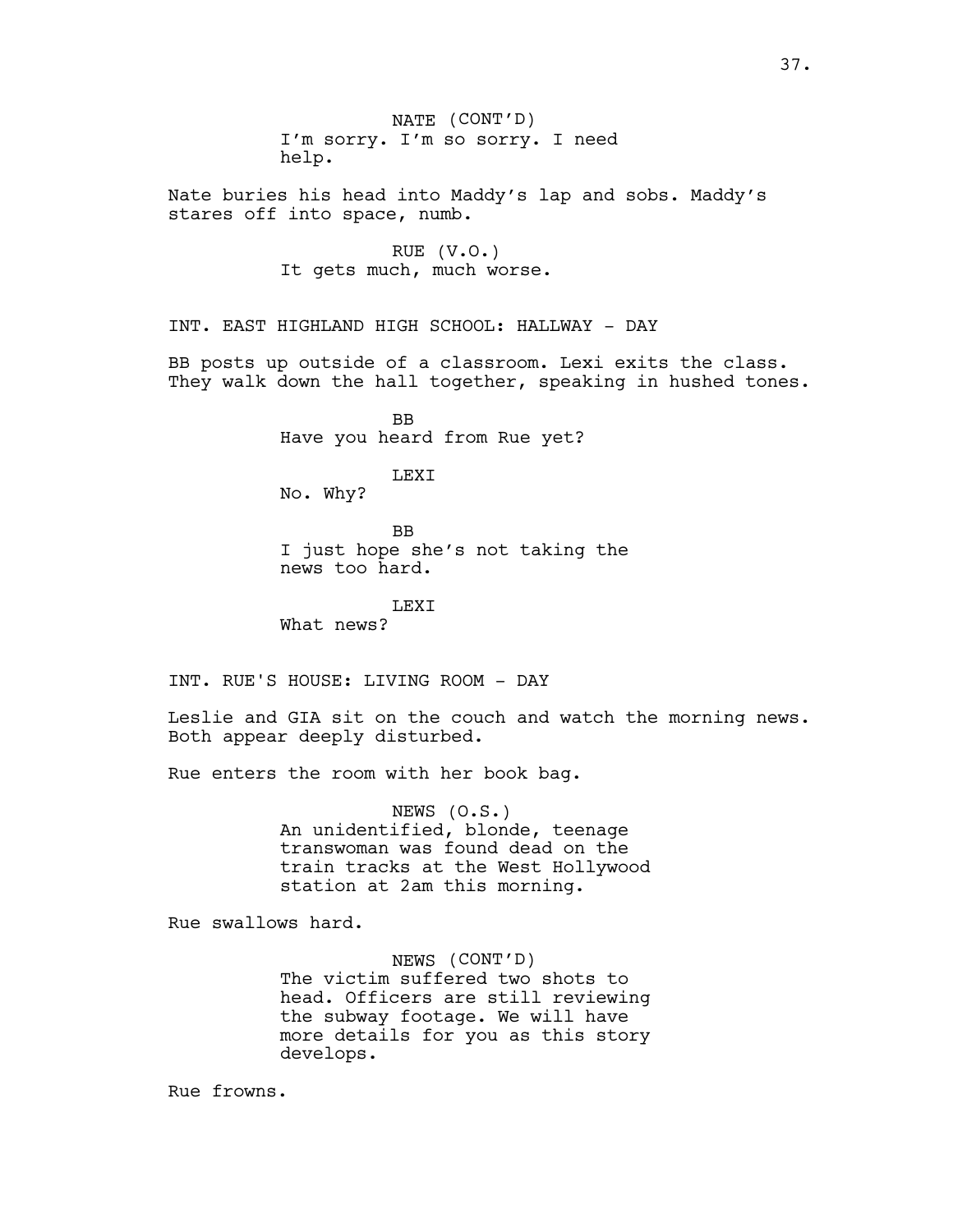NATE (CONT'D)
I'm sorry. I'm so sorry. I need help.

Nate buries his head into Maddy's lap and sobs. Maddy's stares off into space, numb.

RUE (V.O.)
It gets much, much worse.

INT. EAST HIGHLAND HIGH SCHOOL: HALLWAY - DAY

BB posts up outside of a classroom. Lexi exits the class. They walk down the hall together, speaking in hushed tones.

BB
Have you heard from Rue yet?

LEXI
No. Why?

BB
I just hope she's not taking the news too hard.

LEXI
What news?

INT. RUE'S HOUSE: LIVING ROOM - DAY

Leslie and GIA sit on the couch and watch the morning news. Both appear deeply disturbed.

Rue enters the room with her book bag.

NEWS (O.S.)
An unidentified, blonde, teenage transwoman was found dead on the train tracks at the West Hollywood station at 2am this morning.

Rue swallows hard.

NEWS (CONT'D)
The victim suffered two shots to head. Officers are still reviewing the subway footage. We will have more details for you as this story develops.

Rue frowns.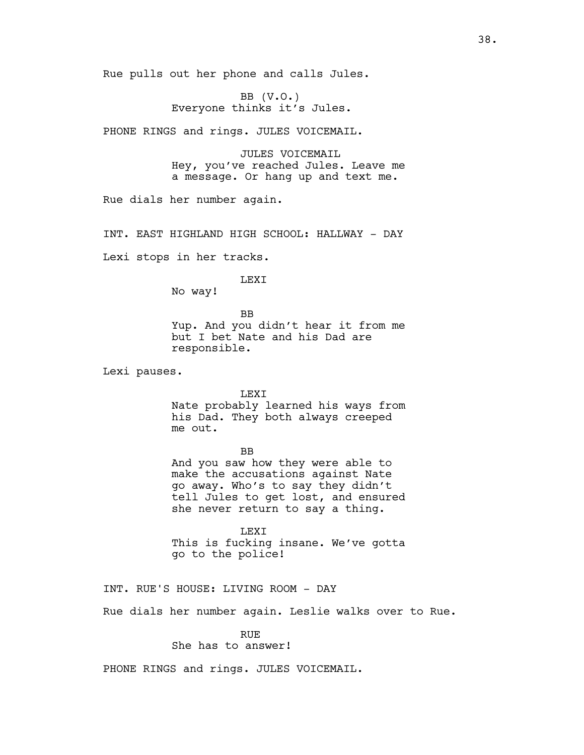Rue pulls out her phone and calls Jules.

BB (V.O.)
Everyone thinks it's Jules.

PHONE RINGS and rings. JULES VOICEMAIL.

JULES VOICEMAIL
Hey, you've reached Jules. Leave me a message. Or hang up and text me.

Rue dials her number again.

INT. EAST HIGHLAND HIGH SCHOOL: HALLWAY - DAY

Lexi stops in her tracks.

LEXI
No way!

BB
Yup. And you didn't hear it from me but I bet Nate and his Dad are responsible.

Lexi pauses.

LEXI
Nate probably learned his ways from his Dad. They both always creeped me out.

BB
And you saw how they were able to make the accusations against Nate go away. Who's to say they didn't tell Jules to get lost, and ensured she never return to say a thing.

LEXI
This is fucking insane. We've gotta go to the police!

INT. RUE'S HOUSE: LIVING ROOM - DAY

Rue dials her number again. Leslie walks over to Rue.

RUE
She has to answer!

PHONE RINGS and rings. JULES VOICEMAIL.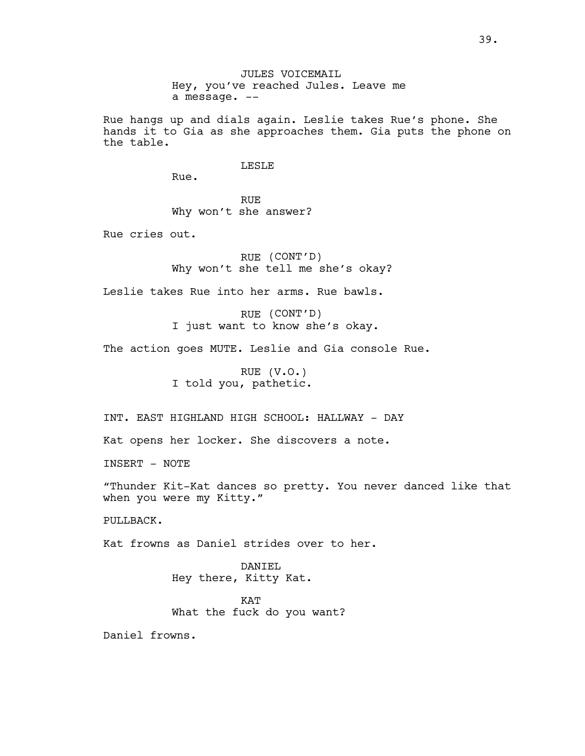JULES VOICEMAIL
Hey, you've reached Jules. Leave me a message. --

Rue hangs up and dials again. Leslie takes Rue's phone. She hands it to Gia as she approaches them. Gia puts the phone on the table.

LESLE
Rue.

RUE
Why won't she answer?

Rue cries out.

RUE (CONT'D)
Why won't she tell me she's okay?

Leslie takes Rue into her arms. Rue bawls.

RUE (CONT'D)
I just want to know she's okay.

The action goes MUTE. Leslie and Gia console Rue.

RUE (V.O.)
I told you, pathetic.

INT. EAST HIGHLAND HIGH SCHOOL: HALLWAY - DAY

Kat opens her locker. She discovers a note.

INSERT - NOTE

"Thunder Kit-Kat dances so pretty. You never danced like that when you were my Kitty."

PULLBACK.

Kat frowns as Daniel strides over to her.

DANIEL
Hey there, Kitty Kat.

KAT
What the fuck do you want?

Daniel frowns.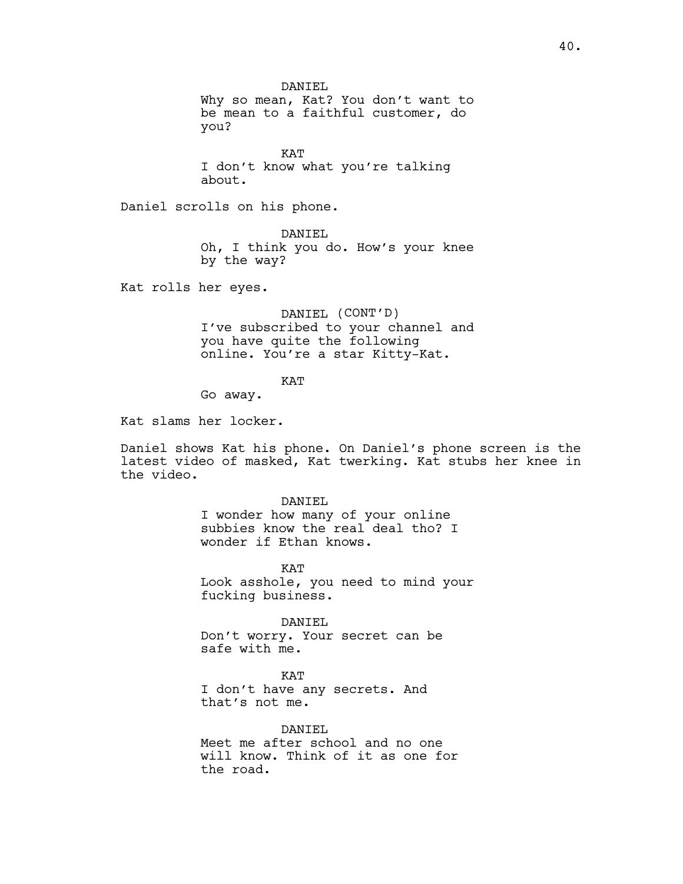DANIEL
Why so mean, Kat? You don't want to be mean to a faithful customer, do you?

KAT
I don't know what you're talking about.

Daniel scrolls on his phone.

DANIEL
Oh, I think you do. How's your knee by the way?

Kat rolls her eyes.

DANIEL (CONT'D)
I've subscribed to your channel and you have quite the following online. You're a star Kitty-Kat.

KAT
Go away.

Kat slams her locker.

Daniel shows Kat his phone. On Daniel's phone screen is the latest video of masked, Kat twerking. Kat stubs her knee in the video.

DANIEL
I wonder how many of your online subbies know the real deal tho? I wonder if Ethan knows.

KAT
Look asshole, you need to mind your fucking business.

DANIEL
Don't worry. Your secret can be safe with me.

KAT
I don't have any secrets. And that's not me.

DANIEL
Meet me after school and no one will know. Think of it as one for the road.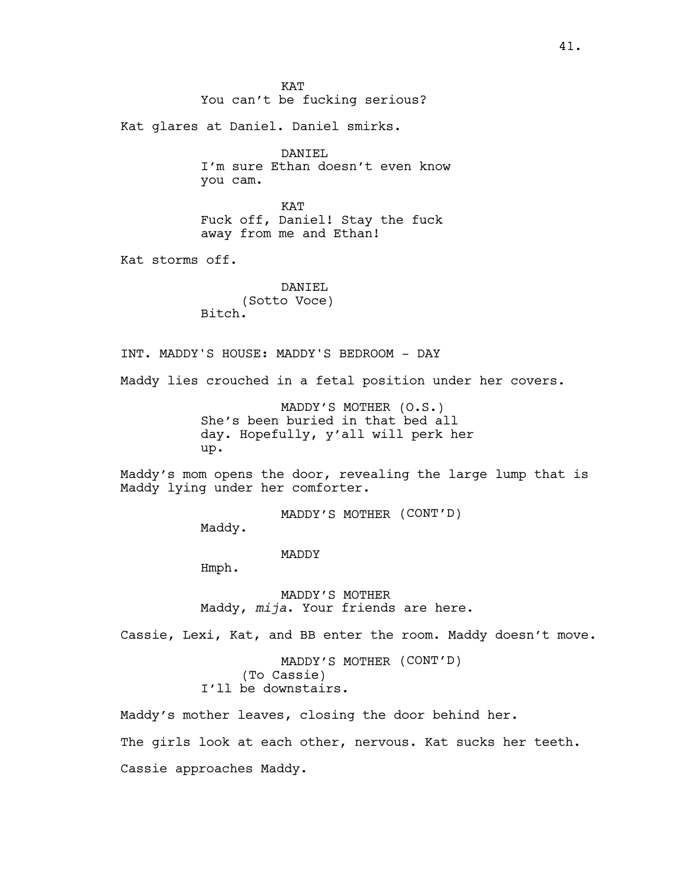KAT
You can't be fucking serious?

Kat glares at Daniel. Daniel smirks.

DANIEL
I'm sure Ethan doesn't even know you cam.

KAT
Fuck off, Daniel! Stay the fuck away from me and Ethan!

Kat storms off.

DANIEL
(Sotto Voce)
Bitch.

INT. MADDY'S HOUSE: MADDY'S BEDROOM - DAY

Maddy lies crouched in a fetal position under her covers.

MADDY'S MOTHER (O.S.)
She's been buried in that bed all day. Hopefully, y'all will perk her up.

Maddy's mom opens the door, revealing the large lump that is Maddy lying under her comforter.

MADDY'S MOTHER (CONT'D)
Maddy.

MADDY
Hmph.

MADDY'S MOTHER
Maddy, *mija*. Your friends are here.

Cassie, Lexi, Kat, and BB enter the room. Maddy doesn't move.

MADDY'S MOTHER (CONT'D)
(To Cassie)
I'll be downstairs.

Maddy's mother leaves, closing the door behind her.

The girls look at each other, nervous. Kat sucks her teeth.

Cassie approaches Maddy.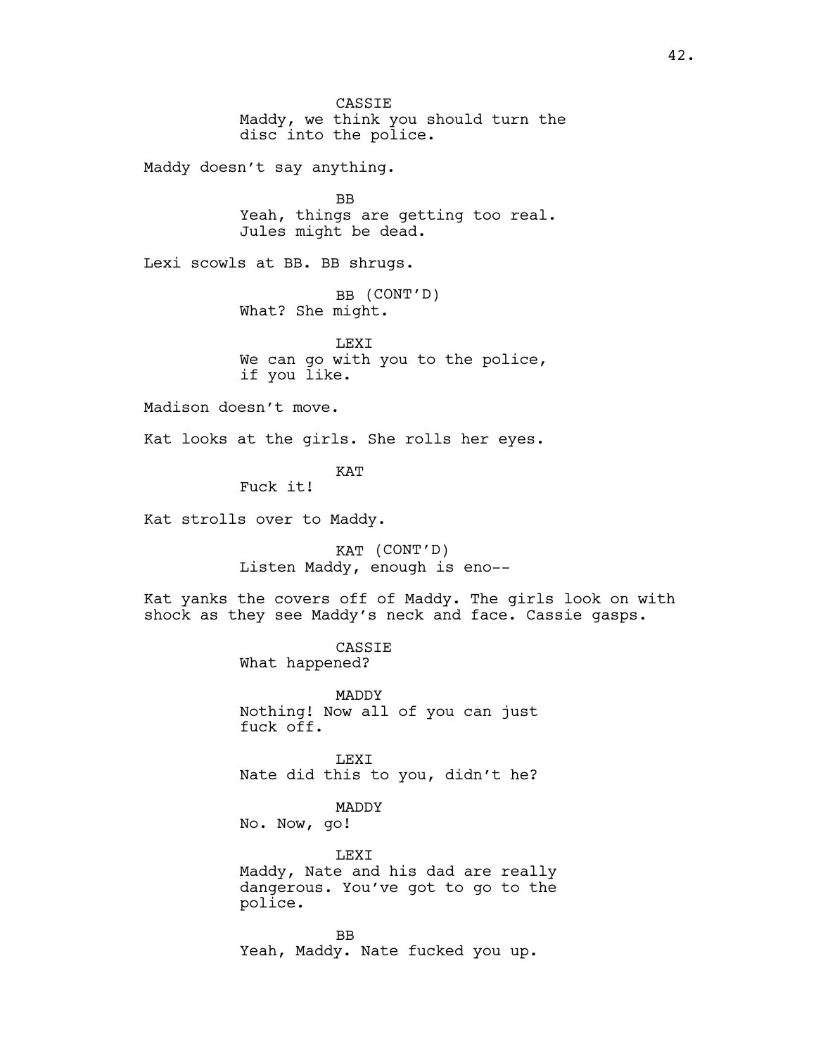CASSIE
Maddy, we think you should turn the disc into the police.

Maddy doesn't say anything.

BB
Yeah, things are getting too real. Jules might be dead.

Lexi scowls at BB. BB shrugs.

BB (CONT'D)
What? She might.

LEXI
We can go with you to the police, if you like.

Madison doesn't move.

Kat looks at the girls. She rolls her eyes.

KAT
Fuck it!

Kat strolls over to Maddy.

KAT (CONT'D)
Listen Maddy, enough is eno--

Kat yanks the covers off of Maddy. The girls look on with shock as they see Maddy's neck and face. Cassie gasps.

CASSIE
What happened?

MADDY
Nothing! Now all of you can just fuck off.

LEXI
Nate did this to you, didn't he?

MADDY
No. Now, go!

LEXI
Maddy, Nate and his dad are really dangerous. You've got to go to the police.

BB
Yeah, Maddy. Nate fucked you up.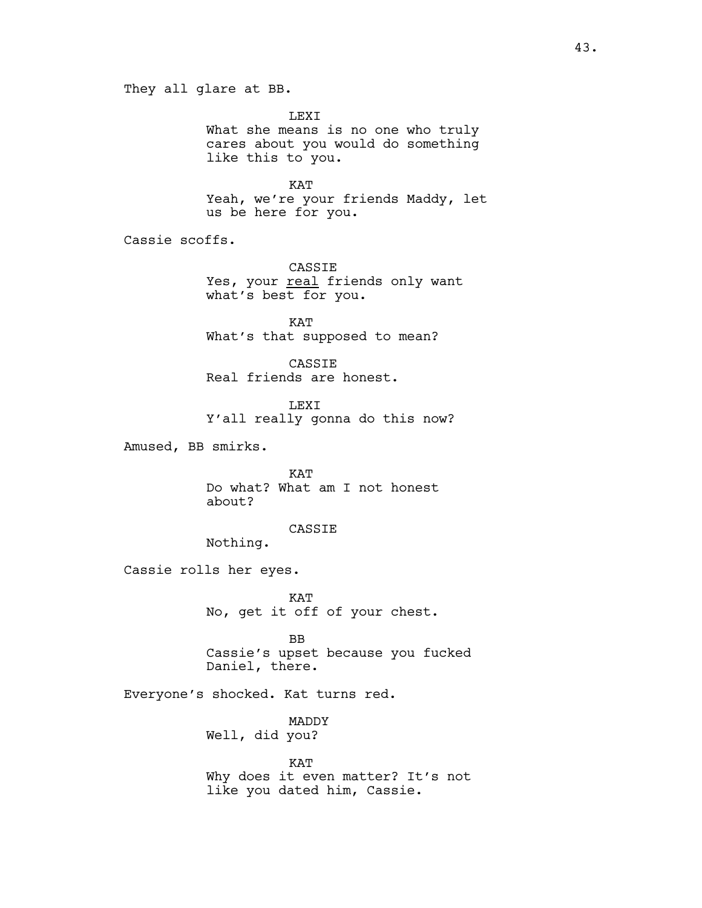They all glare at BB.

LEXI
What she means is no one who truly cares about you would do something like this to you.

KAT
Yeah, we're your friends Maddy, let us be here for you.

Cassie scoffs.

CASSIE
Yes, your <u>real</u> friends only want what's best for you.

KAT
What's that supposed to mean?

CASSIE
Real friends are honest.

LEXI
Y'all really gonna do this now?

Amused, BB smirks.

KAT
Do what? What am I not honest about?

CASSIE
Nothing.

Cassie rolls her eyes.

KAT
No, get it off of your chest.

BB
Cassie's upset because you fucked Daniel, there.

Everyone's shocked. Kat turns red.

MADDY
Well, did you?

KAT
Why does it even matter? It's not like you dated him, Cassie.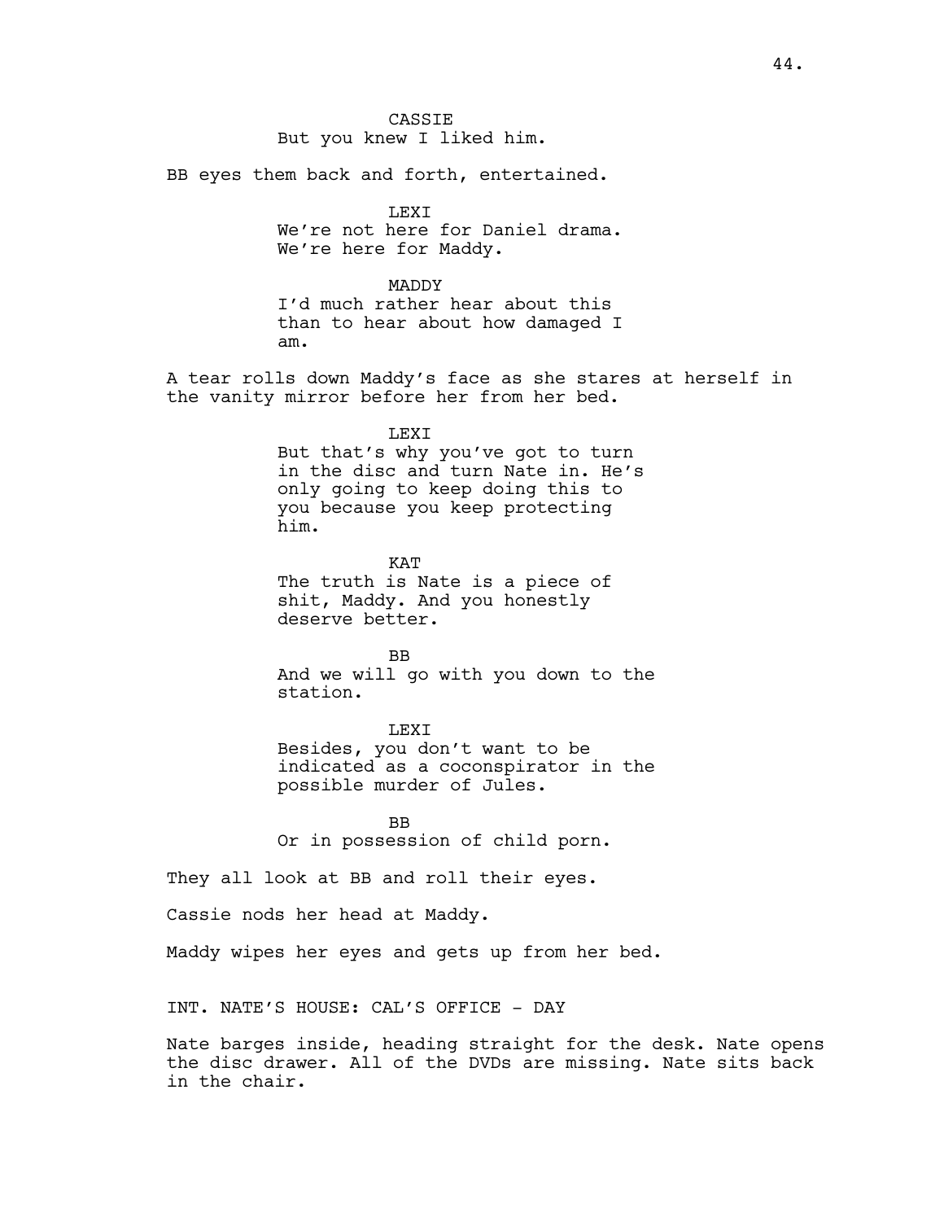CASSIE
But you knew I liked him.

BB eyes them back and forth, entertained.

LEXI
We're not here for Daniel drama. We're here for Maddy.

MADDY
I'd much rather hear about this than to hear about how damaged I am.

A tear rolls down Maddy's face as she stares at herself in the vanity mirror before her from her bed.

LEXI
But that's why you've got to turn in the disc and turn Nate in. He's only going to keep doing this to you because you keep protecting him.

KAT
The truth is Nate is a piece of shit, Maddy. And you honestly deserve better.

BB
And we will go with you down to the station.

LEXI
Besides, you don't want to be indicated as a coconspirator in the possible murder of Jules.

BB
Or in possession of child porn.

They all look at BB and roll their eyes.

Cassie nods her head at Maddy.

Maddy wipes her eyes and gets up from her bed.

INT. NATE'S HOUSE: CAL'S OFFICE - DAY

Nate barges inside, heading straight for the desk. Nate opens the disc drawer. All of the DVDs are missing. Nate sits back in the chair.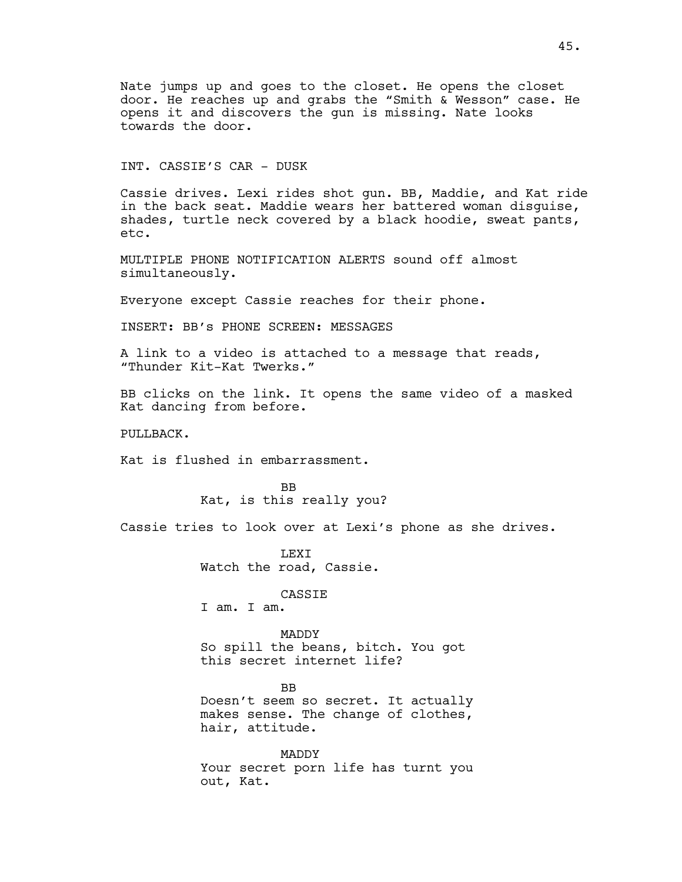Nate jumps up and goes to the closet. He opens the closet door. He reaches up and grabs the "Smith & Wesson" case. He opens it and discovers the gun is missing. Nate looks towards the door.

INT. CASSIE'S CAR - DUSK

Cassie drives. Lexi rides shot gun. BB, Maddie, and Kat ride in the back seat. Maddie wears her battered woman disguise, shades, turtle neck covered by a black hoodie, sweat pants, etc.

MULTIPLE PHONE NOTIFICATION ALERTS sound off almost simultaneously.

Everyone except Cassie reaches for their phone.

INSERT: BB's PHONE SCREEN: MESSAGES

A link to a video is attached to a message that reads, "Thunder Kit-Kat Twerks."

BB clicks on the link. It opens the same video of a masked Kat dancing from before.

PULLBACK.

Kat is flushed in embarrassment.

BB
Kat, is this really you?

Cassie tries to look over at Lexi's phone as she drives.

LEXI
Watch the road, Cassie.

CASSIE
I am. I am.

MADDY
So spill the beans, bitch. You got this secret internet life?

BB
Doesn't seem so secret. It actually makes sense. The change of clothes, hair, attitude.

MADDY
Your secret porn life has turnt you out, Kat.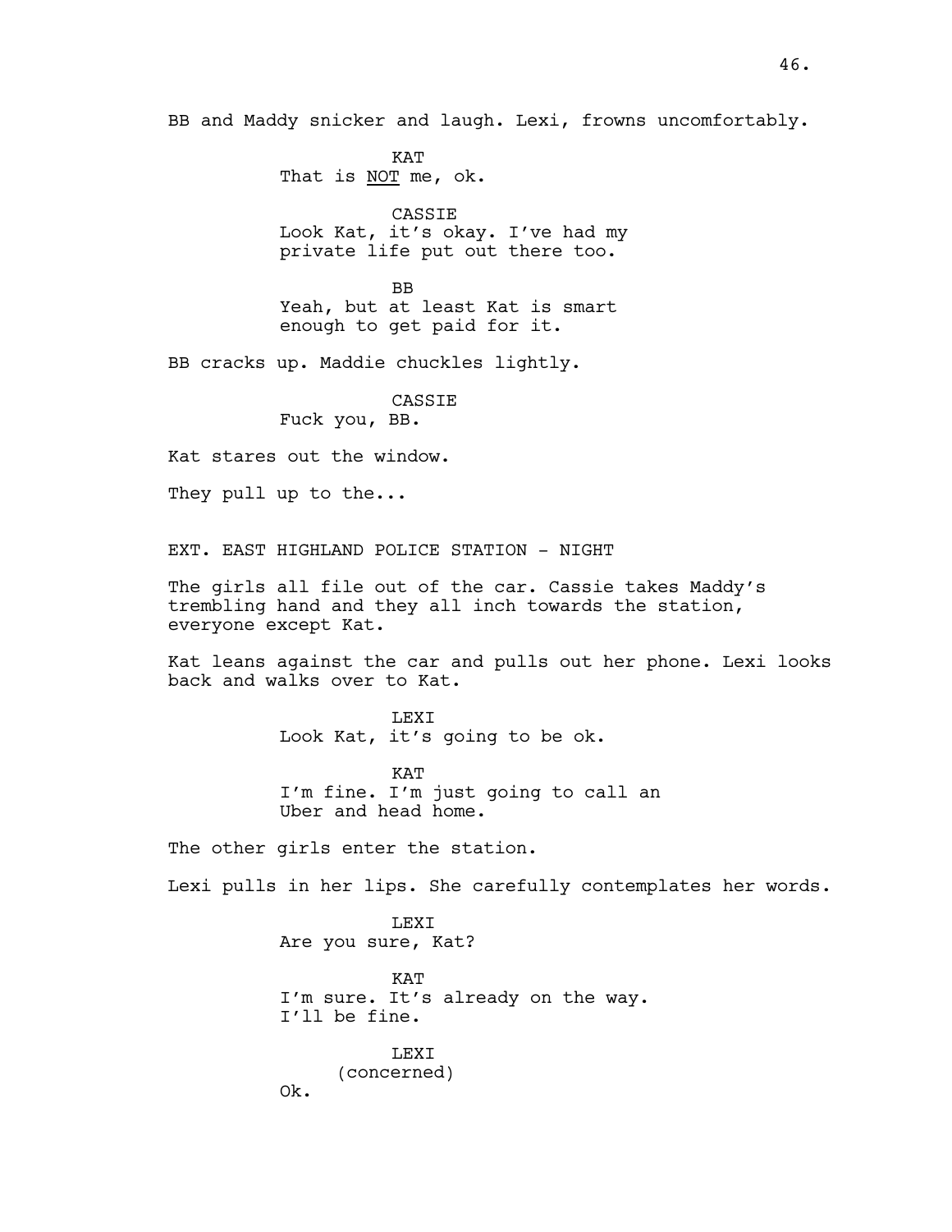BB and Maddy snicker and laugh. Lexi, frowns uncomfortably.

KAT
That is <u>NOT</u> me, ok.

CASSIE
Look Kat, it's okay. I've had my private life put out there too.

BB
Yeah, but at least Kat is smart enough to get paid for it.

BB cracks up. Maddie chuckles lightly.

CASSIE
Fuck you, BB.

Kat stares out the window.

They pull up to the...

EXT. EAST HIGHLAND POLICE STATION - NIGHT

The girls all file out of the car. Cassie takes Maddy's trembling hand and they all inch towards the station, everyone except Kat.

Kat leans against the car and pulls out her phone. Lexi looks back and walks over to Kat.

LEXI
Look Kat, it's going to be ok.

KAT
I'm fine. I'm just going to call an Uber and head home.

The other girls enter the station.

Lexi pulls in her lips. She carefully contemplates her words.

LEXI
Are you sure, Kat?

KAT
I'm sure. It's already on the way. I'll be fine.

LEXI
(concerned)
Ok.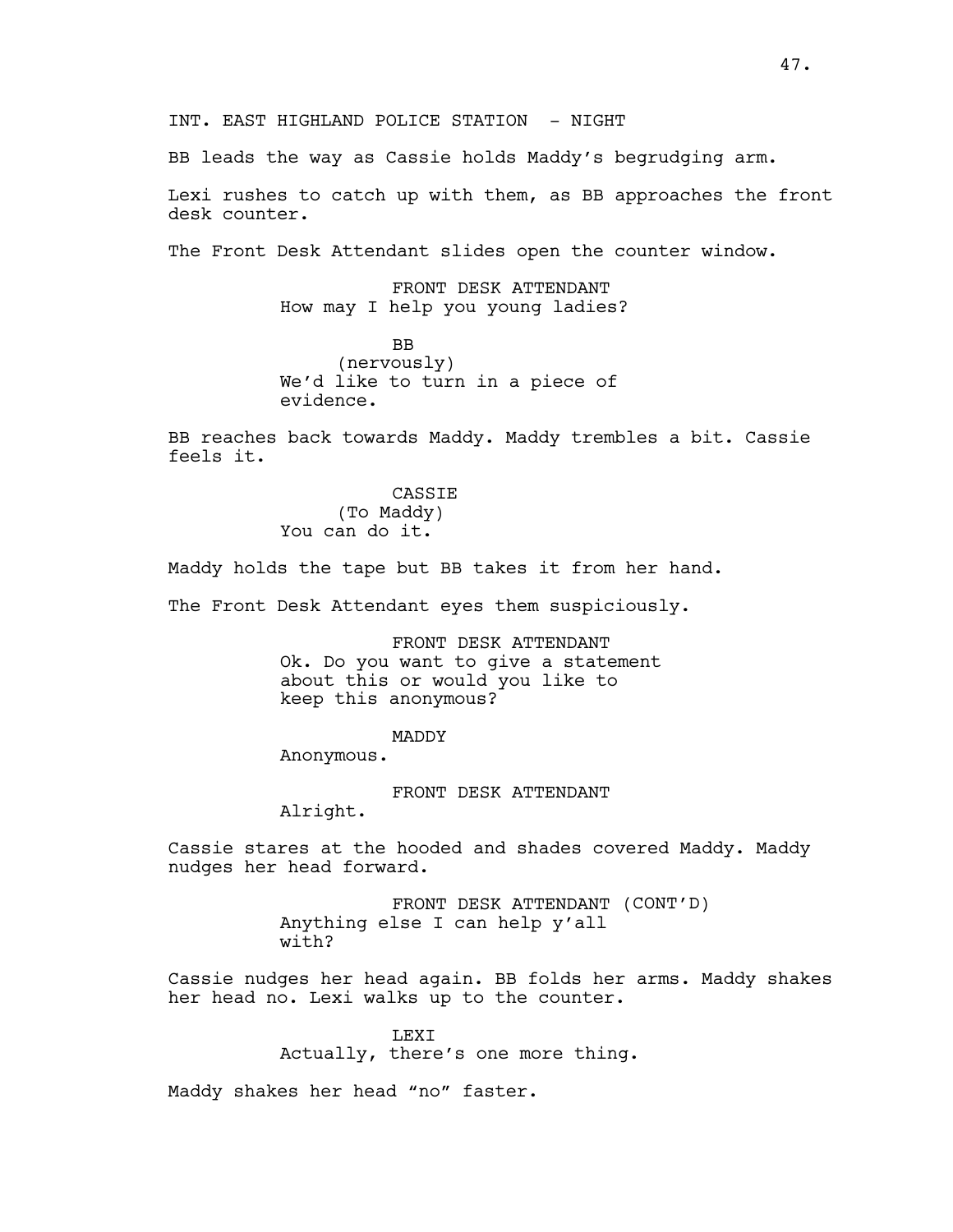INT. EAST HIGHLAND POLICE STATION - NIGHT

BB leads the way as Cassie holds Maddy's begrudging arm.

Lexi rushes to catch up with them, as BB approaches the front desk counter.

The Front Desk Attendant slides open the counter window.

FRONT DESK ATTENDANT
How may I help you young ladies?

BB
(nervously)
We'd like to turn in a piece of evidence.

BB reaches back towards Maddy. Maddy trembles a bit. Cassie feels it.

CASSIE
(To Maddy)
You can do it.

Maddy holds the tape but BB takes it from her hand.

The Front Desk Attendant eyes them suspiciously.

FRONT DESK ATTENDANT
Ok. Do you want to give a statement about this or would you like to keep this anonymous?

MADDY
Anonymous.

FRONT DESK ATTENDANT
Alright.

Cassie stares at the hooded and shades covered Maddy. Maddy nudges her head forward.

FRONT DESK ATTENDANT (CONT'D)
Anything else I can help y'all with?

Cassie nudges her head again. BB folds her arms. Maddy shakes her head no. Lexi walks up to the counter.

LEXI
Actually, there's one more thing.

Maddy shakes her head "no" faster.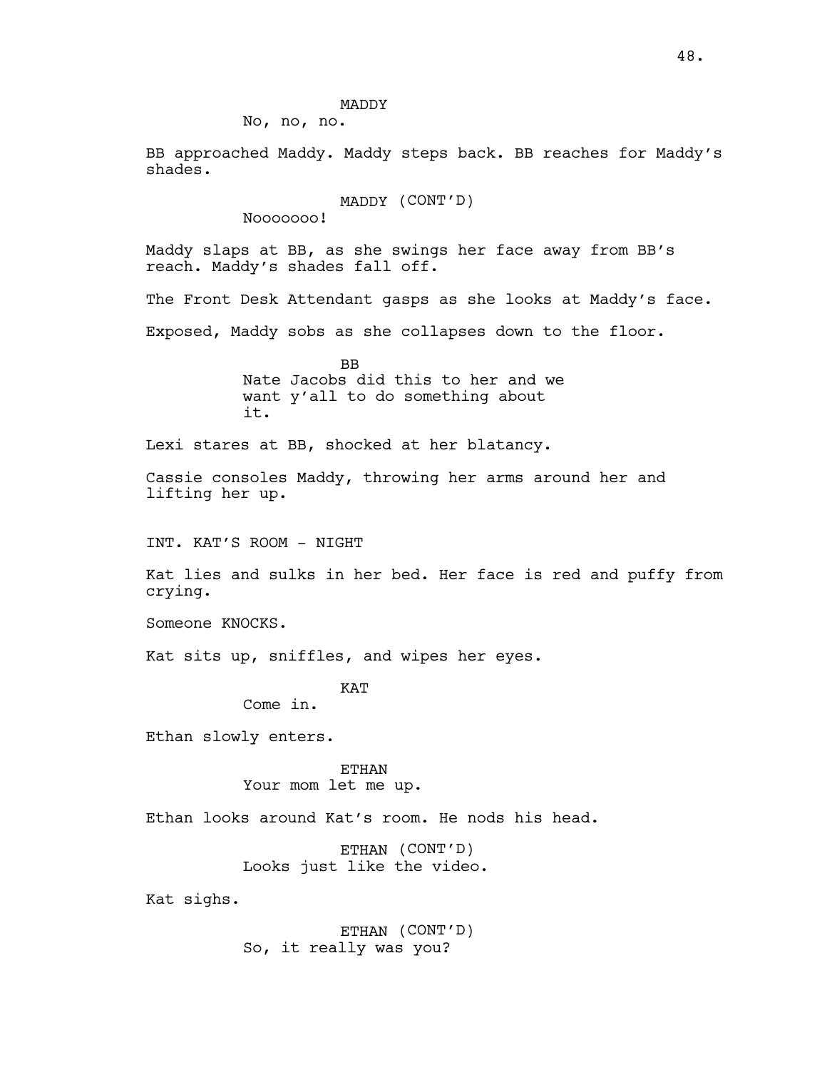MADDY

No, no, no.

BB approached Maddy. Maddy steps back. BB reaches for Maddy's shades.

MADDY (CONT'D)

Nooooooo!

Maddy slaps at BB, as she swings her face away from BB's reach. Maddy's shades fall off.

The Front Desk Attendant gasps as she looks at Maddy's face.

Exposed, Maddy sobs as she collapses down to the floor.

BB

Nate Jacobs did this to her and we want y'all to do something about it.

Lexi stares at BB, shocked at her blatancy.

Cassie consoles Maddy, throwing her arms around her and lifting her up.

INT. KAT'S ROOM - NIGHT

Kat lies and sulks in her bed. Her face is red and puffy from crying.

Someone KNOCKS.

Kat sits up, sniffles, and wipes her eyes.

KAT

Come in.

Ethan slowly enters.

ETHAN

Your mom let me up.

Ethan looks around Kat's room. He nods his head.

ETHAN (CONT'D)

Looks just like the video.

Kat sighs.

ETHAN (CONT'D)

So, it really was you?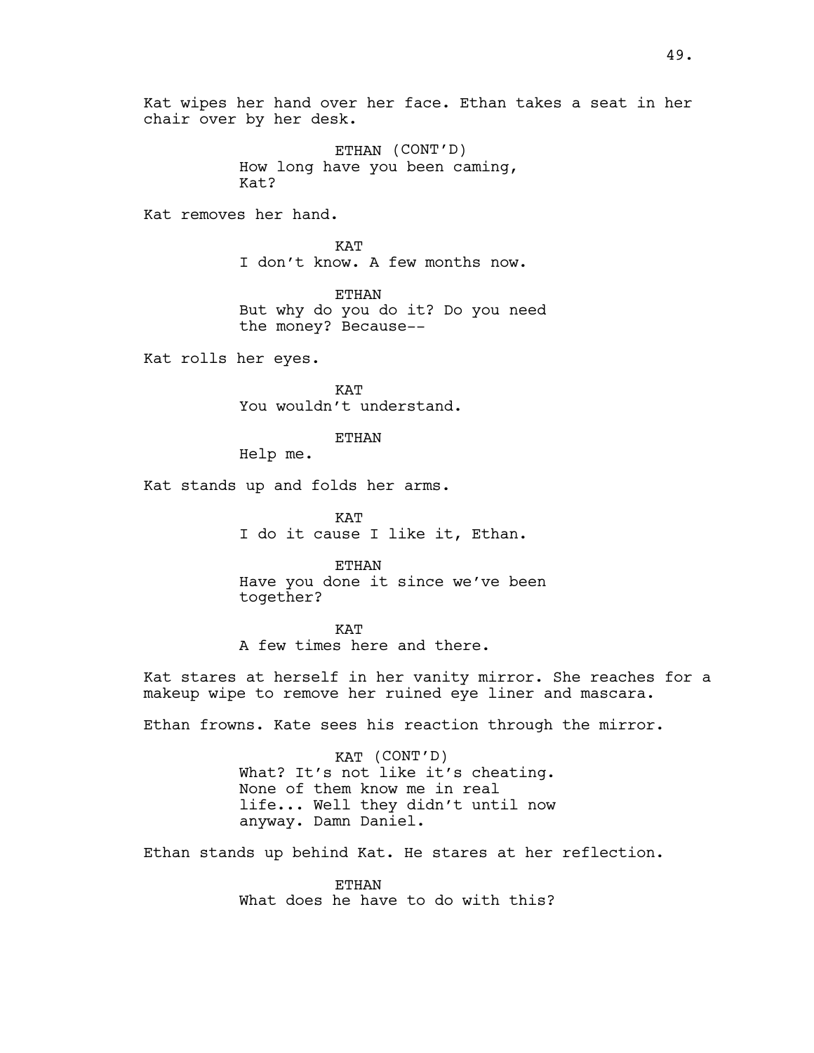Kat wipes her hand over her face. Ethan takes a seat in her chair over by her desk.

ETHAN (CONT'D)
How long have you been caming, Kat?

Kat removes her hand.

KAT
I don't know. A few months now.

ETHAN
But why do you do it? Do you need the money? Because--

Kat rolls her eyes.

KAT
You wouldn't understand.

ETHAN
Help me.

Kat stands up and folds her arms.

KAT
I do it cause I like it, Ethan.

ETHAN
Have you done it since we've been together?

KAT
A few times here and there.

Kat stares at herself in her vanity mirror. She reaches for a makeup wipe to remove her ruined eye liner and mascara.

Ethan frowns. Kate sees his reaction through the mirror.

KAT (CONT'D)
What? It's not like it's cheating. None of them know me in real life... Well they didn't until now anyway. Damn Daniel.

Ethan stands up behind Kat. He stares at her reflection.

ETHAN
What does he have to do with this?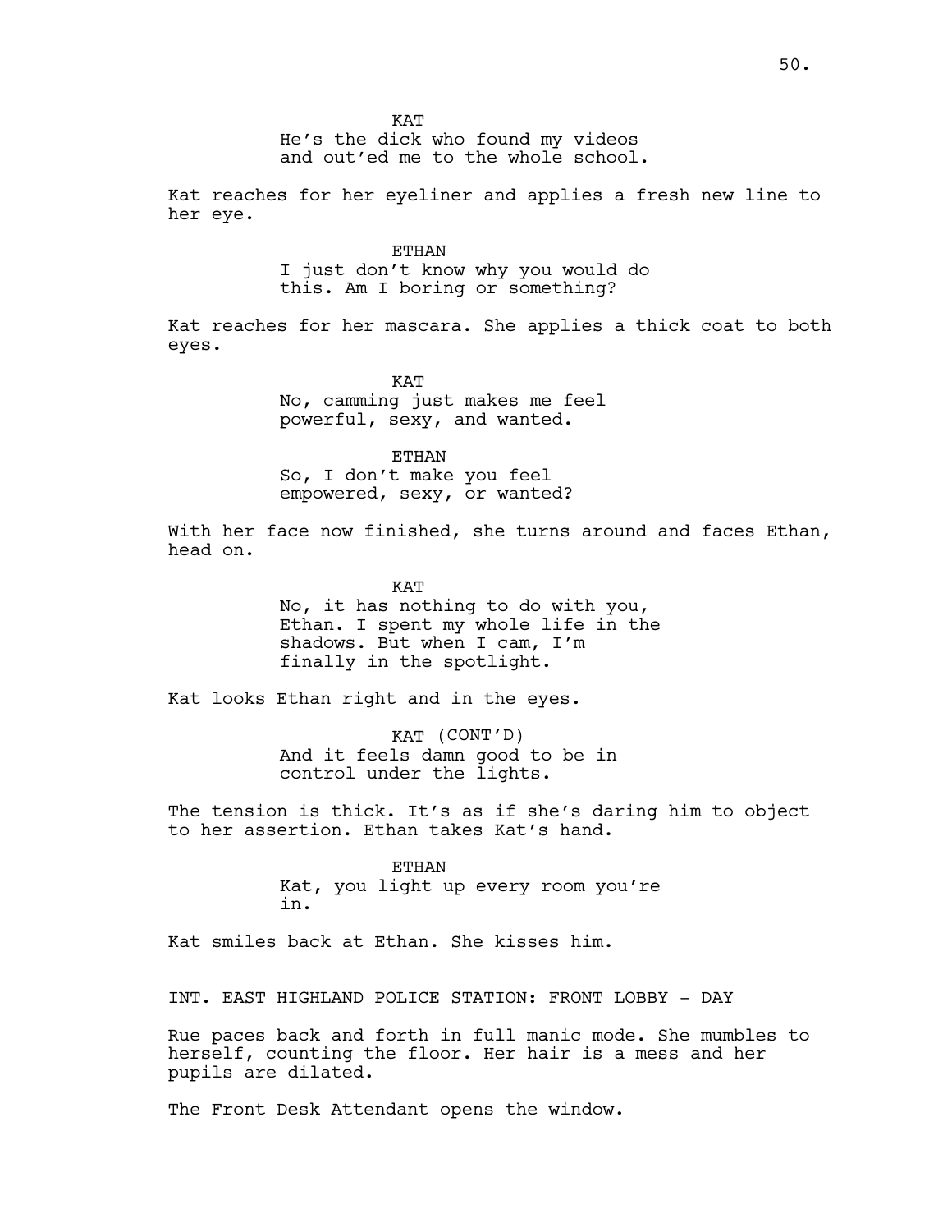KAT
He's the dick who found my videos and out'ed me to the whole school.

Kat reaches for her eyeliner and applies a fresh new line to her eye.

ETHAN
I just don't know why you would do this. Am I boring or something?

Kat reaches for her mascara. She applies a thick coat to both eyes.

KAT
No, camming just makes me feel powerful, sexy, and wanted.

ETHAN
So, I don't make you feel empowered, sexy, or wanted?

With her face now finished, she turns around and faces Ethan, head on.

KAT
No, it has nothing to do with you, Ethan. I spent my whole life in the shadows. But when I cam, I'm finally in the spotlight.

Kat looks Ethan right and in the eyes.

KAT (CONT'D)
And it feels damn good to be in control under the lights.

The tension is thick. It's as if she's daring him to object to her assertion. Ethan takes Kat's hand.

ETHAN
Kat, you light up every room you're in.

Kat smiles back at Ethan. She kisses him.

INT. EAST HIGHLAND POLICE STATION: FRONT LOBBY - DAY

Rue paces back and forth in full manic mode. She mumbles to herself, counting the floor. Her hair is a mess and her pupils are dilated.

The Front Desk Attendant opens the window.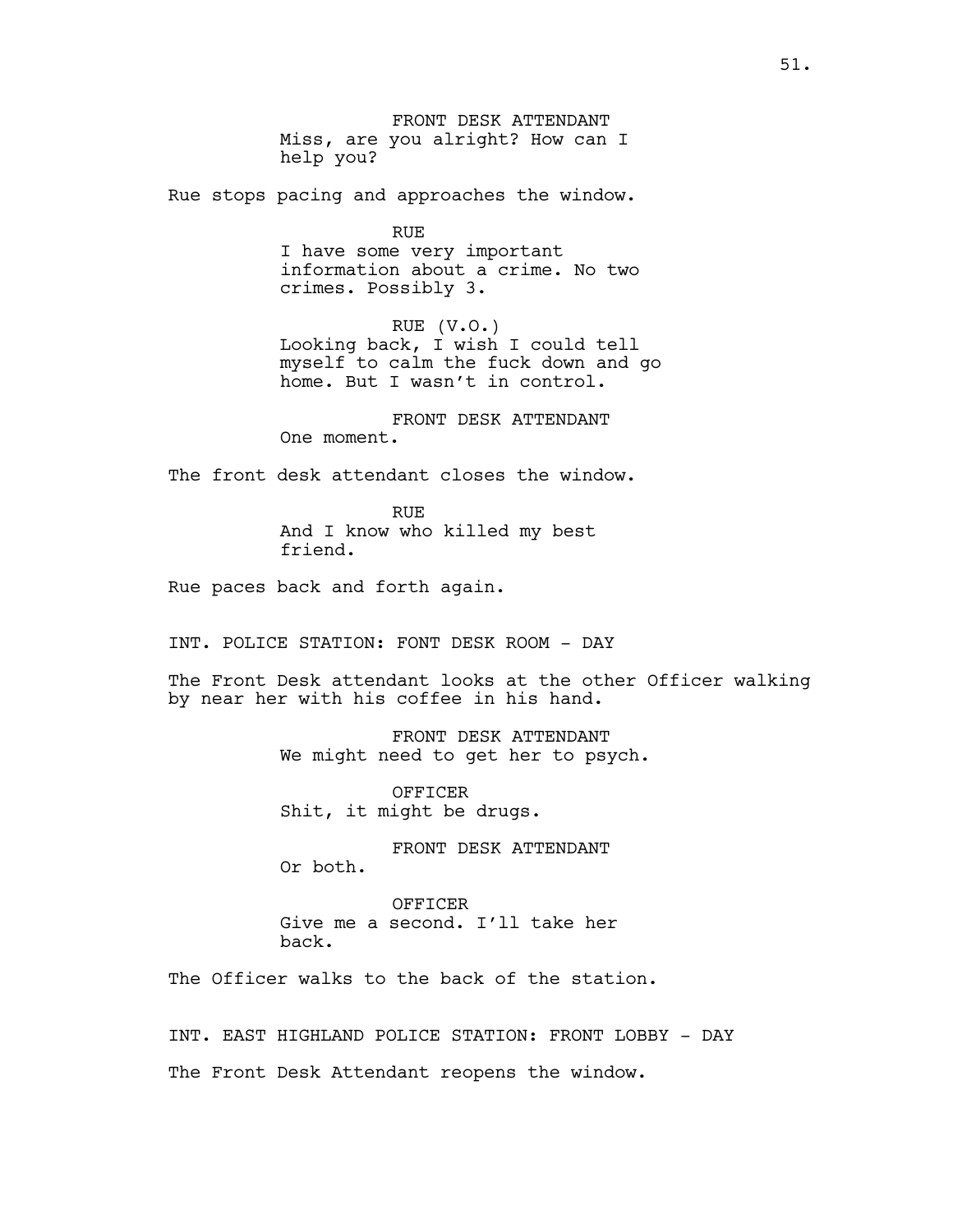FRONT DESK ATTENDANT
Miss, are you alright? How can I help you?

Rue stops pacing and approaches the window.

RUE
I have some very important information about a crime. No two crimes. Possibly 3.

RUE (V.O.)
Looking back, I wish I could tell myself to calm the fuck down and go home. But I wasn't in control.

FRONT DESK ATTENDANT
One moment.

The front desk attendant closes the window.

RUE
And I know who killed my best friend.

Rue paces back and forth again.

INT. POLICE STATION: FONT DESK ROOM - DAY

The Front Desk attendant looks at the other Officer walking by near her with his coffee in his hand.

FRONT DESK ATTENDANT
We might need to get her to psych.

OFFICER
Shit, it might be drugs.

FRONT DESK ATTENDANT
Or both.

OFFICER
Give me a second. I'll take her back.

The Officer walks to the back of the station.

INT. EAST HIGHLAND POLICE STATION: FRONT LOBBY - DAY

The Front Desk Attendant reopens the window.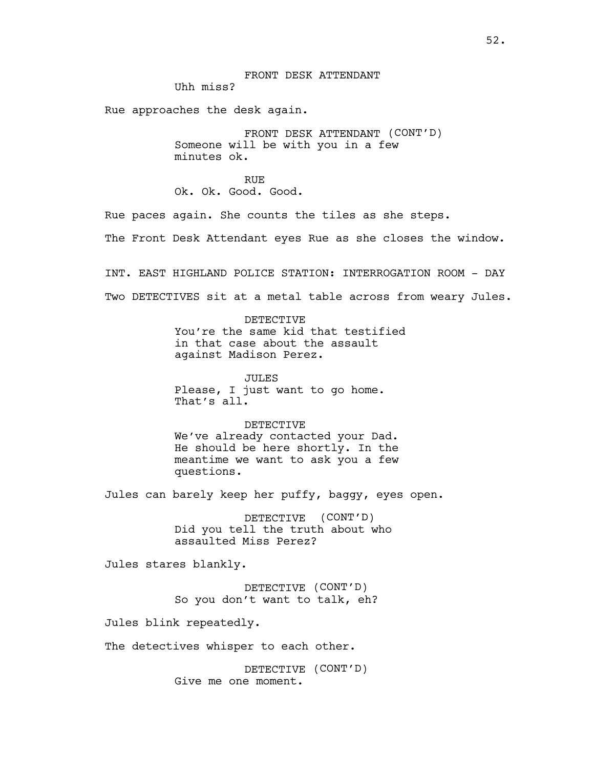FRONT DESK ATTENDANT
Uhh miss?

Rue approaches the desk again.

FRONT DESK ATTENDANT (CONT'D)
Someone will be with you in a few minutes ok.

RUE
Ok. Ok. Good. Good.

Rue paces again. She counts the tiles as she steps.

The Front Desk Attendant eyes Rue as she closes the window.

INT. EAST HIGHLAND POLICE STATION: INTERROGATION ROOM - DAY

Two DETECTIVES sit at a metal table across from weary Jules.

DETECTIVE
You're the same kid that testified in that case about the assault against Madison Perez.

JULES
Please, I just want to go home. That's all.

DETECTIVE
We've already contacted your Dad. He should be here shortly. In the meantime we want to ask you a few questions.

Jules can barely keep her puffy, baggy, eyes open.

DETECTIVE (CONT'D)
Did you tell the truth about who assaulted Miss Perez?

Jules stares blankly.

DETECTIVE (CONT'D)
So you don't want to talk, eh?

Jules blink repeatedly.

The detectives whisper to each other.

DETECTIVE (CONT'D)
Give me one moment.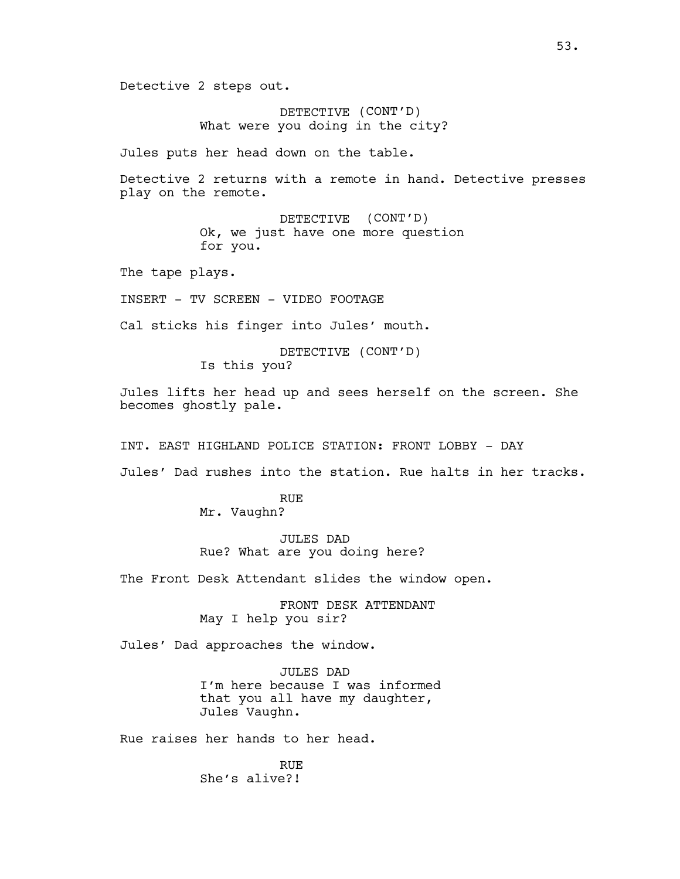Detective 2 steps out.

DETECTIVE (CONT'D)
What were you doing in the city?

Jules puts her head down on the table.

Detective 2 returns with a remote in hand. Detective presses play on the remote.

DETECTIVE (CONT'D)
Ok, we just have one more question for you.

The tape plays.

INSERT - TV SCREEN - VIDEO FOOTAGE

Cal sticks his finger into Jules' mouth.

DETECTIVE (CONT'D)
Is this you?

Jules lifts her head up and sees herself on the screen. She becomes ghostly pale.

INT. EAST HIGHLAND POLICE STATION: FRONT LOBBY - DAY

Jules' Dad rushes into the station. Rue halts in her tracks.

RUE
Mr. Vaughn?

JULES DAD
Rue? What are you doing here?

The Front Desk Attendant slides the window open.

FRONT DESK ATTENDANT
May I help you sir?

Jules' Dad approaches the window.

JULES DAD
I'm here because I was informed that you all have my daughter, Jules Vaughn.

Rue raises her hands to her head.

RUE
She's alive?!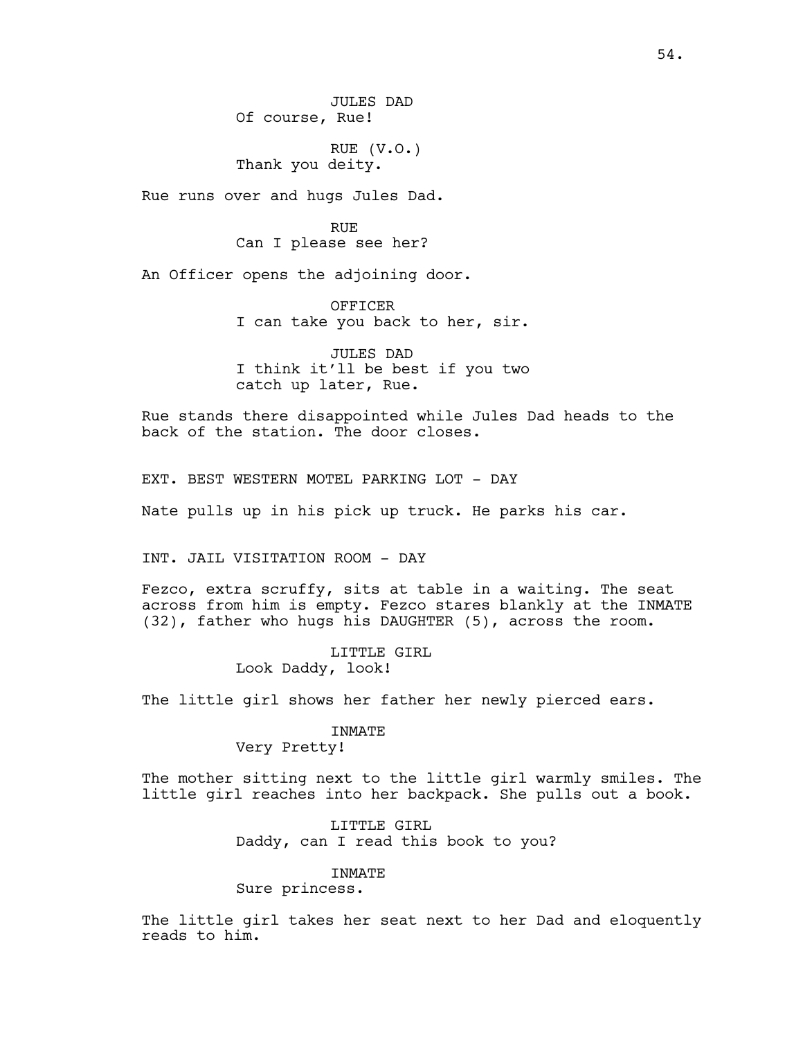JULES DAD
Of course, Rue!

RUE (V.O.)
Thank you deity.

Rue runs over and hugs Jules Dad.

RUE
Can I please see her?

An Officer opens the adjoining door.

OFFICER
I can take you back to her, sir.

JULES DAD
I think it'll be best if you two catch up later, Rue.

Rue stands there disappointed while Jules Dad heads to the back of the station. The door closes.

EXT. BEST WESTERN MOTEL PARKING LOT - DAY

Nate pulls up in his pick up truck. He parks his car.

INT. JAIL VISITATION ROOM - DAY

Fezco, extra scruffy, sits at table in a waiting. The seat across from him is empty. Fezco stares blankly at the INMATE (32), father who hugs his DAUGHTER (5), across the room.

LITTLE GIRL
Look Daddy, look!

The little girl shows her father her newly pierced ears.

INMATE
Very Pretty!

The mother sitting next to the little girl warmly smiles. The little girl reaches into her backpack. She pulls out a book.

LITTLE GIRL
Daddy, can I read this book to you?

INMATE
Sure princess.

The little girl takes her seat next to her Dad and eloquently reads to him.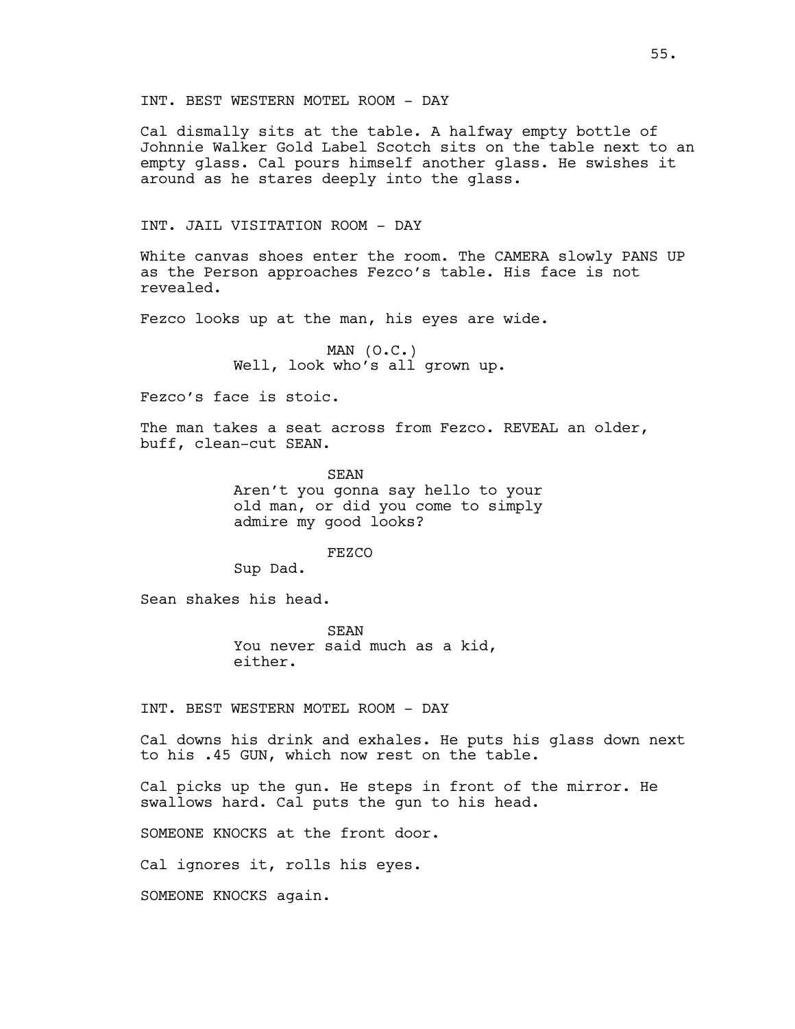INT. BEST WESTERN MOTEL ROOM - DAY

Cal dismally sits at the table. A halfway empty bottle of Johnnie Walker Gold Label Scotch sits on the table next to an empty glass. Cal pours himself another glass. He swishes it around as he stares deeply into the glass.

INT. JAIL VISITATION ROOM - DAY

White canvas shoes enter the room. The CAMERA slowly PANS UP as the Person approaches Fezco's table. His face is not revealed.

Fezco looks up at the man, his eyes are wide.

MAN (O.C.)
Well, look who's all grown up.

Fezco's face is stoic.

The man takes a seat across from Fezco. REVEAL an older, buff, clean-cut SEAN.

SEAN
Aren't you gonna say hello to your old man, or did you come to simply admire my good looks?

FEZCO
Sup Dad.

Sean shakes his head.

SEAN
You never said much as a kid, either.

INT. BEST WESTERN MOTEL ROOM - DAY

Cal downs his drink and exhales. He puts his glass down next to his .45 GUN, which now rest on the table.

Cal picks up the gun. He steps in front of the mirror. He swallows hard. Cal puts the gun to his head.

SOMEONE KNOCKS at the front door.

Cal ignores it, rolls his eyes.

SOMEONE KNOCKS again.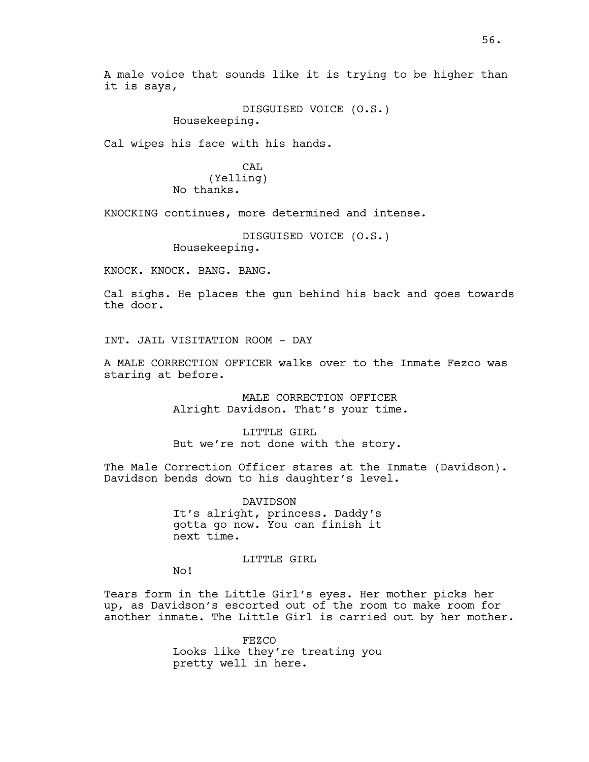A male voice that sounds like it is trying to be higher than it is says,

DISGUISED VOICE (O.S.)
Housekeeping.

Cal wipes his face with his hands.

CAL
(Yelling)
No thanks.

KNOCKING continues, more determined and intense.

DISGUISED VOICE (O.S.)
Housekeeping.

KNOCK. KNOCK. BANG. BANG.

Cal sighs. He places the gun behind his back and goes towards the door.

INT. JAIL VISITATION ROOM - DAY

A MALE CORRECTION OFFICER walks over to the Inmate Fezco was staring at before.

MALE CORRECTION OFFICER
Alright Davidson. That's your time.

LITTLE GIRL
But we're not done with the story.

The Male Correction Officer stares at the Inmate (Davidson). Davidson bends down to his daughter's level.

DAVIDSON
It's alright, princess. Daddy's gotta go now. You can finish it next time.

LITTLE GIRL
No!

Tears form in the Little Girl's eyes. Her mother picks her up, as Davidson's escorted out of the room to make room for another inmate. The Little Girl is carried out by her mother.

FEZCO
Looks like they're treating you pretty well in here.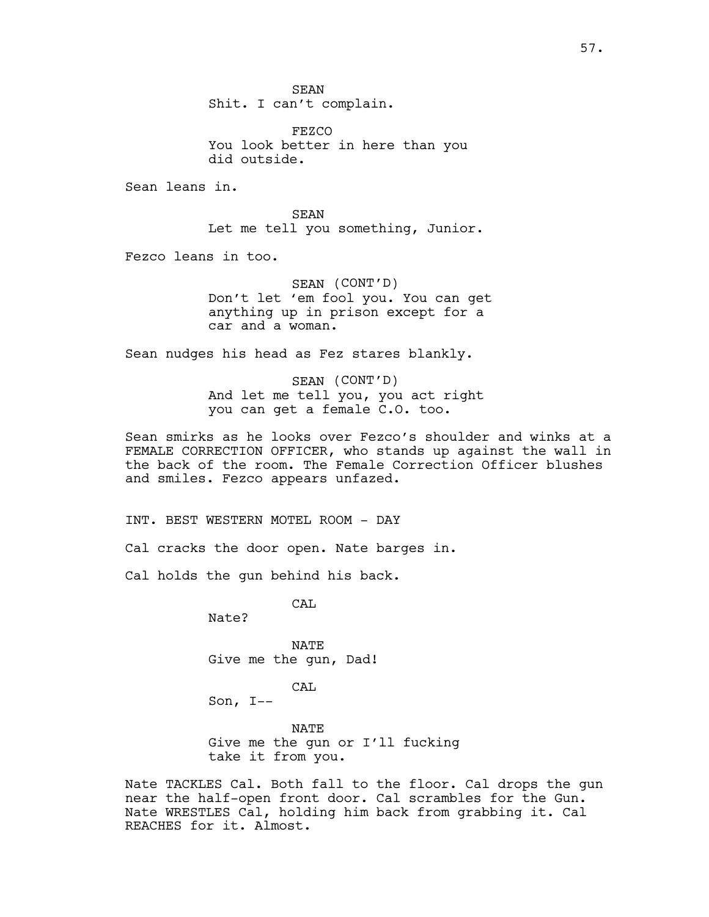SEAN
Shit. I can't complain.

FEZCO
You look better in here than you did outside.

Sean leans in.

SEAN
Let me tell you something, Junior.

Fezco leans in too.

SEAN (CONT'D)
Don't let 'em fool you. You can get anything up in prison except for a car and a woman.

Sean nudges his head as Fez stares blankly.

SEAN (CONT'D)
And let me tell you, you act right you can get a female C.O. too.

Sean smirks as he looks over Fezco's shoulder and winks at a FEMALE CORRECTION OFFICER, who stands up against the wall in the back of the room. The Female Correction Officer blushes and smiles. Fezco appears unfazed.

INT. BEST WESTERN MOTEL ROOM - DAY

Cal cracks the door open. Nate barges in.

Cal holds the gun behind his back.

CAL
Nate?

NATE
Give me the gun, Dad!

CAL
Son, I--

NATE
Give me the gun or I'll fucking take it from you.

Nate TACKLES Cal. Both fall to the floor. Cal drops the gun near the half-open front door. Cal scrambles for the Gun. Nate WRESTLES Cal, holding him back from grabbing it. Cal REACHES for it. Almost.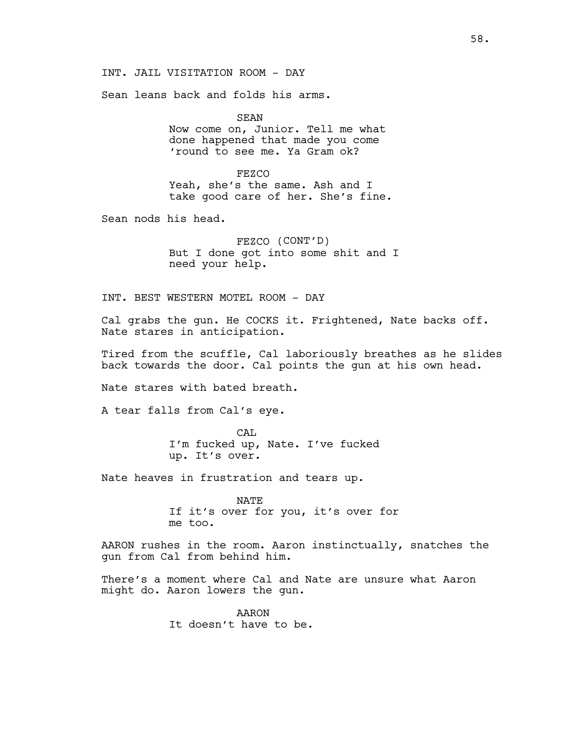INT. JAIL VISITATION ROOM - DAY

Sean leans back and folds his arms.

SEAN
Now come on, Junior. Tell me what done happened that made you come 'round to see me. Ya Gram ok?

FEZCO
Yeah, she's the same. Ash and I take good care of her. She's fine.

Sean nods his head.

FEZCO (CONT'D)
But I done got into some shit and I need your help.

INT. BEST WESTERN MOTEL ROOM - DAY

Cal grabs the gun. He COCKS it. Frightened, Nate backs off. Nate stares in anticipation.

Tired from the scuffle, Cal laboriously breathes as he slides back towards the door. Cal points the gun at his own head.

Nate stares with bated breath.

A tear falls from Cal's eye.

CAL
I'm fucked up, Nate. I've fucked up. It's over.

Nate heaves in frustration and tears up.

NATE
If it's over for you, it's over for me too.

AARON rushes in the room. Aaron instinctually, snatches the gun from Cal from behind him.

There's a moment where Cal and Nate are unsure what Aaron might do. Aaron lowers the gun.

AARON
It doesn't have to be.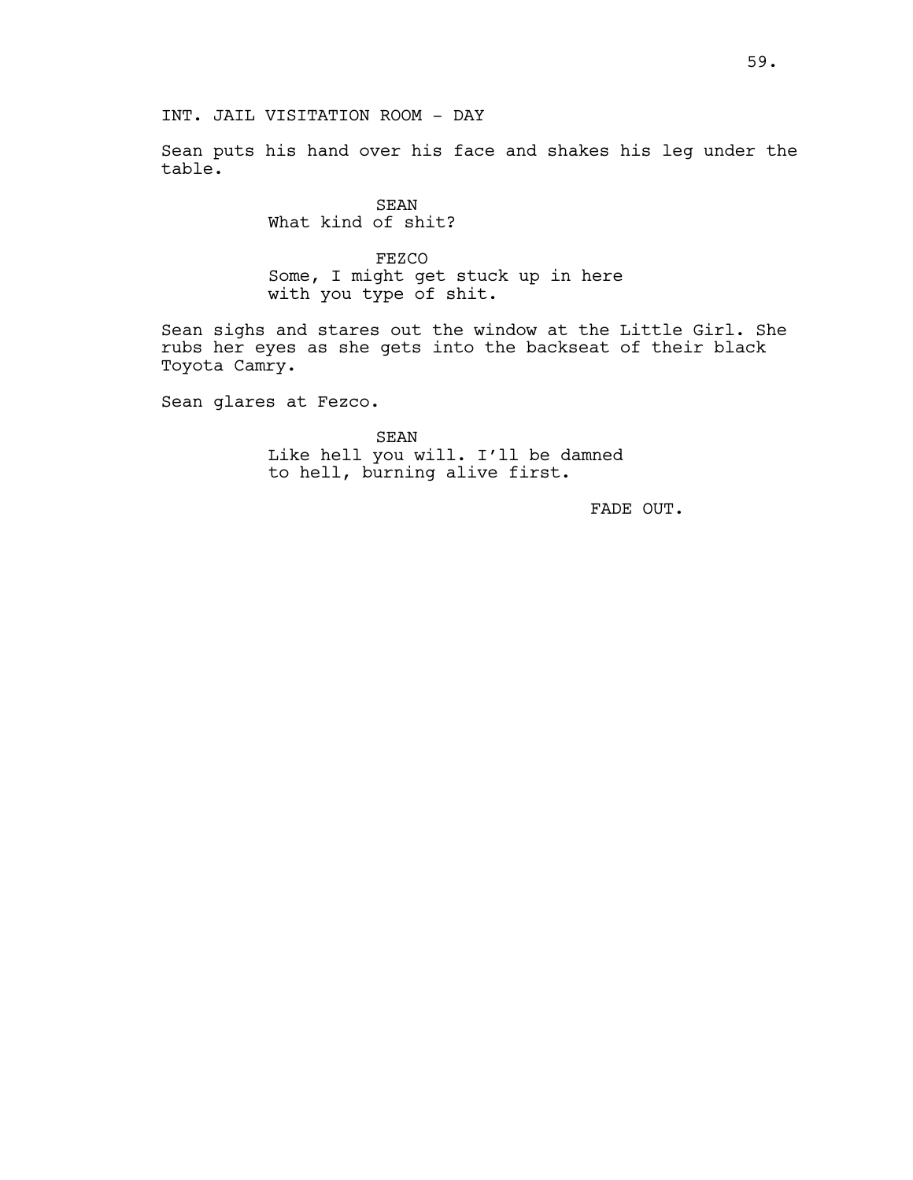INT. JAIL VISITATION ROOM - DAY

Sean puts his hand over his face and shakes his leg under the table.

SEAN
What kind of shit?

FEZCO
Some, I might get stuck up in here with you type of shit.

Sean sighs and stares out the window at the Little Girl. She rubs her eyes as she gets into the backseat of their black Toyota Camry.

Sean glares at Fezco.

SEAN
Like hell you will. I'll be damned to hell, burning alive first.

FADE OUT.